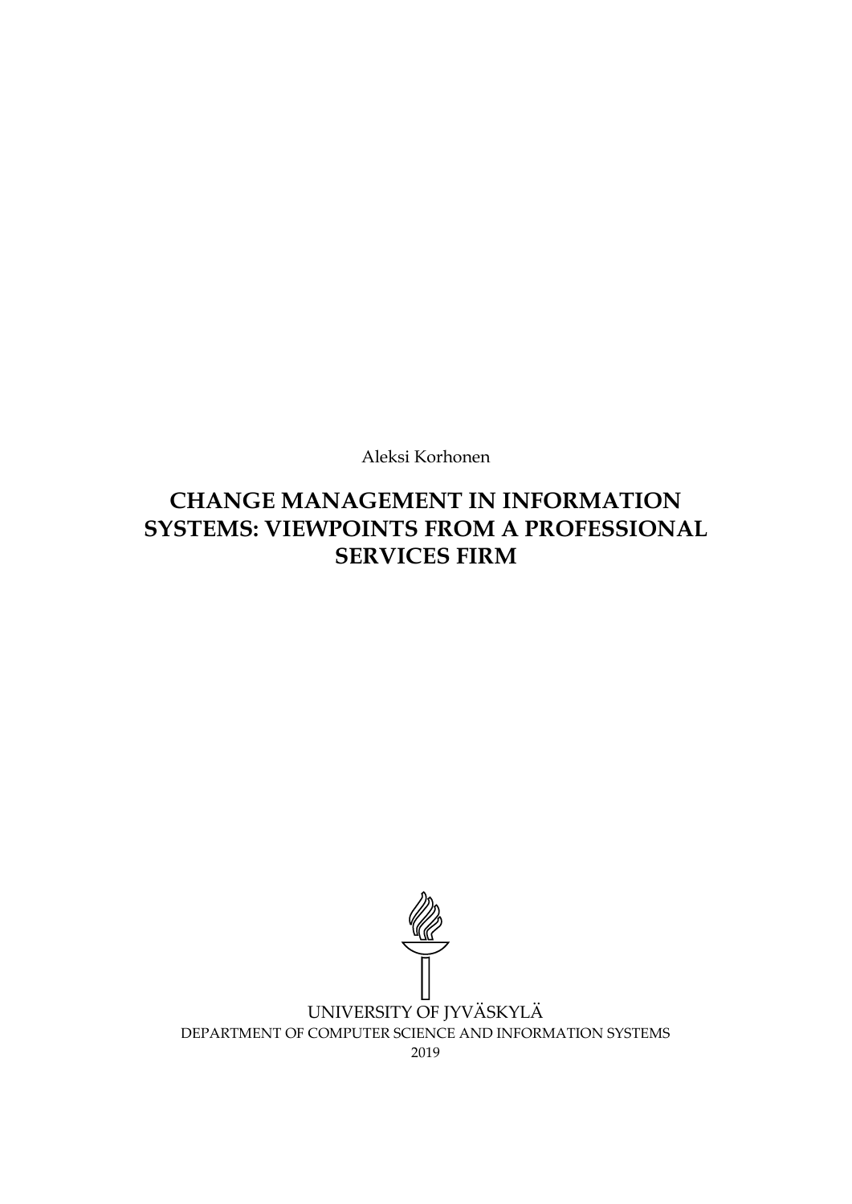Aleksi Korhonen

# CHANGE MANAGEMENT IN INFORMATION SYSTEMS: VIEWPOINTS FROM A PROFESSIONAL SERVICES FIRM

UNIVERSITY OF JYVÄSKYLÄ

DEPARTMENT OF COMPUTER SCIENCE AND INFORMATION SYSTEMS

2019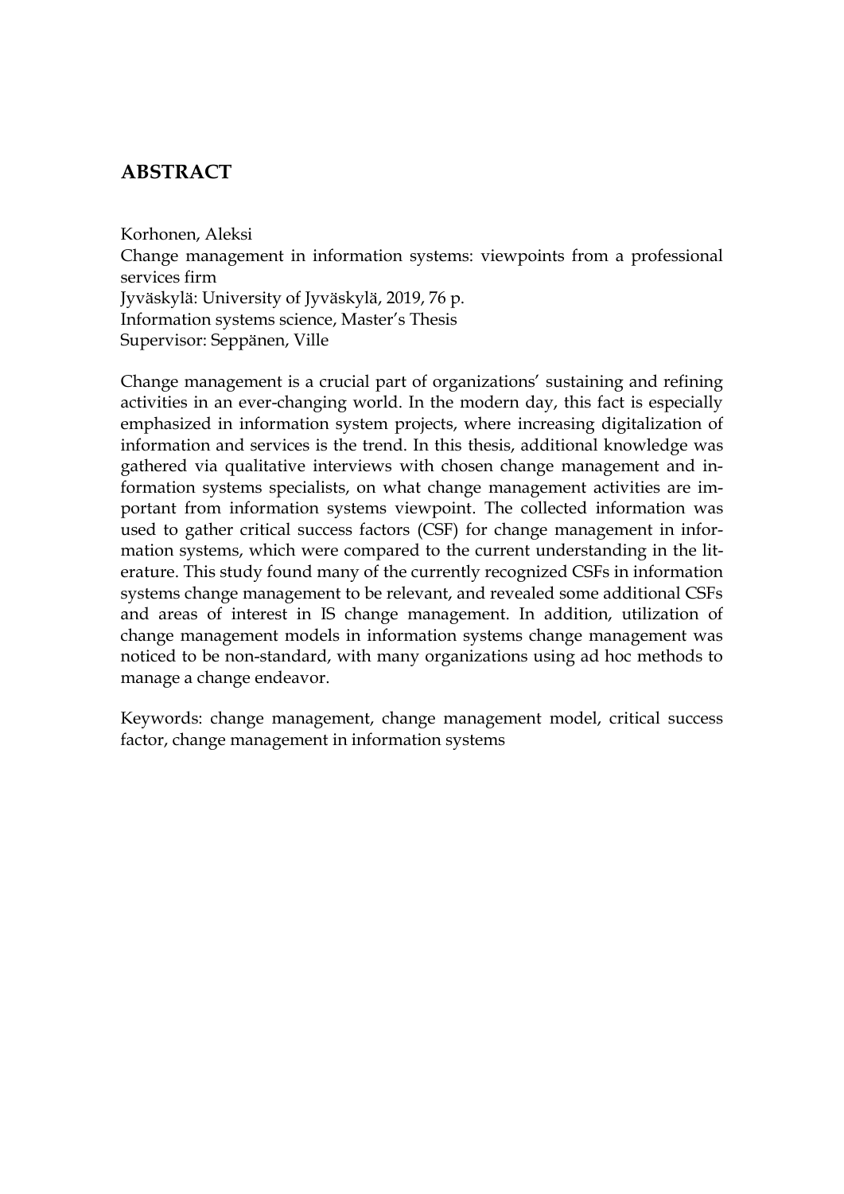# ABSTRACT

Korhonen, Aleksi
Change management in information systems: viewpoints from a professional services firm
Jyväskylä: University of Jyväskylä, 2019, 76 p.
Information systems science, Master's Thesis
Supervisor: Seppänen, Ville

Change management is a crucial part of organizations' sustaining and refining activities in an ever-changing world. In the modern day, this fact is especially emphasized in information system projects, where increasing digitalization of information and services is the trend. In this thesis, additional knowledge was gathered via qualitative interviews with chosen change management and information systems specialists, on what change management activities are important from information systems viewpoint. The collected information was used to gather critical success factors (CSF) for change management in information systems, which were compared to the current understanding in the literature. This study found many of the currently recognized CSFs in information systems change management to be relevant, and revealed some additional CSFs and areas of interest in IS change management. In addition, utilization of change management models in information systems change management was noticed to be non-standard, with many organizations using ad hoc methods to manage a change endeavor.

Keywords: change management, change management model, critical success factor, change management in information systems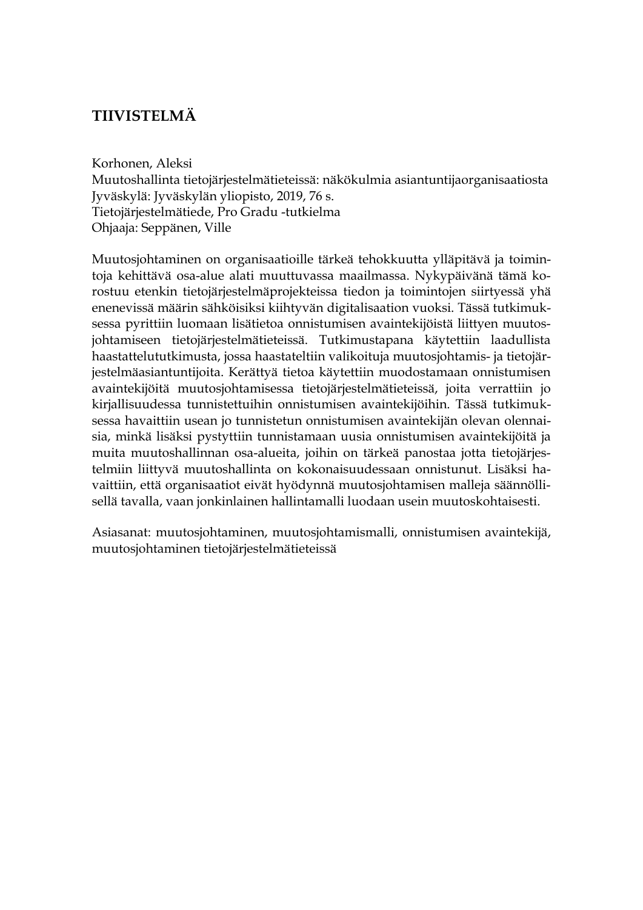# TIIVISTELMÄ

Korhonen, Aleksi
Muutoshallinta tietojärjestelmätieteissä: näkökulmia asiantuntijaorganisaatiosta
Jyväskylä: Jyväskylän yliopisto, 2019, 76 s.
Tietojärjestelmätiede, Pro Gradu -tutkielma
Ohjaaja: Seppänen, Ville

Muutosjohtaminen on organisaatioille tärkeä tehokkuutta ylläpitävä ja toimintoja kehittävä osa-alue alati muuttuvassa maailmassa. Nykypäivänä tämä korostuu etenkin tietojärjestelmäprojekteissa tiedon ja toimintojen siirtyessä yhä enenevissä määrin sähköisiksi kiihtyvän digitalisaation vuoksi. Tässä tutkimuksessa pyrittiin luomaan lisätietoa onnistumisen avaintekijöistä liittyen muutosjohtamiseen tietojärjestelmätieteissä. Tutkimustapana käytettiin laadullista haastattelututkimusta, jossa haastateltiin valikoituja muutosjohtamis- ja tietojärjestelmäasiantuntijoita. Kerättyä tietoa käytettiin muodostamaan onnistumisen avaintekijöitä muutosjohtamisessa tietojärjestelmätieteissä, joita verrattiin jo kirjallisuudessa tunnistettuihin onnistumisen avaintekijöihin. Tässä tutkimuksessa havaittiin usean jo tunnistetun onnistumisen avaintekijän olevan olennaisia, minkä lisäksi pystyttiin tunnistamaan uusia onnistumisen avaintekijöitä ja muita muutoshallinnan osa-alueita, joihin on tärkeä panostaa jotta tietojärjestelmiin liittyvä muutoshallinta on kokonaisuudessaan onnistunut. Lisäksi havaittiin, että organisaatiot eivät hyödynnä muutosjohtamisen malleja säännöllisellä tavalla, vaan jonkinlainen hallintamalli luodaan usein muutoskohtaisesti.

Asiasanat: muutosjohtaminen, muutosjohtamismalli, onnistumisen avaintekijä, muutosjohtaminen tietojärjestelmätieteissä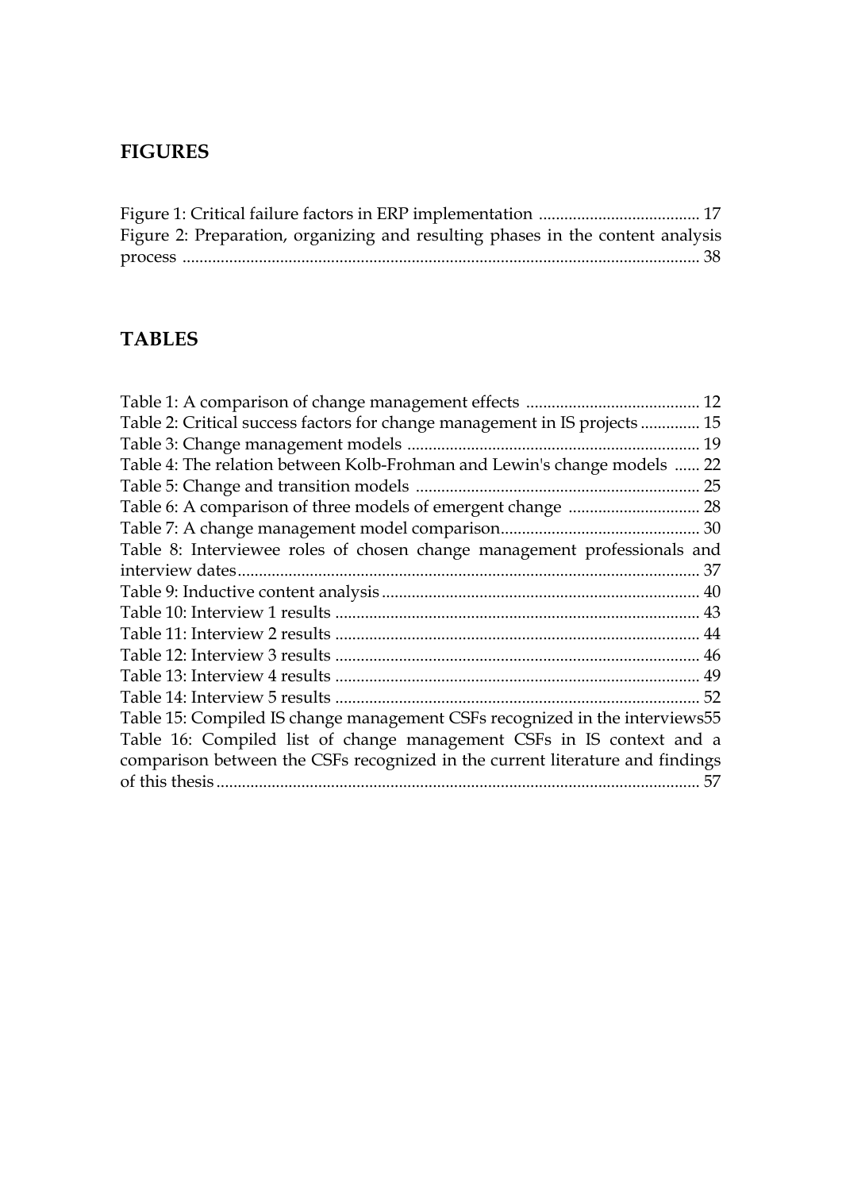# FIGURES

Figure 1: Critical failure factors in ERP implementation ...................................... 17
Figure 2: Preparation, organizing and resulting phases in the content analysis process ........................................................................................................................ 38

# TABLES

Table 1: A comparison of change management effects ......................................... 12
Table 2: Critical success factors for change management in IS projects .............. 15
Table 3: Change management models .................................................................... 19
Table 4: The relation between Kolb-Frohman and Lewin's change models ...... 22
Table 5: Change and transition models ................................................................... 25
Table 6: A comparison of three models of emergent change ............................... 28
Table 7: A change management model comparison............................................... 30
Table 8: Interviewee roles of chosen change management professionals and interview dates............................................................................................................ 37
Table 9: Inductive content analysis........................................................................... 40
Table 10: Interview 1 results ..................................................................................... 43
Table 11: Interview 2 results ..................................................................................... 44
Table 12: Interview 3 results ..................................................................................... 46
Table 13: Interview 4 results ..................................................................................... 49
Table 14: Interview 5 results ..................................................................................... 52
Table 15: Compiled IS change management CSFs recognized in the interviews55
Table 16: Compiled list of change management CSFs in IS context and a comparison between the CSFs recognized in the current literature and findings of this thesis................................................................................................................. 57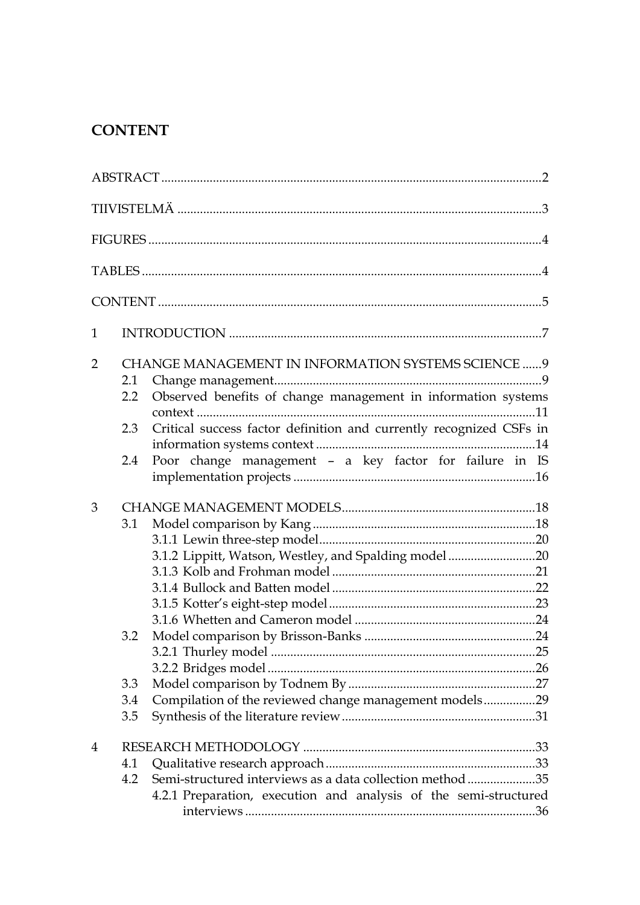# CONTENT

ABSTRACT ........................................................................................................2

TIIVISTELMÄ ....................................................................................................3

FIGURES ...........................................................................................................4

TABLES .............................................................................................................4

CONTENT .........................................................................................................5

1 INTRODUCTION ..........................................................................................7

2 CHANGE MANAGEMENT IN INFORMATION SYSTEMS SCIENCE ......9
   2.1 Change management...........................................................................9
   2.2 Observed benefits of change management in information systems context ...........................................................................................11
   2.3 Critical success factor definition and currently recognized CSFs in information systems context ..........................................................14
   2.4 Poor change management – a key factor for failure in IS implementation projects .....................................................................16

3 CHANGE MANAGEMENT MODELS...........................................................18
   3.1 Model comparison by Kang ................................................................18
      3.1.1 Lewin three-step model.................................................................20
      3.1.2 Lippitt, Watson, Westley, and Spalding model ..............................20
      3.1.3 Kolb and Frohman model ..............................................................21
      3.1.4 Bullock and Batten model ..............................................................22
      3.1.5 Kotter's eight-step model ...............................................................23
      3.1.6 Whetten and Cameron model ........................................................24
   3.2 Model comparison by Brisson-Banks ...................................................24
      3.2.1 Thurley model ...............................................................................25
      3.2.2 Bridges model ................................................................................26
   3.3 Model comparison by Todnem By ........................................................27
   3.4 Compilation of the reviewed change management models...................29
   3.5 Synthesis of the literature review ........................................................31

4 RESEARCH METHODOLOGY .....................................................................33
   4.1 Qualitative research approach ............................................................33
   4.2 Semi-structured interviews as a data collection method .....................35
      4.2.1 Preparation, execution and analysis of the semi-structured interviews .....................................................................................36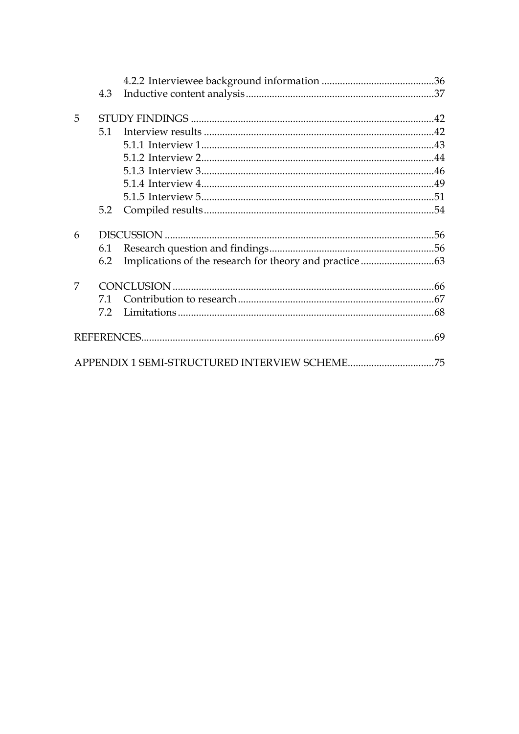4.2.2 Interviewee background information ....................................................36

4.3 Inductive content analysis ....................................................37

5 STUDY FINDINGS ....................................................42

5.1 Interview results ....................................................42

5.1.1 Interview 1 ....................................................43

5.1.2 Interview 2 ....................................................44

5.1.3 Interview 3 ....................................................46

5.1.4 Interview 4 ....................................................49

5.1.5 Interview 5 ....................................................51

5.2 Compiled results ....................................................54

6 DISCUSSION ....................................................56

6.1 Research question and findings ....................................................56

6.2 Implications of the research for theory and practice ....................................................63

7 CONCLUSION ....................................................66

7.1 Contribution to research ....................................................67

7.2 Limitations ....................................................68

REFERENCES ....................................................69

APPENDIX 1 SEMI-STRUCTURED INTERVIEW SCHEME ....................................................75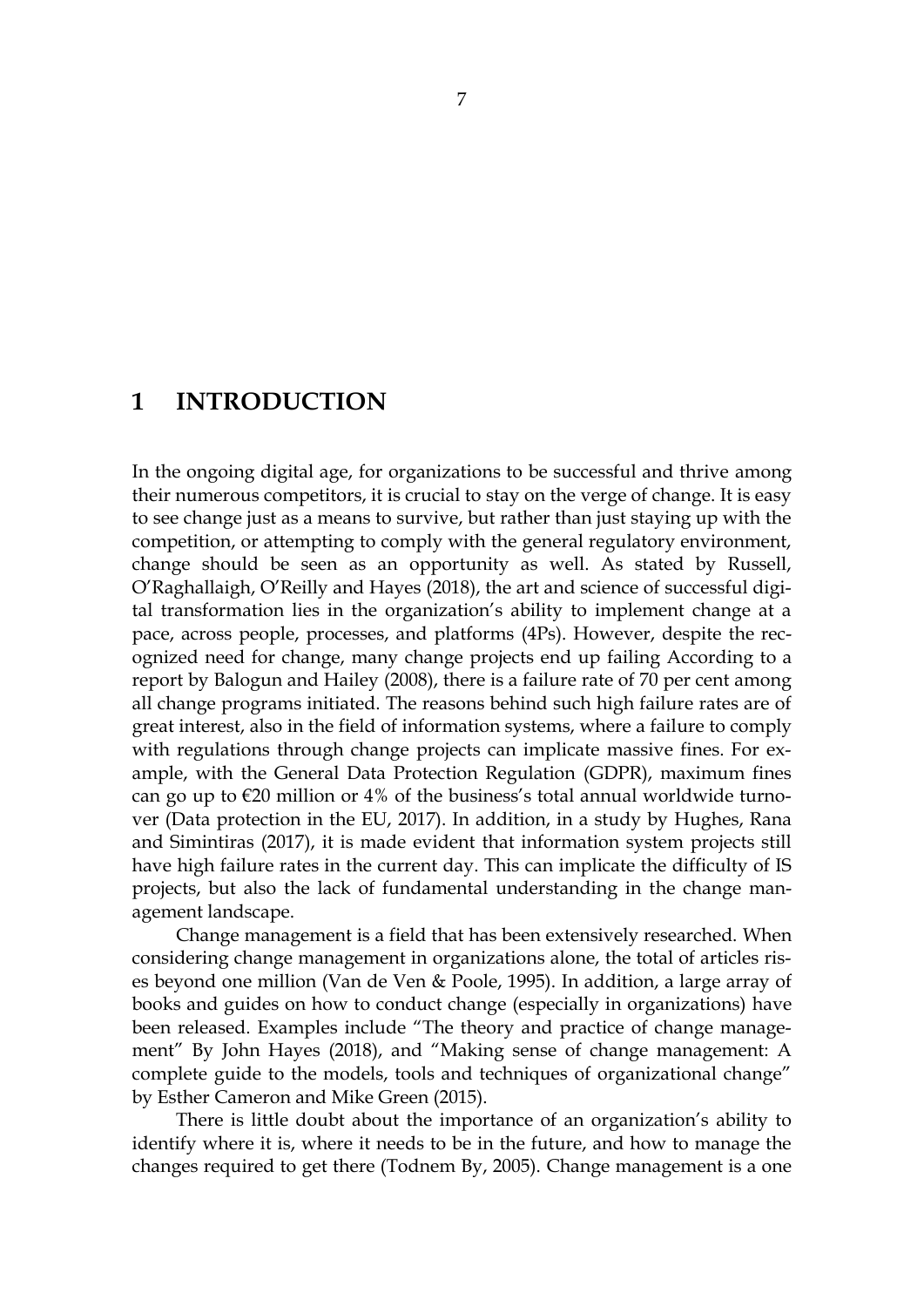# 1 INTRODUCTION

In the ongoing digital age, for organizations to be successful and thrive among their numerous competitors, it is crucial to stay on the verge of change. It is easy to see change just as a means to survive, but rather than just staying up with the competition, or attempting to comply with the general regulatory environment, change should be seen as an opportunity as well. As stated by Russell, O'Raghallaigh, O'Reilly and Hayes (2018), the art and science of successful digital transformation lies in the organization's ability to implement change at a pace, across people, processes, and platforms (4Ps). However, despite the recognized need for change, many change projects end up failing According to a report by Balogun and Hailey (2008), there is a failure rate of 70 per cent among all change programs initiated. The reasons behind such high failure rates are of great interest, also in the field of information systems, where a failure to comply with regulations through change projects can implicate massive fines. For example, with the General Data Protection Regulation (GDPR), maximum fines can go up to €20 million or 4% of the business's total annual worldwide turnover (Data protection in the EU, 2017). In addition, in a study by Hughes, Rana and Simintiras (2017), it is made evident that information system projects still have high failure rates in the current day. This can implicate the difficulty of IS projects, but also the lack of fundamental understanding in the change management landscape.

Change management is a field that has been extensively researched. When considering change management in organizations alone, the total of articles rises beyond one million (Van de Ven & Poole, 1995). In addition, a large array of books and guides on how to conduct change (especially in organizations) have been released. Examples include "The theory and practice of change management" By John Hayes (2018), and "Making sense of change management: A complete guide to the models, tools and techniques of organizational change" by Esther Cameron and Mike Green (2015).

There is little doubt about the importance of an organization's ability to identify where it is, where it needs to be in the future, and how to manage the changes required to get there (Todnem By, 2005). Change management is a one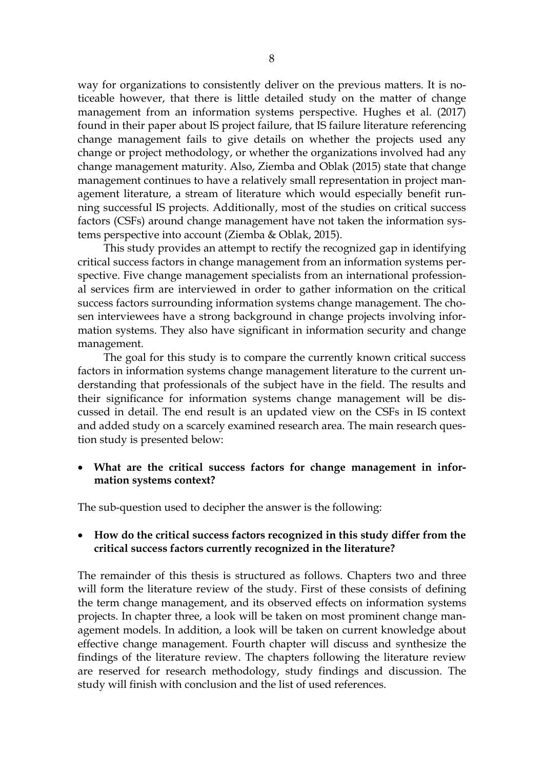way for organizations to consistently deliver on the previous matters. It is noticeable however, that there is little detailed study on the matter of change management from an information systems perspective. Hughes et al. (2017) found in their paper about IS project failure, that IS failure literature referencing change management fails to give details on whether the projects used any change or project methodology, or whether the organizations involved had any change management maturity. Also, Ziemba and Oblak (2015) state that change management continues to have a relatively small representation in project management literature, a stream of literature which would especially benefit running successful IS projects. Additionally, most of the studies on critical success factors (CSFs) around change management have not taken the information systems perspective into account (Ziemba & Oblak, 2015).

This study provides an attempt to rectify the recognized gap in identifying critical success factors in change management from an information systems perspective. Five change management specialists from an international professional services firm are interviewed in order to gather information on the critical success factors surrounding information systems change management. The chosen interviewees have a strong background in change projects involving information systems. They also have significant in information security and change management.

The goal for this study is to compare the currently known critical success factors in information systems change management literature to the current understanding that professionals of the subject have in the field. The results and their significance for information systems change management will be discussed in detail. The end result is an updated view on the CSFs in IS context and added study on a scarcely examined research area. The main research question study is presented below:

- **What are the critical success factors for change management in information systems context?**

The sub-question used to decipher the answer is the following:

- **How do the critical success factors recognized in this study differ from the critical success factors currently recognized in the literature?**

The remainder of this thesis is structured as follows. Chapters two and three will form the literature review of the study. First of these consists of defining the term change management, and its observed effects on information systems projects. In chapter three, a look will be taken on most prominent change management models. In addition, a look will be taken on current knowledge about effective change management. Fourth chapter will discuss and synthesize the findings of the literature review. The chapters following the literature review are reserved for research methodology, study findings and discussion. The study will finish with conclusion and the list of used references.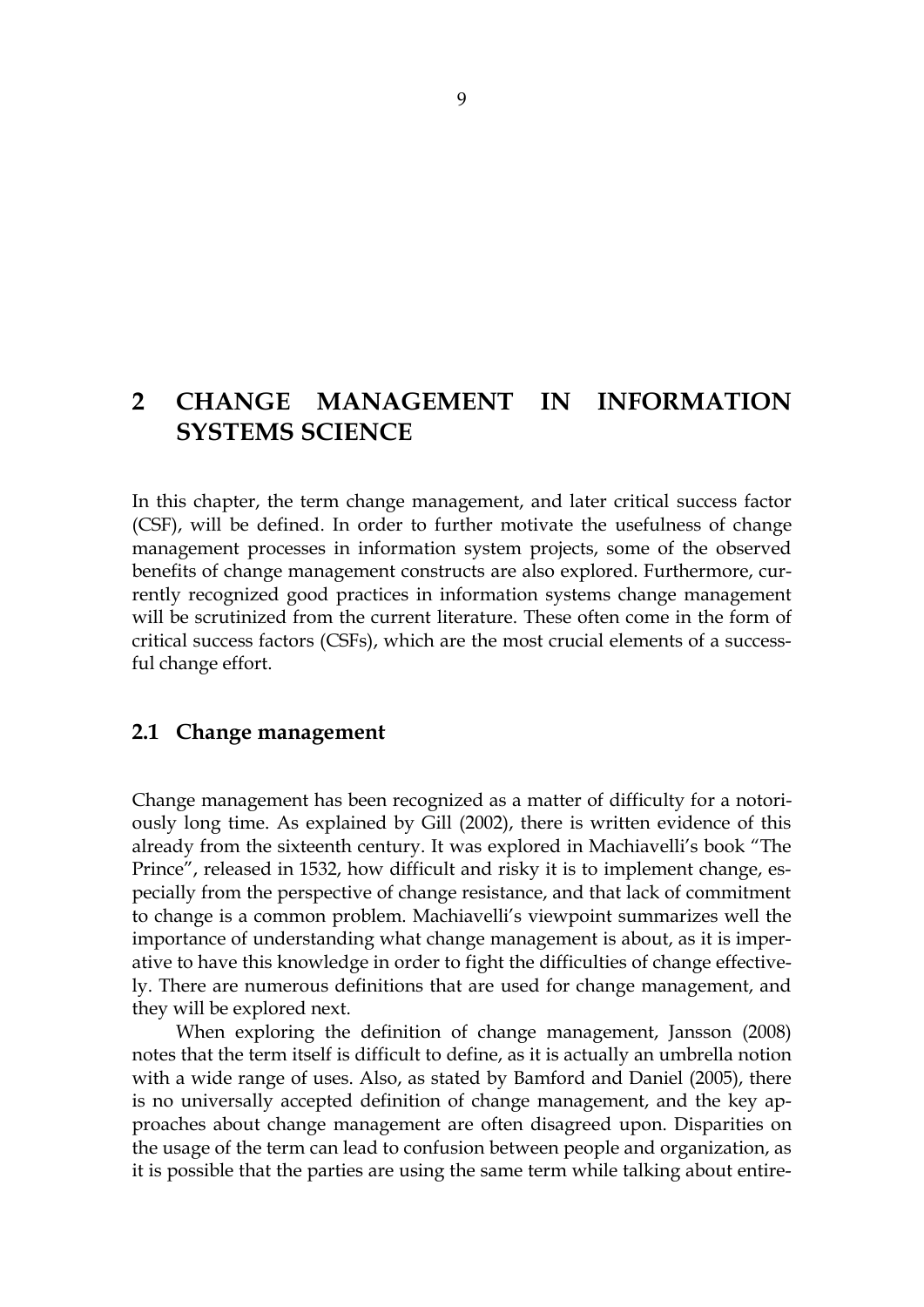# 2 CHANGE MANAGEMENT IN INFORMATION SYSTEMS SCIENCE

In this chapter, the term change management, and later critical success factor (CSF), will be defined. In order to further motivate the usefulness of change management processes in information system projects, some of the observed benefits of change management constructs are also explored. Furthermore, currently recognized good practices in information systems change management will be scrutinized from the current literature. These often come in the form of critical success factors (CSFs), which are the most crucial elements of a successful change effort.

## 2.1 Change management

Change management has been recognized as a matter of difficulty for a notoriously long time. As explained by Gill (2002), there is written evidence of this already from the sixteenth century. It was explored in Machiavelli's book "The Prince", released in 1532, how difficult and risky it is to implement change, especially from the perspective of change resistance, and that lack of commitment to change is a common problem. Machiavelli's viewpoint summarizes well the importance of understanding what change management is about, as it is imperative to have this knowledge in order to fight the difficulties of change effectively. There are numerous definitions that are used for change management, and they will be explored next.

When exploring the definition of change management, Jansson (2008) notes that the term itself is difficult to define, as it is actually an umbrella notion with a wide range of uses. Also, as stated by Bamford and Daniel (2005), there is no universally accepted definition of change management, and the key approaches about change management are often disagreed upon. Disparities on the usage of the term can lead to confusion between people and organization, as it is possible that the parties are using the same term while talking about entire-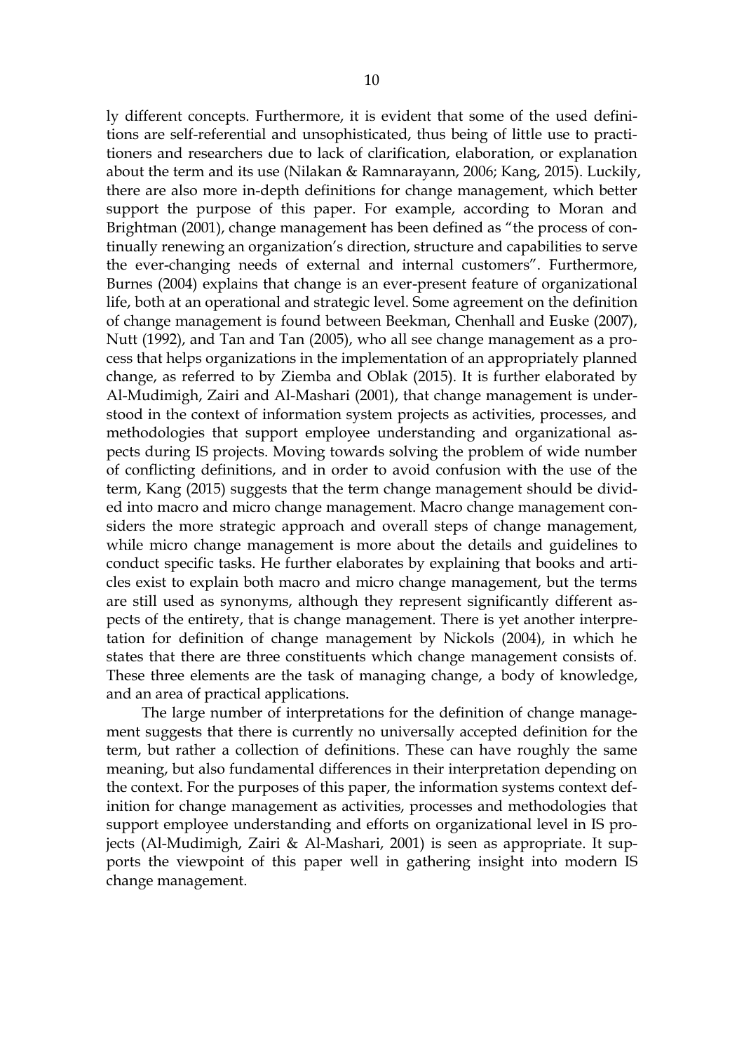ly different concepts. Furthermore, it is evident that some of the used definitions are self-referential and unsophisticated, thus being of little use to practitioners and researchers due to lack of clarification, elaboration, or explanation about the term and its use (Nilakan & Ramnarayann, 2006; Kang, 2015). Luckily, there are also more in-depth definitions for change management, which better support the purpose of this paper. For example, according to Moran and Brightman (2001), change management has been defined as "the process of continually renewing an organization's direction, structure and capabilities to serve the ever-changing needs of external and internal customers". Furthermore, Burnes (2004) explains that change is an ever-present feature of organizational life, both at an operational and strategic level. Some agreement on the definition of change management is found between Beekman, Chenhall and Euske (2007), Nutt (1992), and Tan and Tan (2005), who all see change management as a process that helps organizations in the implementation of an appropriately planned change, as referred to by Ziemba and Oblak (2015). It is further elaborated by Al-Mudimigh, Zairi and Al-Mashari (2001), that change management is understood in the context of information system projects as activities, processes, and methodologies that support employee understanding and organizational aspects during IS projects. Moving towards solving the problem of wide number of conflicting definitions, and in order to avoid confusion with the use of the term, Kang (2015) suggests that the term change management should be divided into macro and micro change management. Macro change management considers the more strategic approach and overall steps of change management, while micro change management is more about the details and guidelines to conduct specific tasks. He further elaborates by explaining that books and articles exist to explain both macro and micro change management, but the terms are still used as synonyms, although they represent significantly different aspects of the entirety, that is change management. There is yet another interpretation for definition of change management by Nickols (2004), in which he states that there are three constituents which change management consists of. These three elements are the task of managing change, a body of knowledge, and an area of practical applications.

The large number of interpretations for the definition of change management suggests that there is currently no universally accepted definition for the term, but rather a collection of definitions. These can have roughly the same meaning, but also fundamental differences in their interpretation depending on the context. For the purposes of this paper, the information systems context definition for change management as activities, processes and methodologies that support employee understanding and efforts on organizational level in IS projects (Al-Mudimigh, Zairi & Al-Mashari, 2001) is seen as appropriate. It supports the viewpoint of this paper well in gathering insight into modern IS change management.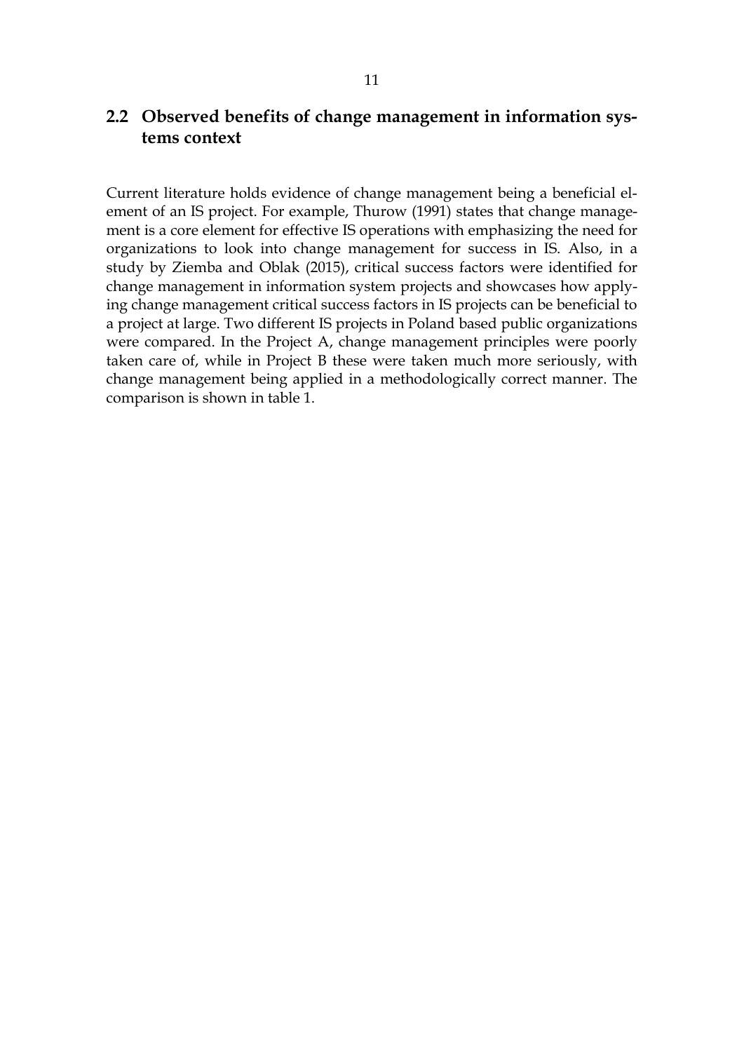## 2.2 Observed benefits of change management in information systems context

Current literature holds evidence of change management being a beneficial element of an IS project. For example, Thurow (1991) states that change management is a core element for effective IS operations with emphasizing the need for organizations to look into change management for success in IS. Also, in a study by Ziemba and Oblak (2015), critical success factors were identified for change management in information system projects and showcases how applying change management critical success factors in IS projects can be beneficial to a project at large. Two different IS projects in Poland based public organizations were compared. In the Project A, change management principles were poorly taken care of, while in Project B these were taken much more seriously, with change management being applied in a methodologically correct manner. The comparison is shown in table 1.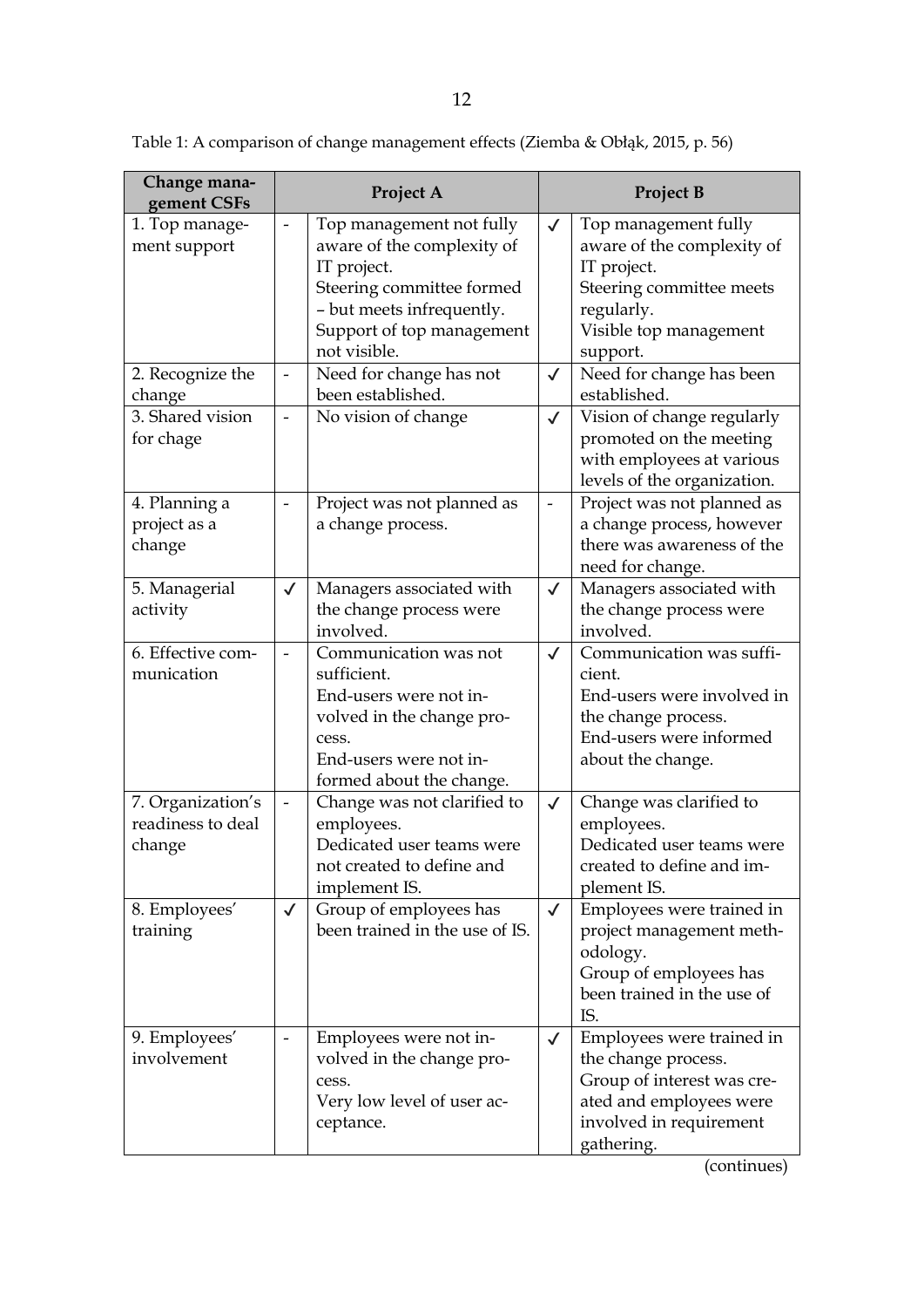Table 1: A comparison of change management effects (Ziemba & Obłąk, 2015, p. 56)

| Change management CSFs | Project A | | Project B | |
|---|---|---|---|---|
| 1. Top management support | - | Top management not fully aware of the complexity of IT project.<br>Steering committee formed – but meets infrequently.<br>Support of top management not visible. | ✓ | Top management fully aware of the complexity of IT project.<br>Steering committee meets regularly.<br>Visible top management support. |
| 2. Recognize the change | - | Need for change has not been established. | ✓ | Need for change has been established. |
| 3. Shared vision for chage | - | No vision of change | ✓ | Vision of change regularly promoted on the meeting with employees at various levels of the organization. |
| 4. Planning a project as a change | - | Project was not planned as a change process. | - | Project was not planned as a change process, however there was awareness of the need for change. |
| 5. Managerial activity | ✓ | Managers associated with the change process were involved. | ✓ | Managers associated with the change process were involved. |
| 6. Effective communication | - | Communication was not sufficient.<br>End-users were not involved in the change process.<br>End-users were not informed about the change. | ✓ | Communication was sufficient.<br>End-users were involved in the change process.<br>End-users were informed about the change. |
| 7. Organization's readiness to deal change | - | Change was not clarified to employees.<br>Dedicated user teams were not created to define and implement IS. | ✓ | Change was clarified to employees.<br>Dedicated user teams were created to define and implement IS. |
| 8. Employees' training | ✓ | Group of employees has been trained in the use of IS. | ✓ | Employees were trained in project management methodology.<br>Group of employees has been trained in the use of IS. |
| 9. Employees' involvement | - | Employees were not involved in the change process.<br>Very low level of user acceptance. | ✓ | Employees were trained in the change process.<br>Group of interest was created and employees were involved in requirement gathering. |

(continues)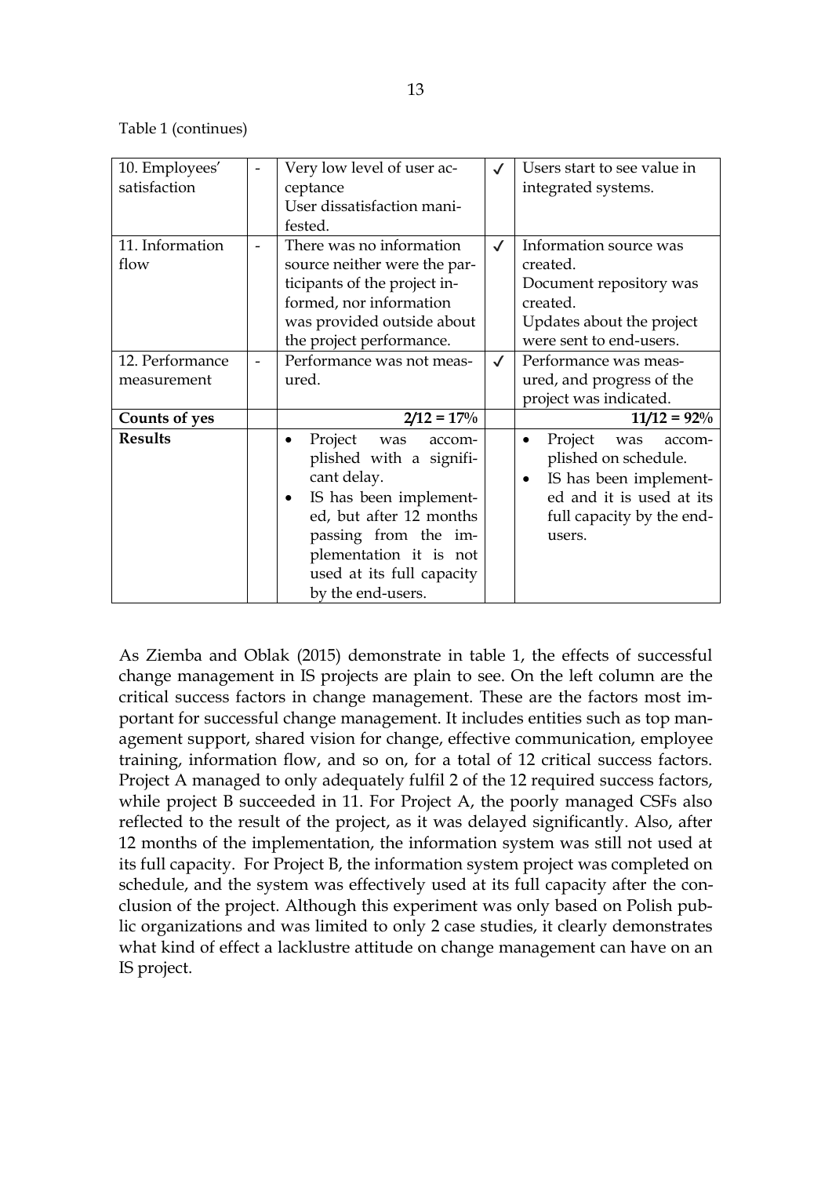Table 1 (continues)

| | | | | |
|---|---|---|---|---|
| 10. Employees' satisfaction | - | Very low level of user acceptance<br>User dissatisfaction manifested. | ✓ | Users start to see value in integrated systems. |
| 11. Information flow | - | There was no information source neither were the participants of the project informed, nor information was provided outside about the project performance. | ✓ | Information source was created.<br>Document repository was created.<br>Updates about the project were sent to end-users. |
| 12. Performance measurement | - | Performance was not measured. | ✓ | Performance was measured, and progress of the project was indicated. |
| **Counts of yes** | | **2/12 = 17%** | | **11/12 = 92%** |
| **Results** | | • Project was accomplished with a significant delay.<br>• IS has been implemented, but after 12 months passing from the implementation it is not used at its full capacity by the end-users. | | • Project was accomplished on schedule.<br>• IS has been implemented and it is used at its full capacity by the end-users. |

As Ziemba and Oblak (2015) demonstrate in table 1, the effects of successful change management in IS projects are plain to see. On the left column are the critical success factors in change management. These are the factors most important for successful change management. It includes entities such as top management support, shared vision for change, effective communication, employee training, information flow, and so on, for a total of 12 critical success factors. Project A managed to only adequately fulfil 2 of the 12 required success factors, while project B succeeded in 11. For Project A, the poorly managed CSFs also reflected to the result of the project, as it was delayed significantly. Also, after 12 months of the implementation, the information system was still not used at its full capacity. For Project B, the information system project was completed on schedule, and the system was effectively used at its full capacity after the conclusion of the project. Although this experiment was only based on Polish public organizations and was limited to only 2 case studies, it clearly demonstrates what kind of effect a lacklustre attitude on change management can have on an IS project.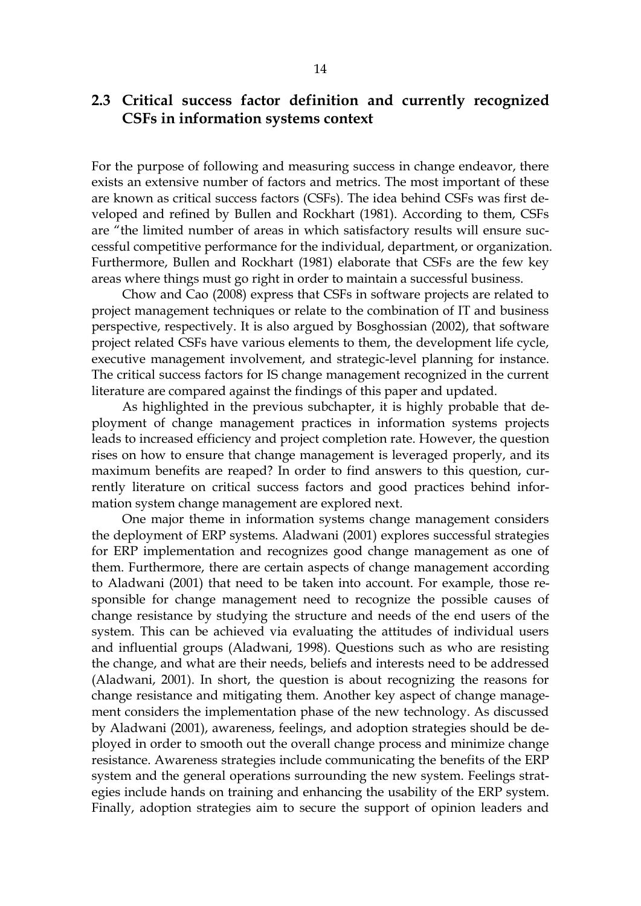## 2.3 Critical success factor definition and currently recognized CSFs in information systems context

For the purpose of following and measuring success in change endeavor, there exists an extensive number of factors and metrics. The most important of these are known as critical success factors (CSFs). The idea behind CSFs was first developed and refined by Bullen and Rockhart (1981). According to them, CSFs are "the limited number of areas in which satisfactory results will ensure successful competitive performance for the individual, department, or organization. Furthermore, Bullen and Rockhart (1981) elaborate that CSFs are the few key areas where things must go right in order to maintain a successful business.

Chow and Cao (2008) express that CSFs in software projects are related to project management techniques or relate to the combination of IT and business perspective, respectively. It is also argued by Bosghossian (2002), that software project related CSFs have various elements to them, the development life cycle, executive management involvement, and strategic-level planning for instance. The critical success factors for IS change management recognized in the current literature are compared against the findings of this paper and updated.

As highlighted in the previous subchapter, it is highly probable that deployment of change management practices in information systems projects leads to increased efficiency and project completion rate. However, the question rises on how to ensure that change management is leveraged properly, and its maximum benefits are reaped? In order to find answers to this question, currently literature on critical success factors and good practices behind information system change management are explored next.

One major theme in information systems change management considers the deployment of ERP systems. Aladwani (2001) explores successful strategies for ERP implementation and recognizes good change management as one of them. Furthermore, there are certain aspects of change management according to Aladwani (2001) that need to be taken into account. For example, those responsible for change management need to recognize the possible causes of change resistance by studying the structure and needs of the end users of the system. This can be achieved via evaluating the attitudes of individual users and influential groups (Aladwani, 1998). Questions such as who are resisting the change, and what are their needs, beliefs and interests need to be addressed (Aladwani, 2001). In short, the question is about recognizing the reasons for change resistance and mitigating them. Another key aspect of change management considers the implementation phase of the new technology. As discussed by Aladwani (2001), awareness, feelings, and adoption strategies should be deployed in order to smooth out the overall change process and minimize change resistance. Awareness strategies include communicating the benefits of the ERP system and the general operations surrounding the new system. Feelings strategies include hands on training and enhancing the usability of the ERP system. Finally, adoption strategies aim to secure the support of opinion leaders and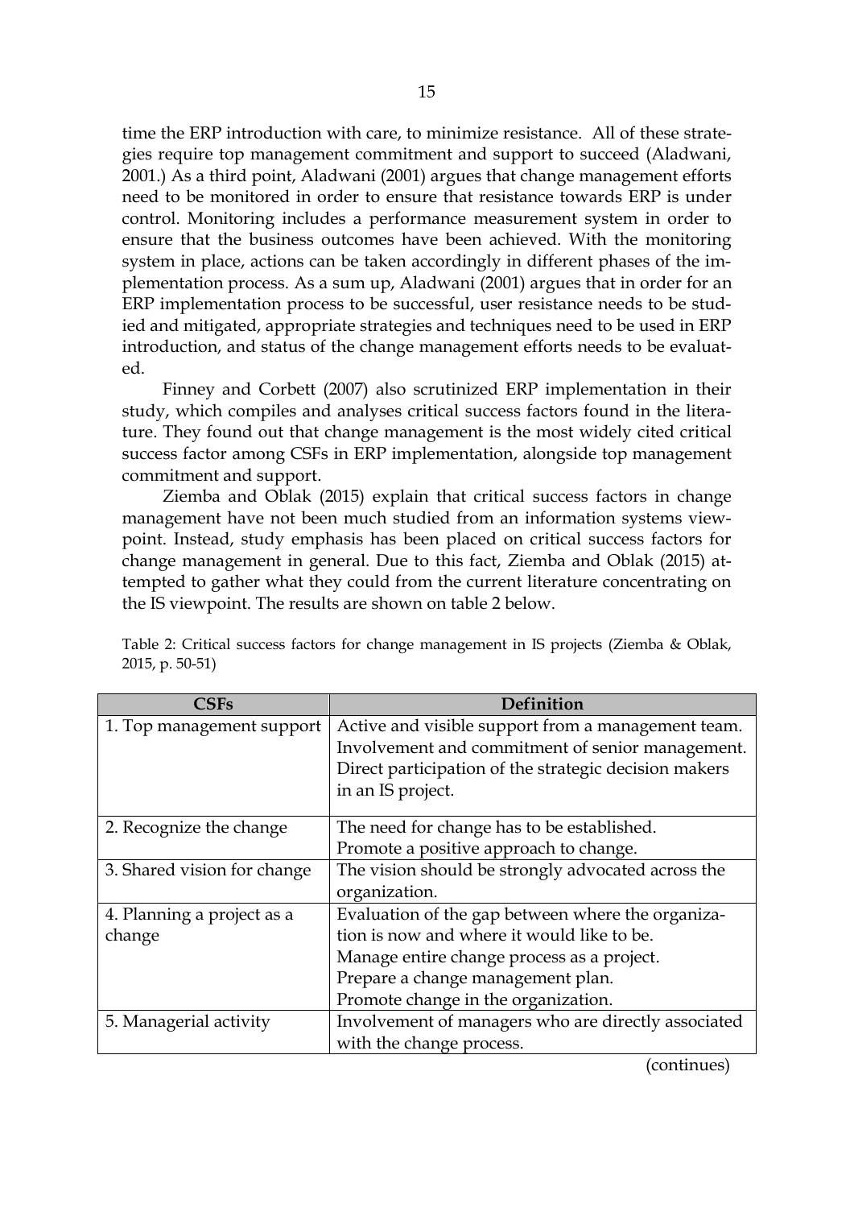time the ERP introduction with care, to minimize resistance. All of these strategies require top management commitment and support to succeed (Aladwani, 2001.) As a third point, Aladwani (2001) argues that change management efforts need to be monitored in order to ensure that resistance towards ERP is under control. Monitoring includes a performance measurement system in order to ensure that the business outcomes have been achieved. With the monitoring system in place, actions can be taken accordingly in different phases of the implementation process. As a sum up, Aladwani (2001) argues that in order for an ERP implementation process to be successful, user resistance needs to be studied and mitigated, appropriate strategies and techniques need to be used in ERP introduction, and status of the change management efforts needs to be evaluated.

Finney and Corbett (2007) also scrutinized ERP implementation in their study, which compiles and analyses critical success factors found in the literature. They found out that change management is the most widely cited critical success factor among CSFs in ERP implementation, alongside top management commitment and support.

Ziemba and Oblak (2015) explain that critical success factors in change management have not been much studied from an information systems viewpoint. Instead, study emphasis has been placed on critical success factors for change management in general. Due to this fact, Ziemba and Oblak (2015) attempted to gather what they could from the current literature concentrating on the IS viewpoint. The results are shown on table 2 below.

Table 2: Critical success factors for change management in IS projects (Ziemba & Oblak, 2015, p. 50-51)

| CSFs | Definition |
|---|---|
| 1. Top management support | Active and visible support from a management team. Involvement and commitment of senior management. Direct participation of the strategic decision makers in an IS project. |
| 2. Recognize the change | The need for change has to be established. Promote a positive approach to change. |
| 3. Shared vision for change | The vision should be strongly advocated across the organization. |
| 4. Planning a project as a change | Evaluation of the gap between where the organization is now and where it would like to be. Manage entire change process as a project. Prepare a change management plan. Promote change in the organization. |
| 5. Managerial activity | Involvement of managers who are directly associated with the change process. |

(continues)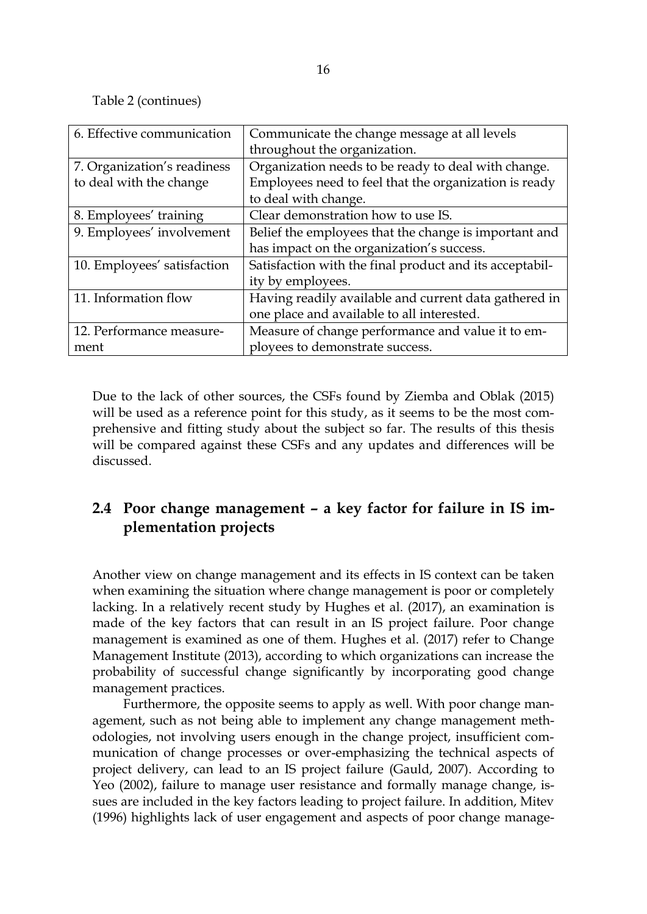Table 2 (continues)

| | |
|---|---|
| 6. Effective communication | Communicate the change message at all levels throughout the organization. |
| 7. Organization's readiness to deal with the change | Organization needs to be ready to deal with change. Employees need to feel that the organization is ready to deal with change. |
| 8. Employees' training | Clear demonstration how to use IS. |
| 9. Employees' involvement | Belief the employees that the change is important and has impact on the organization's success. |
| 10. Employees' satisfaction | Satisfaction with the final product and its acceptability by employees. |
| 11. Information flow | Having readily available and current data gathered in one place and available to all interested. |
| 12. Performance measurement | Measure of change performance and value it to employees to demonstrate success. |

Due to the lack of other sources, the CSFs found by Ziemba and Oblak (2015) will be used as a reference point for this study, as it seems to be the most comprehensive and fitting study about the subject so far. The results of this thesis will be compared against these CSFs and any updates and differences will be discussed.

## 2.4 Poor change management – a key factor for failure in IS implementation projects

Another view on change management and its effects in IS context can be taken when examining the situation where change management is poor or completely lacking. In a relatively recent study by Hughes et al. (2017), an examination is made of the key factors that can result in an IS project failure. Poor change management is examined as one of them. Hughes et al. (2017) refer to Change Management Institute (2013), according to which organizations can increase the probability of successful change significantly by incorporating good change management practices.

Furthermore, the opposite seems to apply as well. With poor change management, such as not being able to implement any change management methodologies, not involving users enough in the change project, insufficient communication of change processes or over-emphasizing the technical aspects of project delivery, can lead to an IS project failure (Gauld, 2007). According to Yeo (2002), failure to manage user resistance and formally manage change, issues are included in the key factors leading to project failure. In addition, Mitev (1996) highlights lack of user engagement and aspects of poor change manage-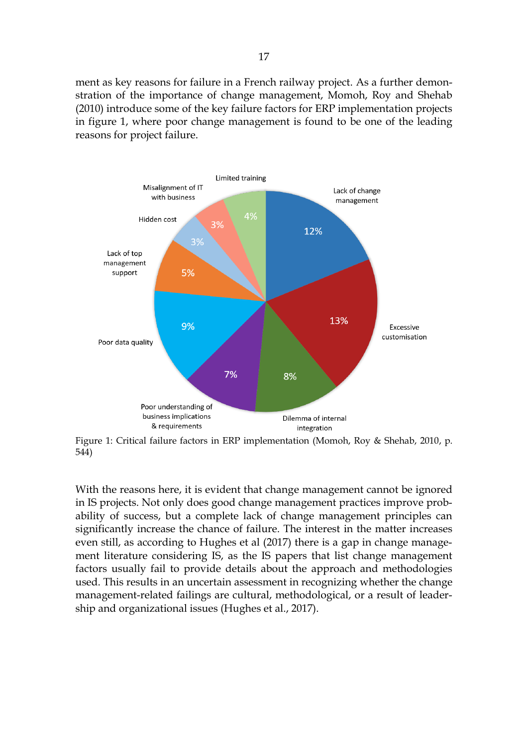ment as key reasons for failure in a French railway project. As a further demonstration of the importance of change management, Momoh, Roy and Shehab (2010) introduce some of the key failure factors for ERP implementation projects in figure 1, where poor change management is found to be one of the leading reasons for project failure.

Limited training
4%
Lack of change management
12%
Excessive customisation
13%
Dilemma of internal integration
8%
Poor understanding of business implications & requirements
7%
Poor data quality
9%
Lack of top management support
5%
Hidden cost
3%
Misalignment of IT with business
3%

Figure 1: Critical failure factors in ERP implementation (Momoh, Roy & Shehab, 2010, p. 544)

With the reasons here, it is evident that change management cannot be ignored in IS projects. Not only does good change management practices improve probability of success, but a complete lack of change management principles can significantly increase the chance of failure. The interest in the matter increases even still, as according to Hughes et al (2017) there is a gap in change management literature considering IS, as the IS papers that list change management factors usually fail to provide details about the approach and methodologies used. This results in an uncertain assessment in recognizing whether the change management-related failings are cultural, methodological, or a result of leadership and organizational issues (Hughes et al., 2017).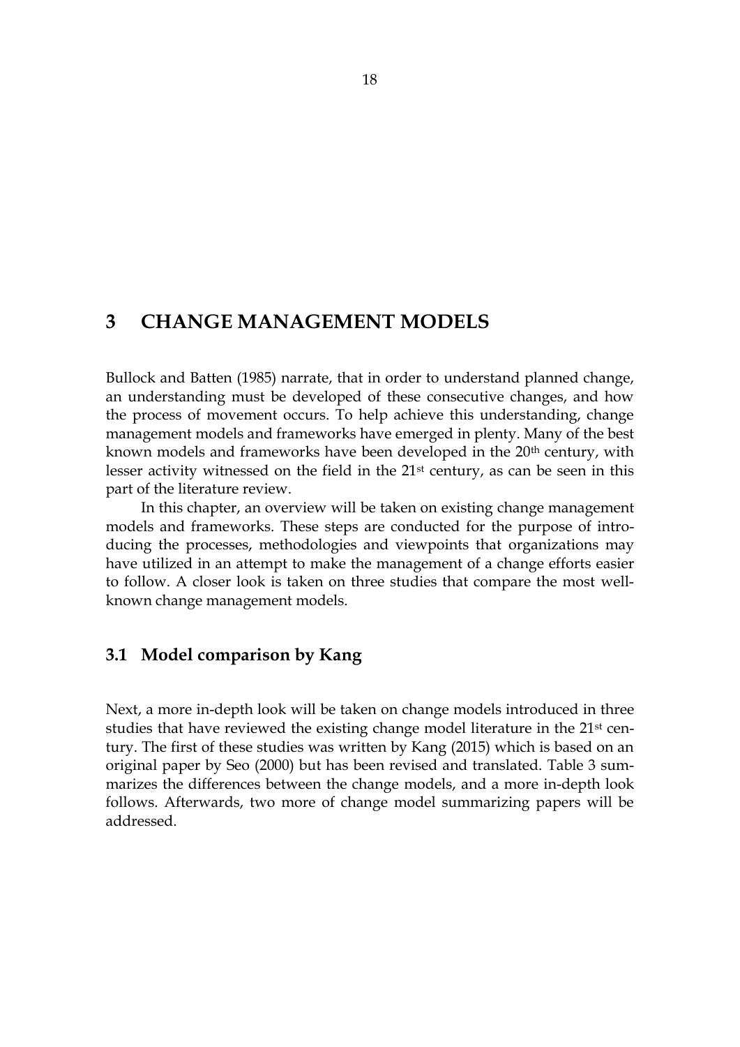# 3 CHANGE MANAGEMENT MODELS

Bullock and Batten (1985) narrate, that in order to understand planned change, an understanding must be developed of these consecutive changes, and how the process of movement occurs. To help achieve this understanding, change management models and frameworks have emerged in plenty. Many of the best known models and frameworks have been developed in the 20th century, with lesser activity witnessed on the field in the 21st century, as can be seen in this part of the literature review.

In this chapter, an overview will be taken on existing change management models and frameworks. These steps are conducted for the purpose of introducing the processes, methodologies and viewpoints that organizations may have utilized in an attempt to make the management of a change efforts easier to follow. A closer look is taken on three studies that compare the most well-known change management models.

## 3.1 Model comparison by Kang

Next, a more in-depth look will be taken on change models introduced in three studies that have reviewed the existing change model literature in the 21st century. The first of these studies was written by Kang (2015) which is based on an original paper by Seo (2000) but has been revised and translated. Table 3 summarizes the differences between the change models, and a more in-depth look follows. Afterwards, two more of change model summarizing papers will be addressed.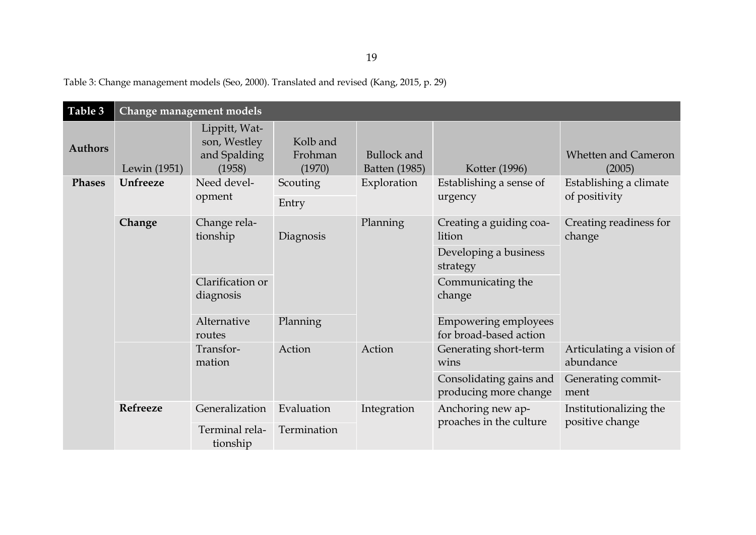Table 3: Change management models (Seo, 2000). Translated and revised (Kang, 2015, p. 29)

| **Table 3** | **Change management models** | | | | | |
|---|---|---|---|---|---|---|
| **Authors** | Lewin (1951) | Lippitt, Watson, Westley and Spalding (1958) | Kolb and Frohman (1970) | Bullock and Batten (1985) | Kotter (1996) | Whetten and Cameron (2005) |
| **Phases** | **Unfreeze** | Need development | Scouting | Exploration | Establishing a sense of urgency | Establishing a climate of positivity |
| | | | Entry | | | |
| | **Change** | Change relationship | Diagnosis | Planning | Creating a guiding coalition | Creating readiness for change |
| | | | | | Developing a business strategy | |
| | | Clarification or diagnosis | | | Communicating the change | |
| | | Alternative routes | Planning | | Empowering employees for broad-based action | |
| | | Transformation | Action | Action | Generating short-term wins | Articulating a vision of abundance |
| | | | | | Consolidating gains and producing more change | Generating commitment |
| | **Refreeze** | Generalization | Evaluation | Integration | Anchoring new approaches in the culture | Institutionalizing the positive change |
| | | Terminal relationship | Termination | | | |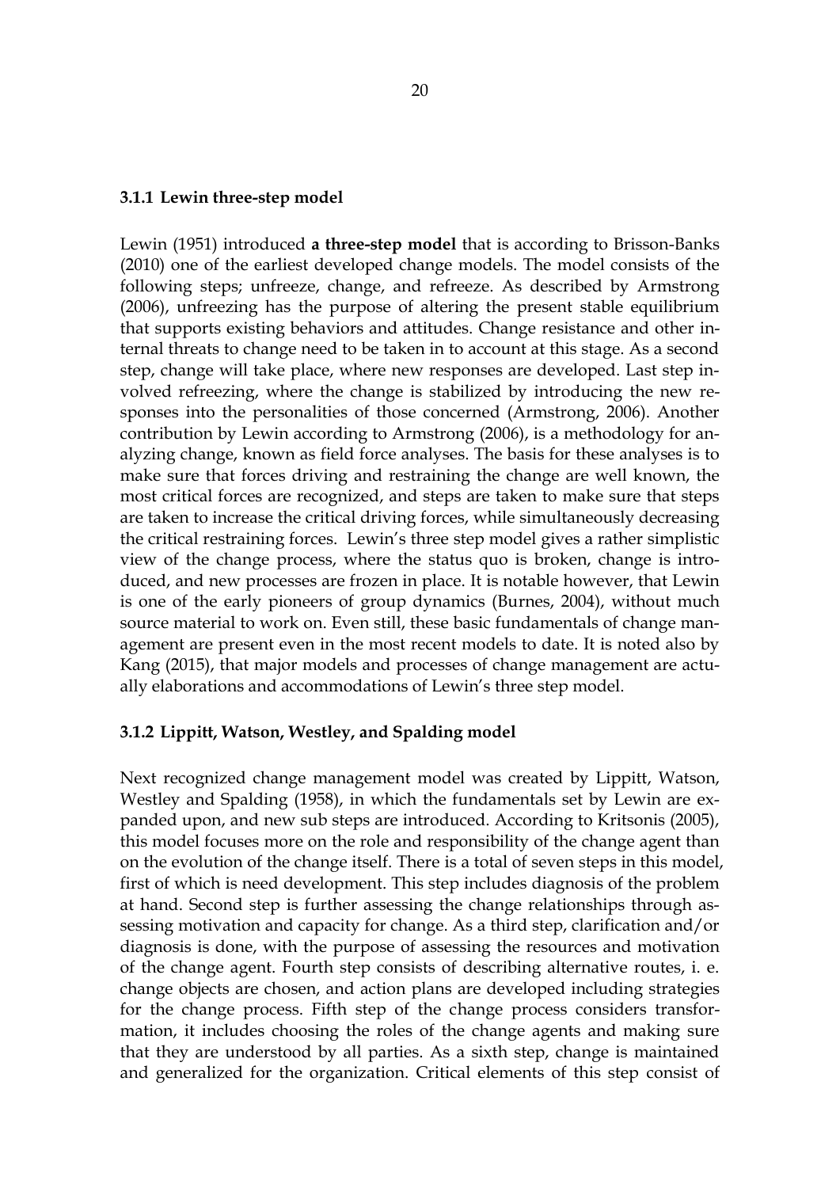### 3.1.1 Lewin three-step model

Lewin (1951) introduced **a three-step model** that is according to Brisson-Banks (2010) one of the earliest developed change models. The model consists of the following steps; unfreeze, change, and refreeze. As described by Armstrong (2006), unfreezing has the purpose of altering the present stable equilibrium that supports existing behaviors and attitudes. Change resistance and other internal threats to change need to be taken in to account at this stage. As a second step, change will take place, where new responses are developed. Last step involved refreezing, where the change is stabilized by introducing the new responses into the personalities of those concerned (Armstrong, 2006). Another contribution by Lewin according to Armstrong (2006), is a methodology for analyzing change, known as field force analyses. The basis for these analyses is to make sure that forces driving and restraining the change are well known, the most critical forces are recognized, and steps are taken to make sure that steps are taken to increase the critical driving forces, while simultaneously decreasing the critical restraining forces. Lewin's three step model gives a rather simplistic view of the change process, where the status quo is broken, change is introduced, and new processes are frozen in place. It is notable however, that Lewin is one of the early pioneers of group dynamics (Burnes, 2004), without much source material to work on. Even still, these basic fundamentals of change management are present even in the most recent models to date. It is noted also by Kang (2015), that major models and processes of change management are actually elaborations and accommodations of Lewin's three step model.

### 3.1.2 Lippitt, Watson, Westley, and Spalding model

Next recognized change management model was created by Lippitt, Watson, Westley and Spalding (1958), in which the fundamentals set by Lewin are expanded upon, and new sub steps are introduced. According to Kritsonis (2005), this model focuses more on the role and responsibility of the change agent than on the evolution of the change itself. There is a total of seven steps in this model, first of which is need development. This step includes diagnosis of the problem at hand. Second step is further assessing the change relationships through assessing motivation and capacity for change. As a third step, clarification and/or diagnosis is done, with the purpose of assessing the resources and motivation of the change agent. Fourth step consists of describing alternative routes, i. e. change objects are chosen, and action plans are developed including strategies for the change process. Fifth step of the change process considers transformation, it includes choosing the roles of the change agents and making sure that they are understood by all parties. As a sixth step, change is maintained and generalized for the organization. Critical elements of this step consist of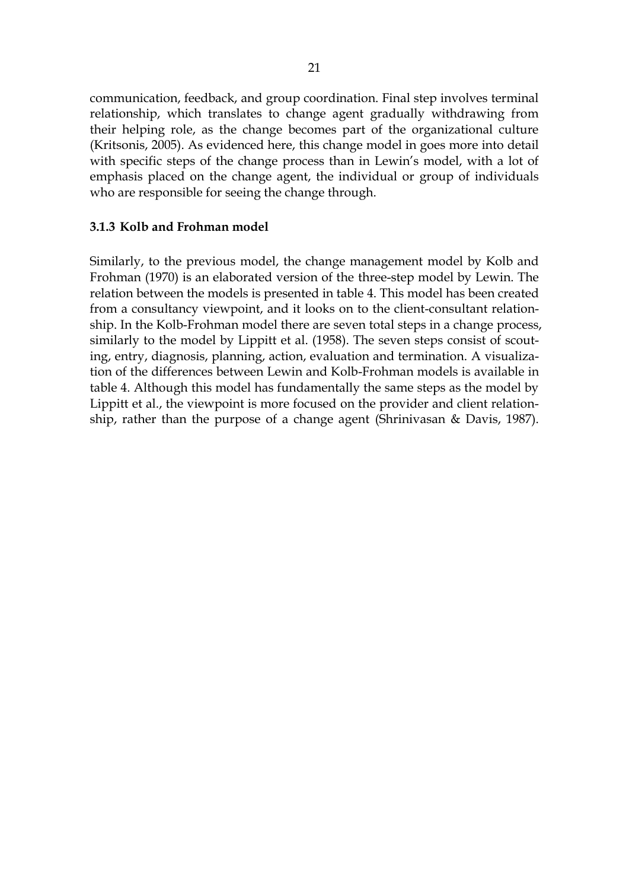communication, feedback, and group coordination. Final step involves terminal relationship, which translates to change agent gradually withdrawing from their helping role, as the change becomes part of the organizational culture (Kritsonis, 2005). As evidenced here, this change model in goes more into detail with specific steps of the change process than in Lewin's model, with a lot of emphasis placed on the change agent, the individual or group of individuals who are responsible for seeing the change through.

### 3.1.3 Kolb and Frohman model

Similarly, to the previous model, the change management model by Kolb and Frohman (1970) is an elaborated version of the three-step model by Lewin. The relation between the models is presented in table 4. This model has been created from a consultancy viewpoint, and it looks on to the client-consultant relationship. In the Kolb-Frohman model there are seven total steps in a change process, similarly to the model by Lippitt et al. (1958). The seven steps consist of scouting, entry, diagnosis, planning, action, evaluation and termination. A visualization of the differences between Lewin and Kolb-Frohman models is available in table 4. Although this model has fundamentally the same steps as the model by Lippitt et al., the viewpoint is more focused on the provider and client relationship, rather than the purpose of a change agent (Shrinivasan & Davis, 1987).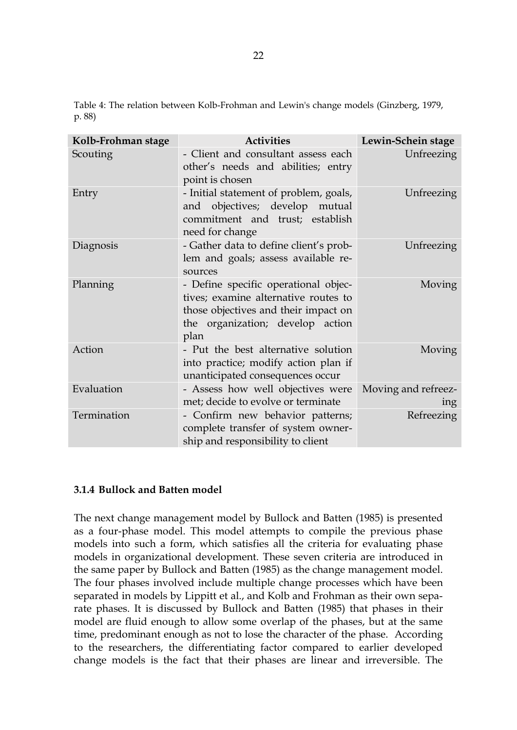Table 4: The relation between Kolb-Frohman and Lewin's change models (Ginzberg, 1979, p. 88)

| Kolb-Frohman stage | Activities | Lewin-Schein stage |
|---|---|---|
| Scouting | - Client and consultant assess each other's needs and abilities; entry point is chosen | Unfreezing |
| Entry | - Initial statement of problem, goals, and objectives; develop mutual commitment and trust; establish need for change | Unfreezing |
| Diagnosis | - Gather data to define client's problem and goals; assess available resources | Unfreezing |
| Planning | - Define specific operational objectives; examine alternative routes to those objectives and their impact on the organization; develop action plan | Moving |
| Action | - Put the best alternative solution into practice; modify action plan if unanticipated consequences occur | Moving |
| Evaluation | - Assess how well objectives were met; decide to evolve or terminate | Moving and refreezing |
| Termination | - Confirm new behavior patterns; complete transfer of system ownership and responsibility to client | Refreezing |

### 3.1.4 Bullock and Batten model

The next change management model by Bullock and Batten (1985) is presented as a four-phase model. This model attempts to compile the previous phase models into such a form, which satisfies all the criteria for evaluating phase models in organizational development. These seven criteria are introduced in the same paper by Bullock and Batten (1985) as the change management model. The four phases involved include multiple change processes which have been separated in models by Lippitt et al., and Kolb and Frohman as their own separate phases. It is discussed by Bullock and Batten (1985) that phases in their model are fluid enough to allow some overlap of the phases, but at the same time, predominant enough as not to lose the character of the phase. According to the researchers, the differentiating factor compared to earlier developed change models is the fact that their phases are linear and irreversible. The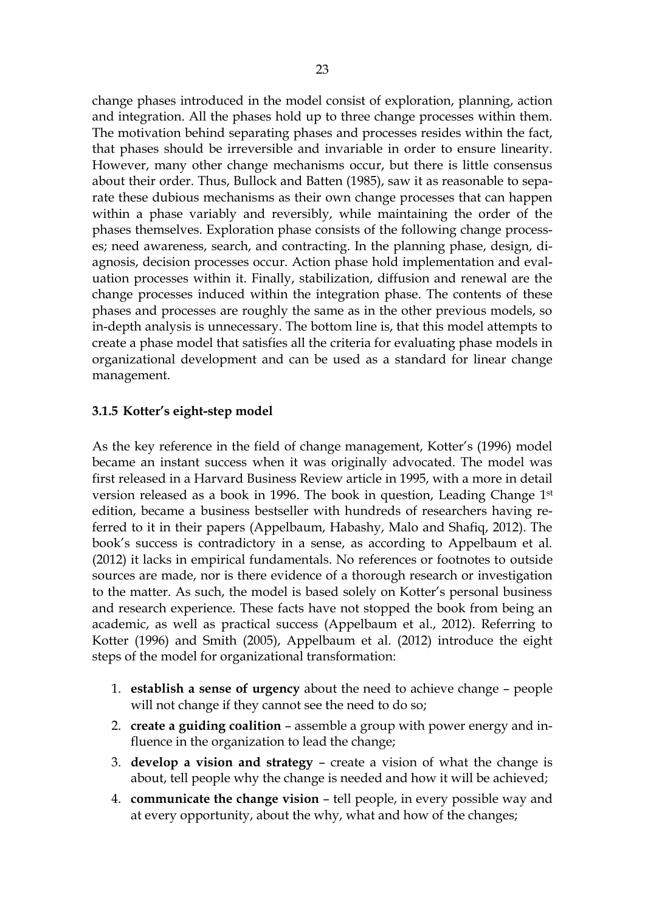change phases introduced in the model consist of exploration, planning, action and integration. All the phases hold up to three change processes within them. The motivation behind separating phases and processes resides within the fact, that phases should be irreversible and invariable in order to ensure linearity. However, many other change mechanisms occur, but there is little consensus about their order. Thus, Bullock and Batten (1985), saw it as reasonable to separate these dubious mechanisms as their own change processes that can happen within a phase variably and reversibly, while maintaining the order of the phases themselves. Exploration phase consists of the following change processes; need awareness, search, and contracting. In the planning phase, design, diagnosis, decision processes occur. Action phase hold implementation and evaluation processes within it. Finally, stabilization, diffusion and renewal are the change processes induced within the integration phase. The contents of these phases and processes are roughly the same as in the other previous models, so in-depth analysis is unnecessary. The bottom line is, that this model attempts to create a phase model that satisfies all the criteria for evaluating phase models in organizational development and can be used as a standard for linear change management.

### 3.1.5 Kotter's eight-step model

As the key reference in the field of change management, Kotter's (1996) model became an instant success when it was originally advocated. The model was first released in a Harvard Business Review article in 1995, with a more in detail version released as a book in 1996. The book in question, Leading Change 1st edition, became a business bestseller with hundreds of researchers having referred to it in their papers (Appelbaum, Habashy, Malo and Shafiq, 2012). The book's success is contradictory in a sense, as according to Appelbaum et al. (2012) it lacks in empirical fundamentals. No references or footnotes to outside sources are made, nor is there evidence of a thorough research or investigation to the matter. As such, the model is based solely on Kotter's personal business and research experience. These facts have not stopped the book from being an academic, as well as practical success (Appelbaum et al., 2012). Referring to Kotter (1996) and Smith (2005), Appelbaum et al. (2012) introduce the eight steps of the model for organizational transformation:

1. **establish a sense of urgency** about the need to achieve change – people will not change if they cannot see the need to do so;
2. **create a guiding coalition** – assemble a group with power energy and influence in the organization to lead the change;
3. **develop a vision and strategy** – create a vision of what the change is about, tell people why the change is needed and how it will be achieved;
4. **communicate the change vision** – tell people, in every possible way and at every opportunity, about the why, what and how of the changes;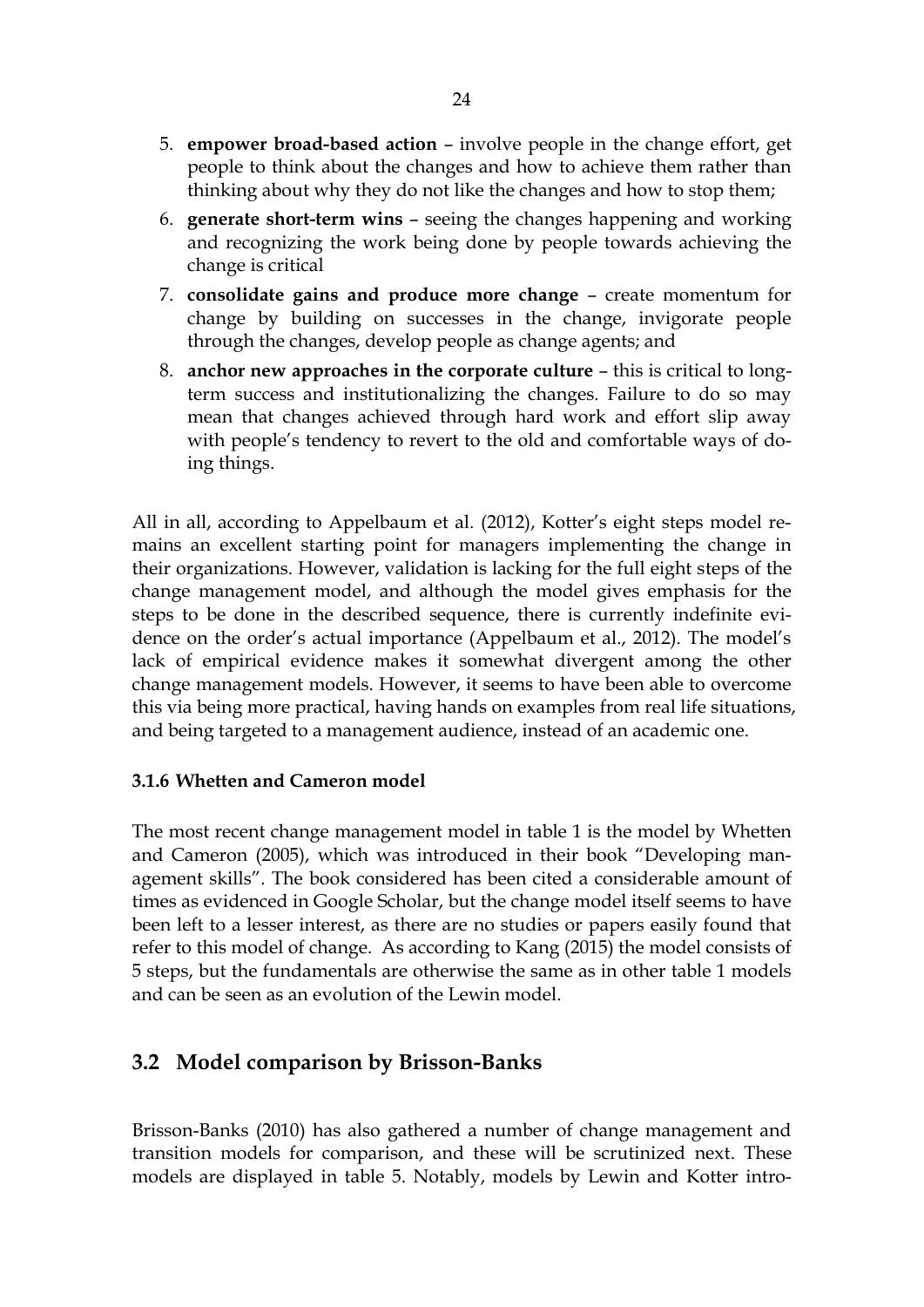5. **empower broad-based action** – involve people in the change effort, get people to think about the changes and how to achieve them rather than thinking about why they do not like the changes and how to stop them;
6. **generate short-term wins** – seeing the changes happening and working and recognizing the work being done by people towards achieving the change is critical
7. **consolidate gains and produce more change** – create momentum for change by building on successes in the change, invigorate people through the changes, develop people as change agents; and
8. **anchor new approaches in the corporate culture** – this is critical to long-term success and institutionalizing the changes. Failure to do so may mean that changes achieved through hard work and effort slip away with people's tendency to revert to the old and comfortable ways of doing things.

All in all, according to Appelbaum et al. (2012), Kotter's eight steps model remains an excellent starting point for managers implementing the change in their organizations. However, validation is lacking for the full eight steps of the change management model, and although the model gives emphasis for the steps to be done in the described sequence, there is currently indefinite evidence on the order's actual importance (Appelbaum et al., 2012). The model's lack of empirical evidence makes it somewhat divergent among the other change management models. However, it seems to have been able to overcome this via being more practical, having hands on examples from real life situations, and being targeted to a management audience, instead of an academic one.

### 3.1.6 Whetten and Cameron model

The most recent change management model in table 1 is the model by Whetten and Cameron (2005), which was introduced in their book "Developing management skills". The book considered has been cited a considerable amount of times as evidenced in Google Scholar, but the change model itself seems to have been left to a lesser interest, as there are no studies or papers easily found that refer to this model of change. As according to Kang (2015) the model consists of 5 steps, but the fundamentals are otherwise the same as in other table 1 models and can be seen as an evolution of the Lewin model.

## 3.2 Model comparison by Brisson-Banks

Brisson-Banks (2010) has also gathered a number of change management and transition models for comparison, and these will be scrutinized next. These models are displayed in table 5. Notably, models by Lewin and Kotter intro-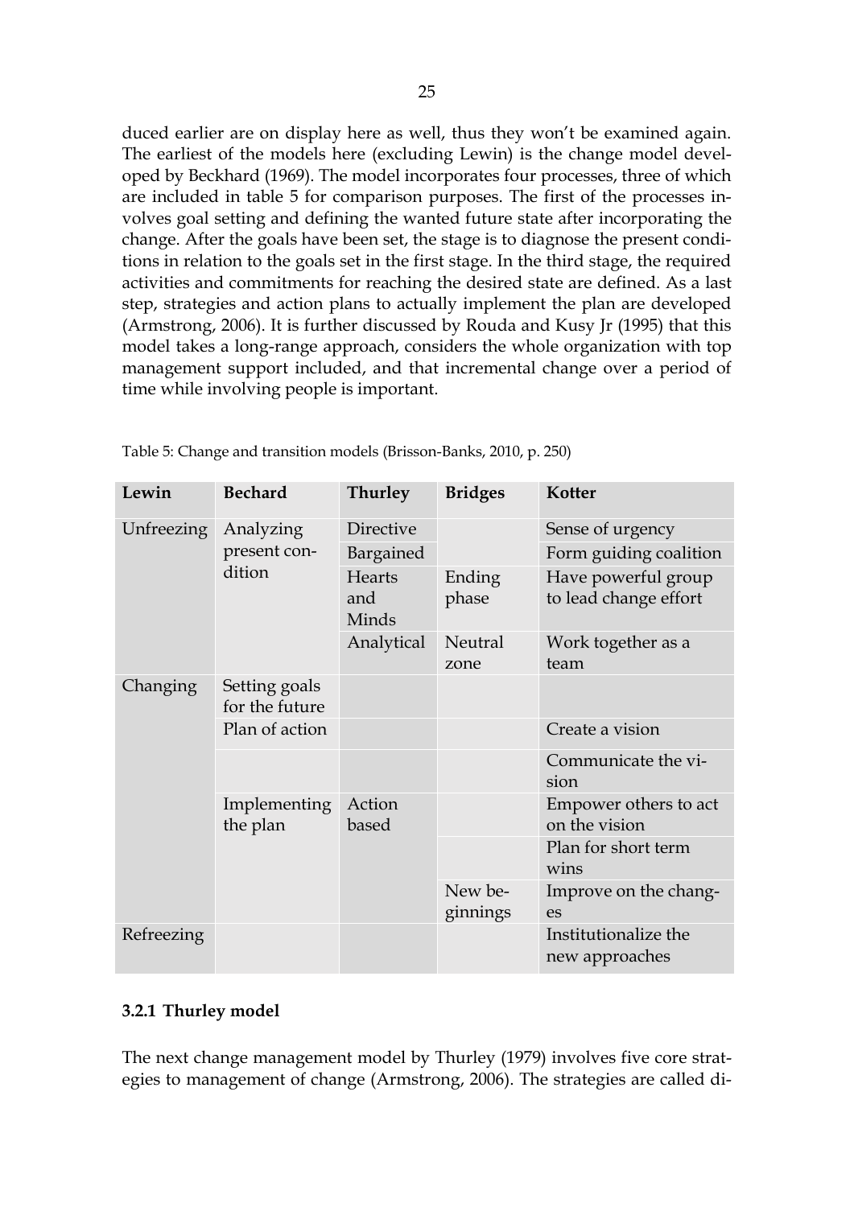duced earlier are on display here as well, thus they won't be examined again. The earliest of the models here (excluding Lewin) is the change model developed by Beckhard (1969). The model incorporates four processes, three of which are included in table 5 for comparison purposes. The first of the processes involves goal setting and defining the wanted future state after incorporating the change. After the goals have been set, the stage is to diagnose the present conditions in relation to the goals set in the first stage. In the third stage, the required activities and commitments for reaching the desired state are defined. As a last step, strategies and action plans to actually implement the plan are developed (Armstrong, 2006). It is further discussed by Rouda and Kusy Jr (1995) that this model takes a long-range approach, considers the whole organization with top management support included, and that incremental change over a period of time while involving people is important.

Table 5: Change and transition models (Brisson-Banks, 2010, p. 250)

| Lewin | Bechard | Thurley | Bridges | Kotter |
|---|---|---|---|---|
| Unfreezing | Analyzing present condition | Directive | | Sense of urgency |
| | | Bargained | | Form guiding coalition |
| | | Hearts and Minds | Ending phase | Have powerful group to lead change effort |
| | | Analytical | Neutral zone | Work together as a team |
| Changing | Setting goals for the future | | | |
| | Plan of action | | | Create a vision |
| | | | | Communicate the vision |
| | Implementing the plan | Action based | | Empower others to act on the vision |
| | | | | Plan for short term wins |
| | | | New beginnings | Improve on the changes |
| Refreezing | | | | Institutionalize the new approaches |

### 3.2.1 Thurley model

The next change management model by Thurley (1979) involves five core strategies to management of change (Armstrong, 2006). The strategies are called di-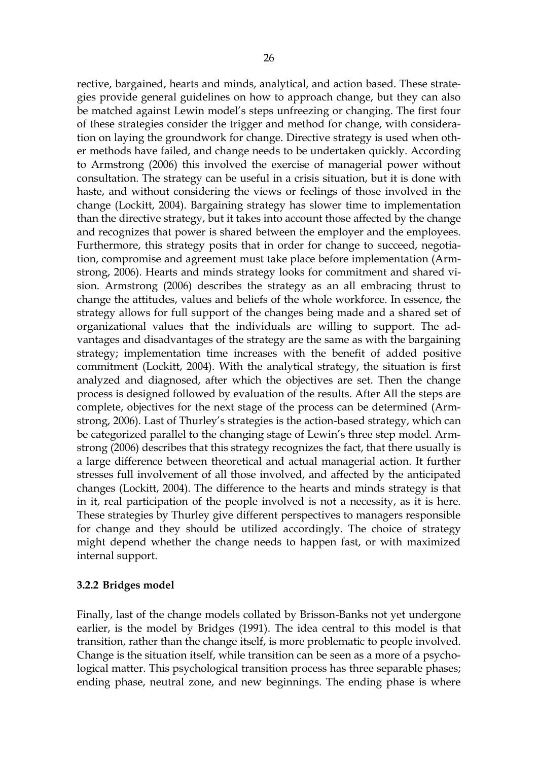rective, bargained, hearts and minds, analytical, and action based. These strategies provide general guidelines on how to approach change, but they can also be matched against Lewin model's steps unfreezing or changing. The first four of these strategies consider the trigger and method for change, with consideration on laying the groundwork for change. Directive strategy is used when other methods have failed, and change needs to be undertaken quickly. According to Armstrong (2006) this involved the exercise of managerial power without consultation. The strategy can be useful in a crisis situation, but it is done with haste, and without considering the views or feelings of those involved in the change (Lockitt, 2004). Bargaining strategy has slower time to implementation than the directive strategy, but it takes into account those affected by the change and recognizes that power is shared between the employer and the employees. Furthermore, this strategy posits that in order for change to succeed, negotiation, compromise and agreement must take place before implementation (Armstrong, 2006). Hearts and minds strategy looks for commitment and shared vision. Armstrong (2006) describes the strategy as an all embracing thrust to change the attitudes, values and beliefs of the whole workforce. In essence, the strategy allows for full support of the changes being made and a shared set of organizational values that the individuals are willing to support. The advantages and disadvantages of the strategy are the same as with the bargaining strategy; implementation time increases with the benefit of added positive commitment (Lockitt, 2004). With the analytical strategy, the situation is first analyzed and diagnosed, after which the objectives are set. Then the change process is designed followed by evaluation of the results. After All the steps are complete, objectives for the next stage of the process can be determined (Armstrong, 2006). Last of Thurley's strategies is the action-based strategy, which can be categorized parallel to the changing stage of Lewin's three step model. Armstrong (2006) describes that this strategy recognizes the fact, that there usually is a large difference between theoretical and actual managerial action. It further stresses full involvement of all those involved, and affected by the anticipated changes (Lockitt, 2004). The difference to the hearts and minds strategy is that in it, real participation of the people involved is not a necessity, as it is here. These strategies by Thurley give different perspectives to managers responsible for change and they should be utilized accordingly. The choice of strategy might depend whether the change needs to happen fast, or with maximized internal support.

### 3.2.2 Bridges model

Finally, last of the change models collated by Brisson-Banks not yet undergone earlier, is the model by Bridges (1991). The idea central to this model is that transition, rather than the change itself, is more problematic to people involved. Change is the situation itself, while transition can be seen as a more of a psychological matter. This psychological transition process has three separable phases; ending phase, neutral zone, and new beginnings. The ending phase is where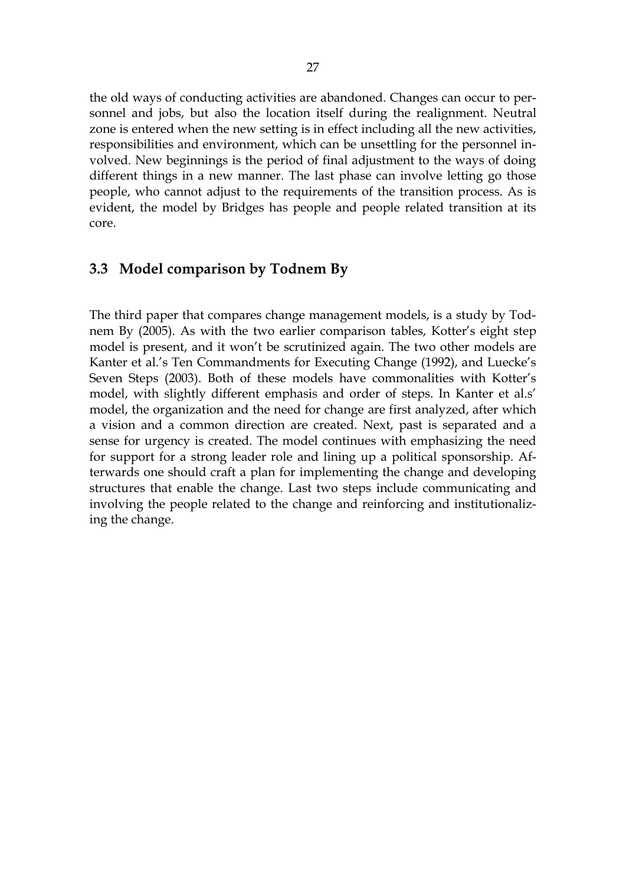the old ways of conducting activities are abandoned. Changes can occur to personnel and jobs, but also the location itself during the realignment. Neutral zone is entered when the new setting is in effect including all the new activities, responsibilities and environment, which can be unsettling for the personnel involved. New beginnings is the period of final adjustment to the ways of doing different things in a new manner. The last phase can involve letting go those people, who cannot adjust to the requirements of the transition process. As is evident, the model by Bridges has people and people related transition at its core.

## 3.3 Model comparison by Todnem By

The third paper that compares change management models, is a study by Todnem By (2005). As with the two earlier comparison tables, Kotter's eight step model is present, and it won't be scrutinized again. The two other models are Kanter et al.'s Ten Commandments for Executing Change (1992), and Luecke's Seven Steps (2003). Both of these models have commonalities with Kotter's model, with slightly different emphasis and order of steps. In Kanter et al.s' model, the organization and the need for change are first analyzed, after which a vision and a common direction are created. Next, past is separated and a sense for urgency is created. The model continues with emphasizing the need for support for a strong leader role and lining up a political sponsorship. Afterwards one should craft a plan for implementing the change and developing structures that enable the change. Last two steps include communicating and involving the people related to the change and reinforcing and institutionalizing the change.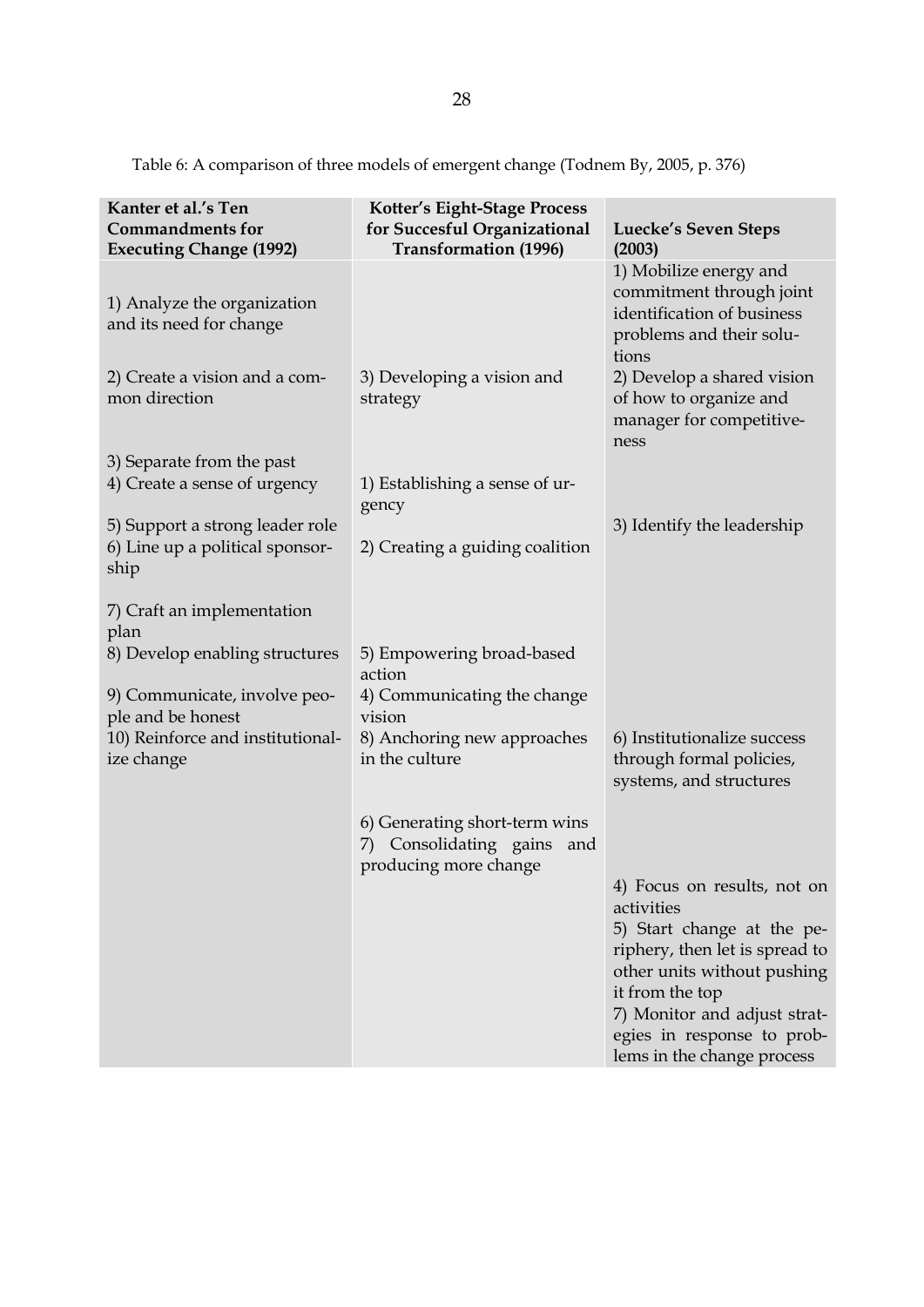Table 6: A comparison of three models of emergent change (Todnem By, 2005, p. 376)

| Kanter et al.'s Ten Commandments for Executing Change (1992) | Kotter's Eight-Stage Process for Succesful Organizational Transformation (1996) | Luecke's Seven Steps (2003) |
|---|---|---|
| 1) Analyze the organization and its need for change | | 1) Mobilize energy and commitment through joint identification of business problems and their solutions |
| 2) Create a vision and a common direction | 3) Developing a vision and strategy | 2) Develop a shared vision of how to organize and manager for competitiveness |
| 3) Separate from the past | | |
| 4) Create a sense of urgency | 1) Establishing a sense of urgency | |
| 5) Support a strong leader role | | 3) Identify the leadership |
| 6) Line up a political sponsorship | 2) Creating a guiding coalition | |
| 7) Craft an implementation plan | | |
| 8) Develop enabling structures | 5) Empowering broad-based action | |
| 9) Communicate, involve people and be honest | 4) Communicating the change vision | |
| 10) Reinforce and institutionalize change | 8) Anchoring new approaches in the culture | 6) Institutionalize success through formal policies, systems, and structures |
| | 6) Generating short-term wins | |
| | 7) Consolidating gains and producing more change | |
| | | 4) Focus on results, not on activities |
| | | 5) Start change at the periphery, then let is spread to other units without pushing it from the top |
| | | 7) Monitor and adjust strategies in response to problems in the change process |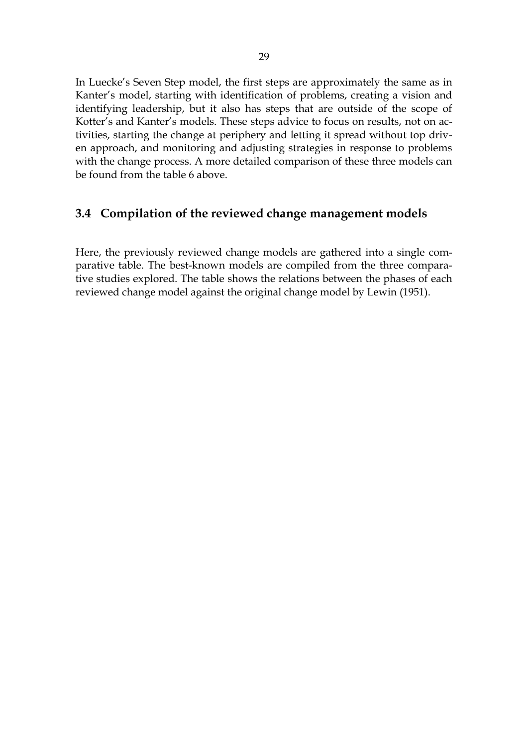In Luecke's Seven Step model, the first steps are approximately the same as in Kanter's model, starting with identification of problems, creating a vision and identifying leadership, but it also has steps that are outside of the scope of Kotter's and Kanter's models. These steps advice to focus on results, not on activities, starting the change at periphery and letting it spread without top driven approach, and monitoring and adjusting strategies in response to problems with the change process. A more detailed comparison of these three models can be found from the table 6 above.

## 3.4 Compilation of the reviewed change management models

Here, the previously reviewed change models are gathered into a single comparative table. The best-known models are compiled from the three comparative studies explored. The table shows the relations between the phases of each reviewed change model against the original change model by Lewin (1951).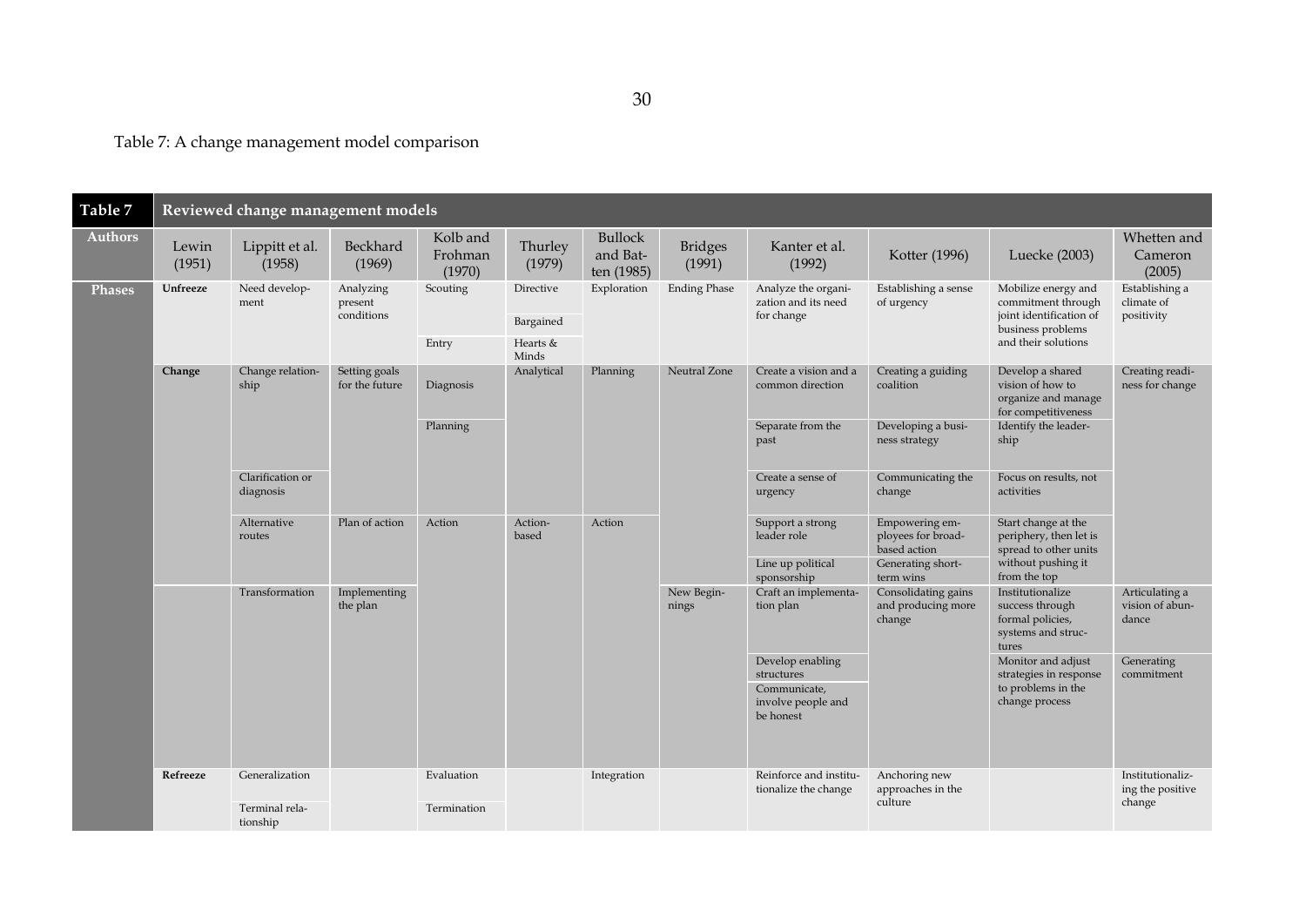Table 7: A change management model comparison

| Table 7 | Reviewed change management models | | | | | | | | | | |
|---|---|---|---|---|---|---|---|---|---|---|---|
| **Authors** | Lewin (1951) | Lippitt et al. (1958) | Beckhard (1969) | Kolb and Frohman (1970) | Thurley (1979) | Bullock and Batten (1985) | Bridges (1991) | Kanter et al. (1992) | Kotter (1996) | Luecke (2003) | Whetten and Cameron (2005) |
| **Phases** | **Unfreeze** | Need development | Analyzing present conditions | Scouting | Directive | Exploration | Ending Phase | Analyze the organization and its need for change | Establishing a sense of urgency | Mobilize energy and commitment through joint identification of business problems and their solutions | Establishing a climate of positivity |
| | | | | | Bargained | | | | | | |
| | | | | Entry | Hearts & Minds | | | | | | |
| | **Change** | Change relationship | Setting goals for the future | Diagnosis | Analytical | Planning | Neutral Zone | Create a vision and a common direction | Creating a guiding coalition | Develop a shared vision of how to organize and manage for competitiveness | Creating readiness for change |
| | | | | Planning | | | | Separate from the past | Developing a business strategy | Identify the leadership | |
| | | Clarification or diagnosis | | | | | | Create a sense of urgency | Communicating the change | Focus on results, not activities | |
| | | Alternative routes | Plan of action | Action | Action-based | Action | | Support a strong leader role | Empowering employees for broad-based action | Start change at the periphery, then let is spread to other units without pushing it from the top | |
| | | | | | | | | Line up political sponsorship | Generating short-term wins | | |
| | | Transformation | Implementing the plan | | | | New Beginnings | Craft an implementation plan | Consolidating gains and producing more change | Institutionalize success through formal policies, systems and structures | Articulating a vision of abundance |
| | | | | | | | | Develop enabling structures | | Monitor and adjust strategies in response to problems in the change process | Generating commitment |
| | | | | | | | | Communicate, involve people and be honest | | | |
| | **Refreeze** | Generalization | | Evaluation | | Integration | | Reinforce and institutionalize the change | Anchoring new approaches in the culture | | Institutionalizing the positive change |
| | | Terminal relationship | | Termination | | | | | | | |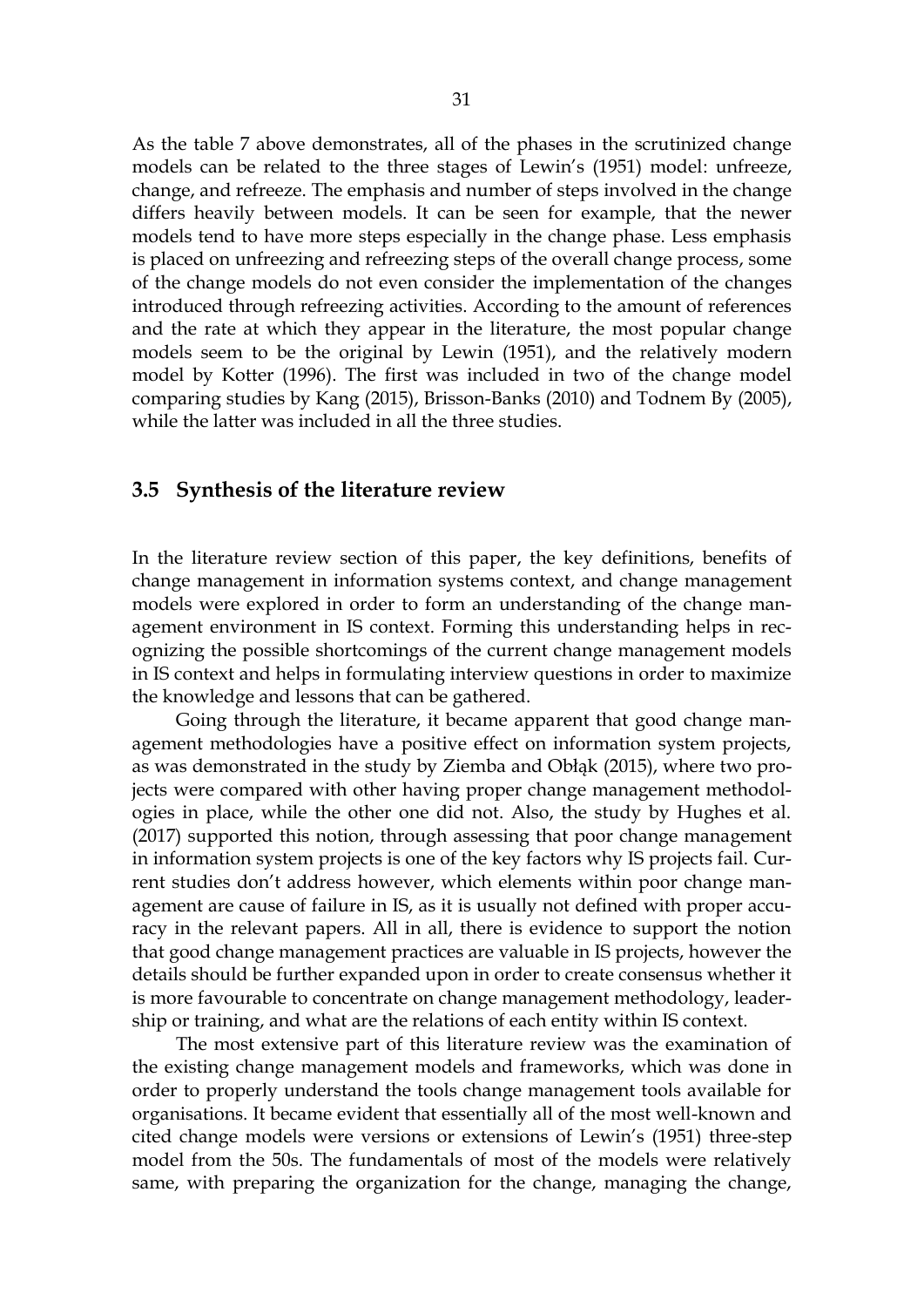As the table 7 above demonstrates, all of the phases in the scrutinized change models can be related to the three stages of Lewin's (1951) model: unfreeze, change, and refreeze. The emphasis and number of steps involved in the change differs heavily between models. It can be seen for example, that the newer models tend to have more steps especially in the change phase. Less emphasis is placed on unfreezing and refreezing steps of the overall change process, some of the change models do not even consider the implementation of the changes introduced through refreezing activities. According to the amount of references and the rate at which they appear in the literature, the most popular change models seem to be the original by Lewin (1951), and the relatively modern model by Kotter (1996). The first was included in two of the change model comparing studies by Kang (2015), Brisson-Banks (2010) and Todnem By (2005), while the latter was included in all the three studies.

## 3.5 Synthesis of the literature review

In the literature review section of this paper, the key definitions, benefits of change management in information systems context, and change management models were explored in order to form an understanding of the change management environment in IS context. Forming this understanding helps in recognizing the possible shortcomings of the current change management models in IS context and helps in formulating interview questions in order to maximize the knowledge and lessons that can be gathered.

Going through the literature, it became apparent that good change management methodologies have a positive effect on information system projects, as was demonstrated in the study by Ziemba and Obłąk (2015), where two projects were compared with other having proper change management methodologies in place, while the other one did not. Also, the study by Hughes et al. (2017) supported this notion, through assessing that poor change management in information system projects is one of the key factors why IS projects fail. Current studies don't address however, which elements within poor change management are cause of failure in IS, as it is usually not defined with proper accuracy in the relevant papers. All in all, there is evidence to support the notion that good change management practices are valuable in IS projects, however the details should be further expanded upon in order to create consensus whether it is more favourable to concentrate on change management methodology, leadership or training, and what are the relations of each entity within IS context.

The most extensive part of this literature review was the examination of the existing change management models and frameworks, which was done in order to properly understand the tools change management tools available for organisations. It became evident that essentially all of the most well-known and cited change models were versions or extensions of Lewin's (1951) three-step model from the 50s. The fundamentals of most of the models were relatively same, with preparing the organization for the change, managing the change,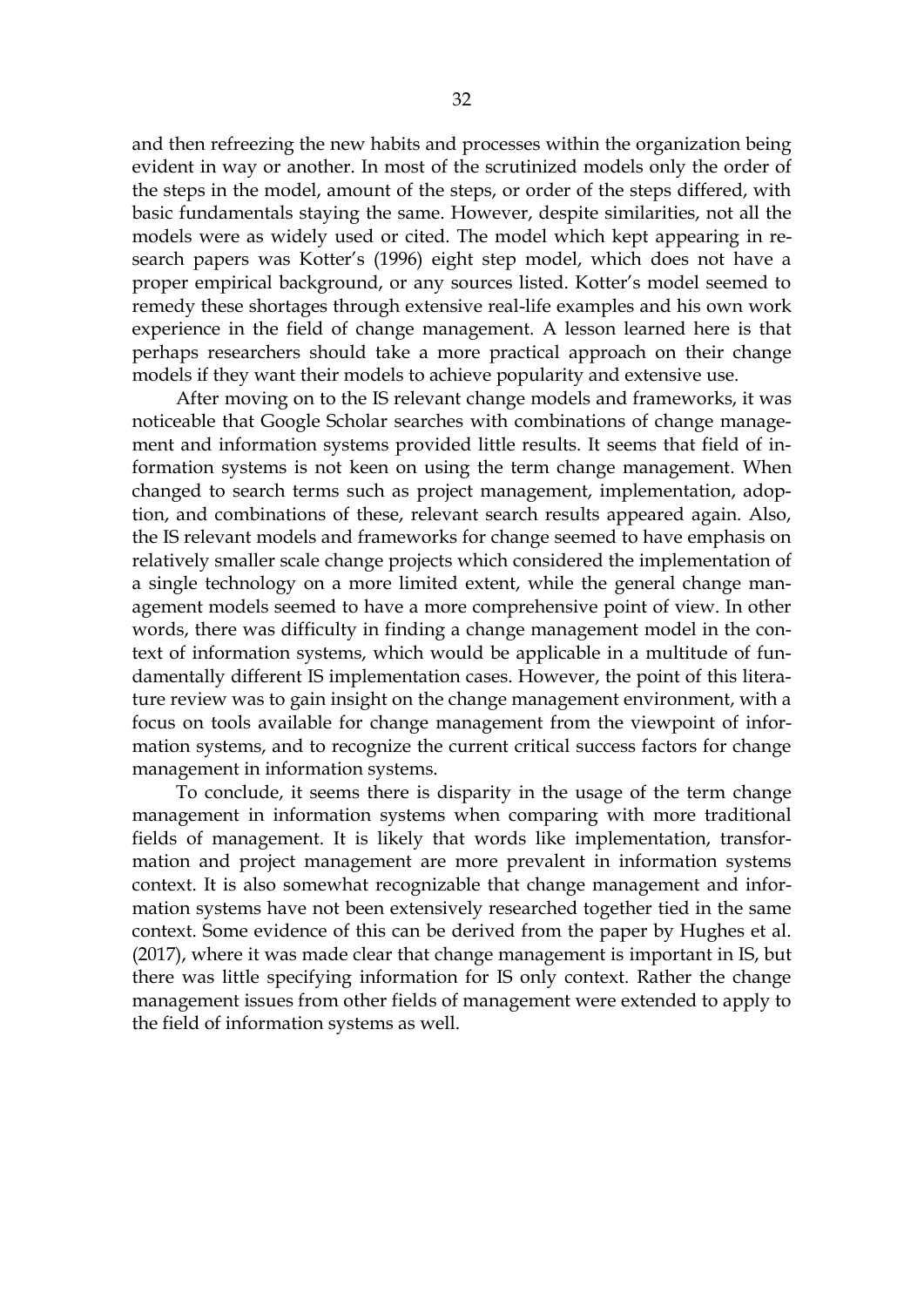and then refreezing the new habits and processes within the organization being evident in way or another. In most of the scrutinized models only the order of the steps in the model, amount of the steps, or order of the steps differed, with basic fundamentals staying the same. However, despite similarities, not all the models were as widely used or cited. The model which kept appearing in research papers was Kotter's (1996) eight step model, which does not have a proper empirical background, or any sources listed. Kotter's model seemed to remedy these shortages through extensive real-life examples and his own work experience in the field of change management. A lesson learned here is that perhaps researchers should take a more practical approach on their change models if they want their models to achieve popularity and extensive use.

After moving on to the IS relevant change models and frameworks, it was noticeable that Google Scholar searches with combinations of change management and information systems provided little results. It seems that field of information systems is not keen on using the term change management. When changed to search terms such as project management, implementation, adoption, and combinations of these, relevant search results appeared again. Also, the IS relevant models and frameworks for change seemed to have emphasis on relatively smaller scale change projects which considered the implementation of a single technology on a more limited extent, while the general change management models seemed to have a more comprehensive point of view. In other words, there was difficulty in finding a change management model in the context of information systems, which would be applicable in a multitude of fundamentally different IS implementation cases. However, the point of this literature review was to gain insight on the change management environment, with a focus on tools available for change management from the viewpoint of information systems, and to recognize the current critical success factors for change management in information systems.

To conclude, it seems there is disparity in the usage of the term change management in information systems when comparing with more traditional fields of management. It is likely that words like implementation, transformation and project management are more prevalent in information systems context. It is also somewhat recognizable that change management and information systems have not been extensively researched together tied in the same context. Some evidence of this can be derived from the paper by Hughes et al. (2017), where it was made clear that change management is important in IS, but there was little specifying information for IS only context. Rather the change management issues from other fields of management were extended to apply to the field of information systems as well.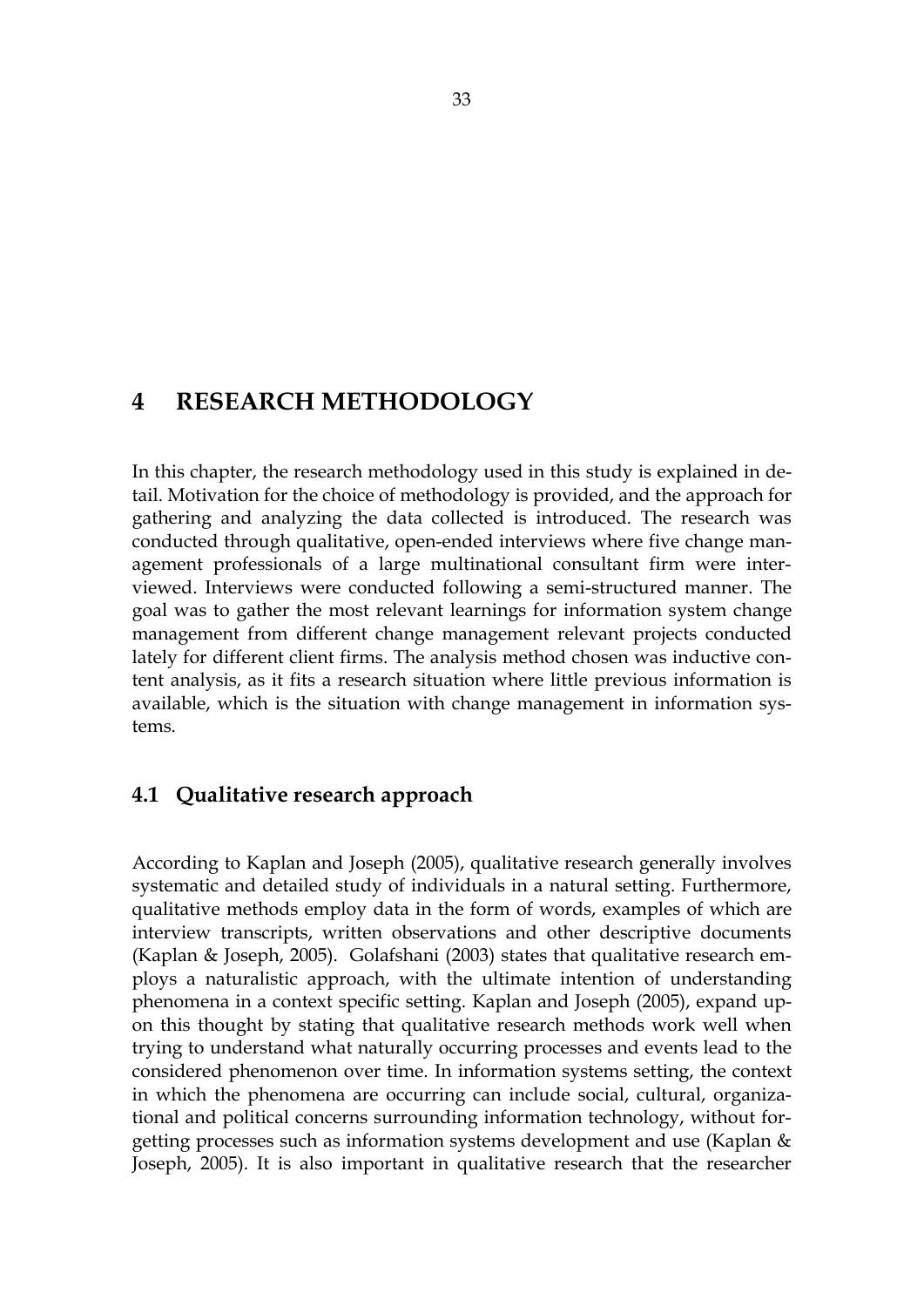# 4 RESEARCH METHODOLOGY

In this chapter, the research methodology used in this study is explained in detail. Motivation for the choice of methodology is provided, and the approach for gathering and analyzing the data collected is introduced. The research was conducted through qualitative, open-ended interviews where five change management professionals of a large multinational consultant firm were interviewed. Interviews were conducted following a semi-structured manner. The goal was to gather the most relevant learnings for information system change management from different change management relevant projects conducted lately for different client firms. The analysis method chosen was inductive content analysis, as it fits a research situation where little previous information is available, which is the situation with change management in information systems.

## 4.1 Qualitative research approach

According to Kaplan and Joseph (2005), qualitative research generally involves systematic and detailed study of individuals in a natural setting. Furthermore, qualitative methods employ data in the form of words, examples of which are interview transcripts, written observations and other descriptive documents (Kaplan & Joseph, 2005). Golafshani (2003) states that qualitative research employs a naturalistic approach, with the ultimate intention of understanding phenomena in a context specific setting. Kaplan and Joseph (2005), expand upon this thought by stating that qualitative research methods work well when trying to understand what naturally occurring processes and events lead to the considered phenomenon over time. In information systems setting, the context in which the phenomena are occurring can include social, cultural, organizational and political concerns surrounding information technology, without forgetting processes such as information systems development and use (Kaplan & Joseph, 2005). It is also important in qualitative research that the researcher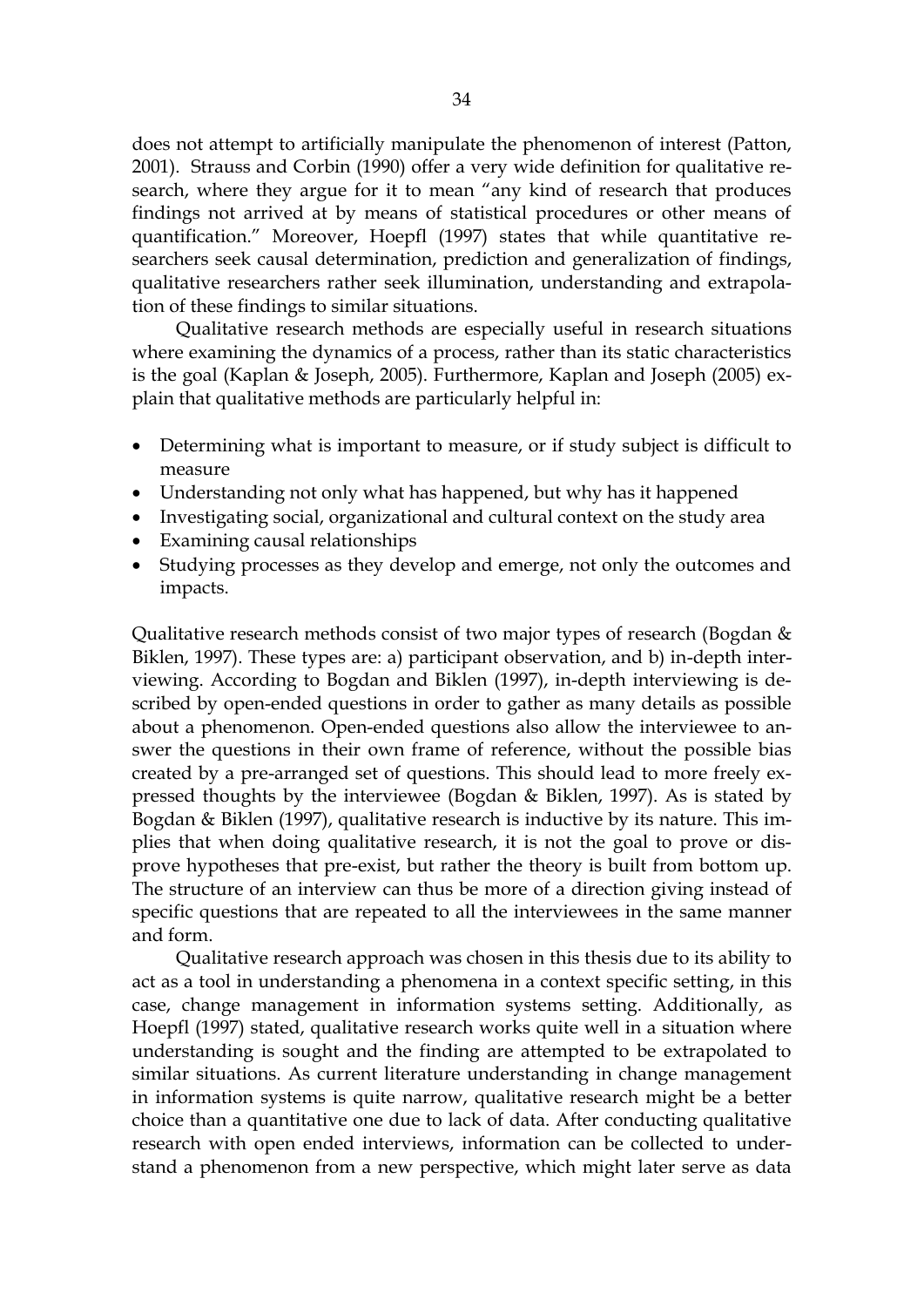does not attempt to artificially manipulate the phenomenon of interest (Patton, 2001). Strauss and Corbin (1990) offer a very wide definition for qualitative research, where they argue for it to mean "any kind of research that produces findings not arrived at by means of statistical procedures or other means of quantification." Moreover, Hoepfl (1997) states that while quantitative researchers seek causal determination, prediction and generalization of findings, qualitative researchers rather seek illumination, understanding and extrapolation of these findings to similar situations.

Qualitative research methods are especially useful in research situations where examining the dynamics of a process, rather than its static characteristics is the goal (Kaplan & Joseph, 2005). Furthermore, Kaplan and Joseph (2005) explain that qualitative methods are particularly helpful in:

- Determining what is important to measure, or if study subject is difficult to measure
- Understanding not only what has happened, but why has it happened
- Investigating social, organizational and cultural context on the study area
- Examining causal relationships
- Studying processes as they develop and emerge, not only the outcomes and impacts.

Qualitative research methods consist of two major types of research (Bogdan & Biklen, 1997). These types are: a) participant observation, and b) in-depth interviewing. According to Bogdan and Biklen (1997), in-depth interviewing is described by open-ended questions in order to gather as many details as possible about a phenomenon. Open-ended questions also allow the interviewee to answer the questions in their own frame of reference, without the possible bias created by a pre-arranged set of questions. This should lead to more freely expressed thoughts by the interviewee (Bogdan & Biklen, 1997). As is stated by Bogdan & Biklen (1997), qualitative research is inductive by its nature. This implies that when doing qualitative research, it is not the goal to prove or disprove hypotheses that pre-exist, but rather the theory is built from bottom up. The structure of an interview can thus be more of a direction giving instead of specific questions that are repeated to all the interviewees in the same manner and form.

Qualitative research approach was chosen in this thesis due to its ability to act as a tool in understanding a phenomena in a context specific setting, in this case, change management in information systems setting. Additionally, as Hoepfl (1997) stated, qualitative research works quite well in a situation where understanding is sought and the finding are attempted to be extrapolated to similar situations. As current literature understanding in change management in information systems is quite narrow, qualitative research might be a better choice than a quantitative one due to lack of data. After conducting qualitative research with open ended interviews, information can be collected to understand a phenomenon from a new perspective, which might later serve as data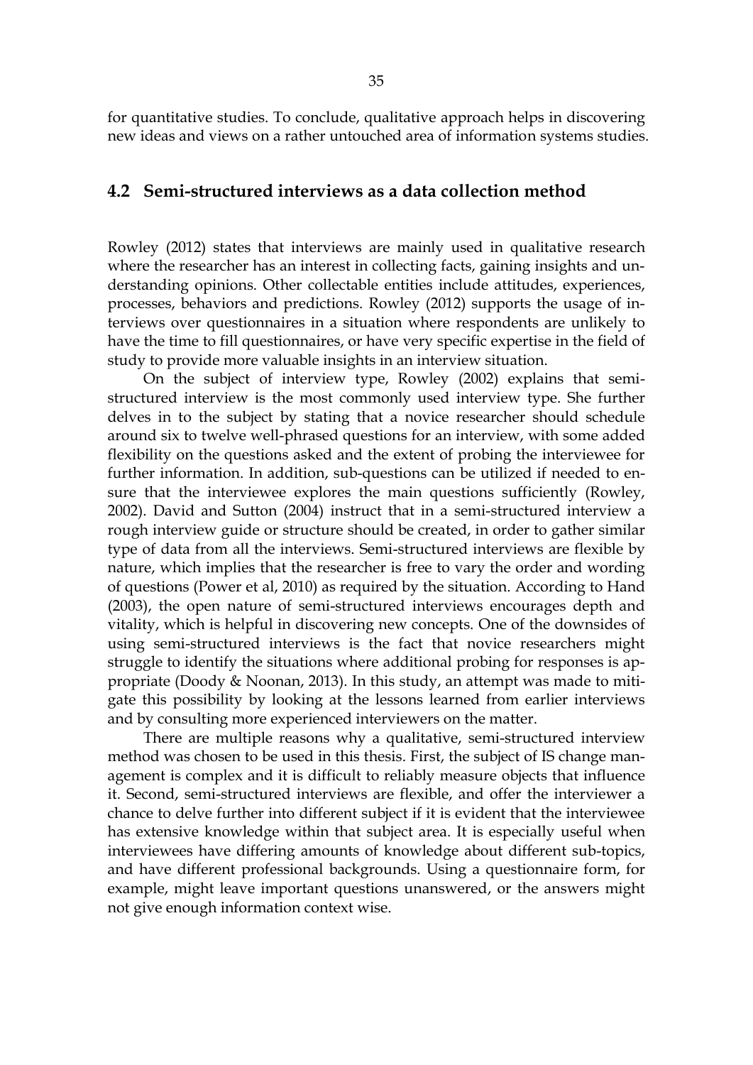for quantitative studies. To conclude, qualitative approach helps in discovering new ideas and views on a rather untouched area of information systems studies.

## 4.2 Semi-structured interviews as a data collection method

Rowley (2012) states that interviews are mainly used in qualitative research where the researcher has an interest in collecting facts, gaining insights and understanding opinions. Other collectable entities include attitudes, experiences, processes, behaviors and predictions. Rowley (2012) supports the usage of interviews over questionnaires in a situation where respondents are unlikely to have the time to fill questionnaires, or have very specific expertise in the field of study to provide more valuable insights in an interview situation.

On the subject of interview type, Rowley (2002) explains that semi-structured interview is the most commonly used interview type. She further delves in to the subject by stating that a novice researcher should schedule around six to twelve well-phrased questions for an interview, with some added flexibility on the questions asked and the extent of probing the interviewee for further information. In addition, sub-questions can be utilized if needed to ensure that the interviewee explores the main questions sufficiently (Rowley, 2002). David and Sutton (2004) instruct that in a semi-structured interview a rough interview guide or structure should be created, in order to gather similar type of data from all the interviews. Semi-structured interviews are flexible by nature, which implies that the researcher is free to vary the order and wording of questions (Power et al, 2010) as required by the situation. According to Hand (2003), the open nature of semi-structured interviews encourages depth and vitality, which is helpful in discovering new concepts. One of the downsides of using semi-structured interviews is the fact that novice researchers might struggle to identify the situations where additional probing for responses is appropriate (Doody & Noonan, 2013). In this study, an attempt was made to mitigate this possibility by looking at the lessons learned from earlier interviews and by consulting more experienced interviewers on the matter.

There are multiple reasons why a qualitative, semi-structured interview method was chosen to be used in this thesis. First, the subject of IS change management is complex and it is difficult to reliably measure objects that influence it. Second, semi-structured interviews are flexible, and offer the interviewer a chance to delve further into different subject if it is evident that the interviewee has extensive knowledge within that subject area. It is especially useful when interviewees have differing amounts of knowledge about different sub-topics, and have different professional backgrounds. Using a questionnaire form, for example, might leave important questions unanswered, or the answers might not give enough information context wise.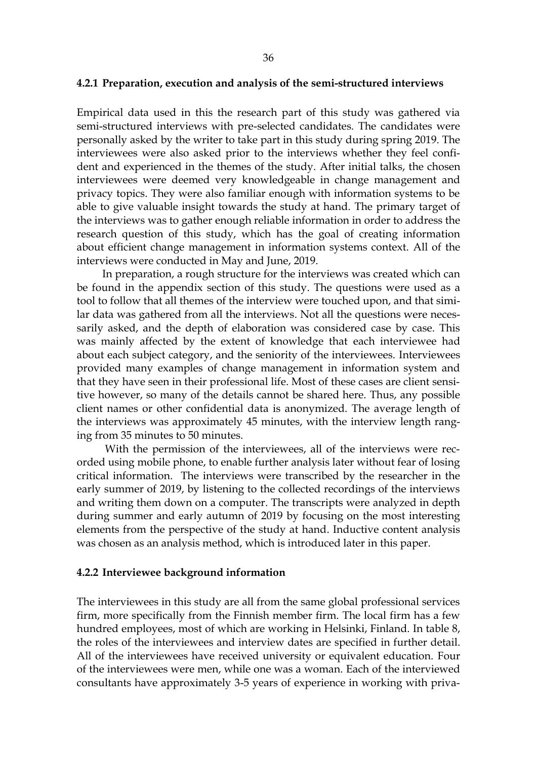### 4.2.1 Preparation, execution and analysis of the semi-structured interviews

Empirical data used in this the research part of this study was gathered via semi-structured interviews with pre-selected candidates. The candidates were personally asked by the writer to take part in this study during spring 2019. The interviewees were also asked prior to the interviews whether they feel confident and experienced in the themes of the study. After initial talks, the chosen interviewees were deemed very knowledgeable in change management and privacy topics. They were also familiar enough with information systems to be able to give valuable insight towards the study at hand. The primary target of the interviews was to gather enough reliable information in order to address the research question of this study, which has the goal of creating information about efficient change management in information systems context. All of the interviews were conducted in May and June, 2019.

In preparation, a rough structure for the interviews was created which can be found in the appendix section of this study. The questions were used as a tool to follow that all themes of the interview were touched upon, and that similar data was gathered from all the interviews. Not all the questions were necessarily asked, and the depth of elaboration was considered case by case. This was mainly affected by the extent of knowledge that each interviewee had about each subject category, and the seniority of the interviewees. Interviewees provided many examples of change management in information system and that they have seen in their professional life. Most of these cases are client sensitive however, so many of the details cannot be shared here. Thus, any possible client names or other confidential data is anonymized. The average length of the interviews was approximately 45 minutes, with the interview length ranging from 35 minutes to 50 minutes.

With the permission of the interviewees, all of the interviews were recorded using mobile phone, to enable further analysis later without fear of losing critical information. The interviews were transcribed by the researcher in the early summer of 2019, by listening to the collected recordings of the interviews and writing them down on a computer. The transcripts were analyzed in depth during summer and early autumn of 2019 by focusing on the most interesting elements from the perspective of the study at hand. Inductive content analysis was chosen as an analysis method, which is introduced later in this paper.

### 4.2.2 Interviewee background information

The interviewees in this study are all from the same global professional services firm, more specifically from the Finnish member firm. The local firm has a few hundred employees, most of which are working in Helsinki, Finland. In table 8, the roles of the interviewees and interview dates are specified in further detail. All of the interviewees have received university or equivalent education. Four of the interviewees were men, while one was a woman. Each of the interviewed consultants have approximately 3-5 years of experience in working with priva-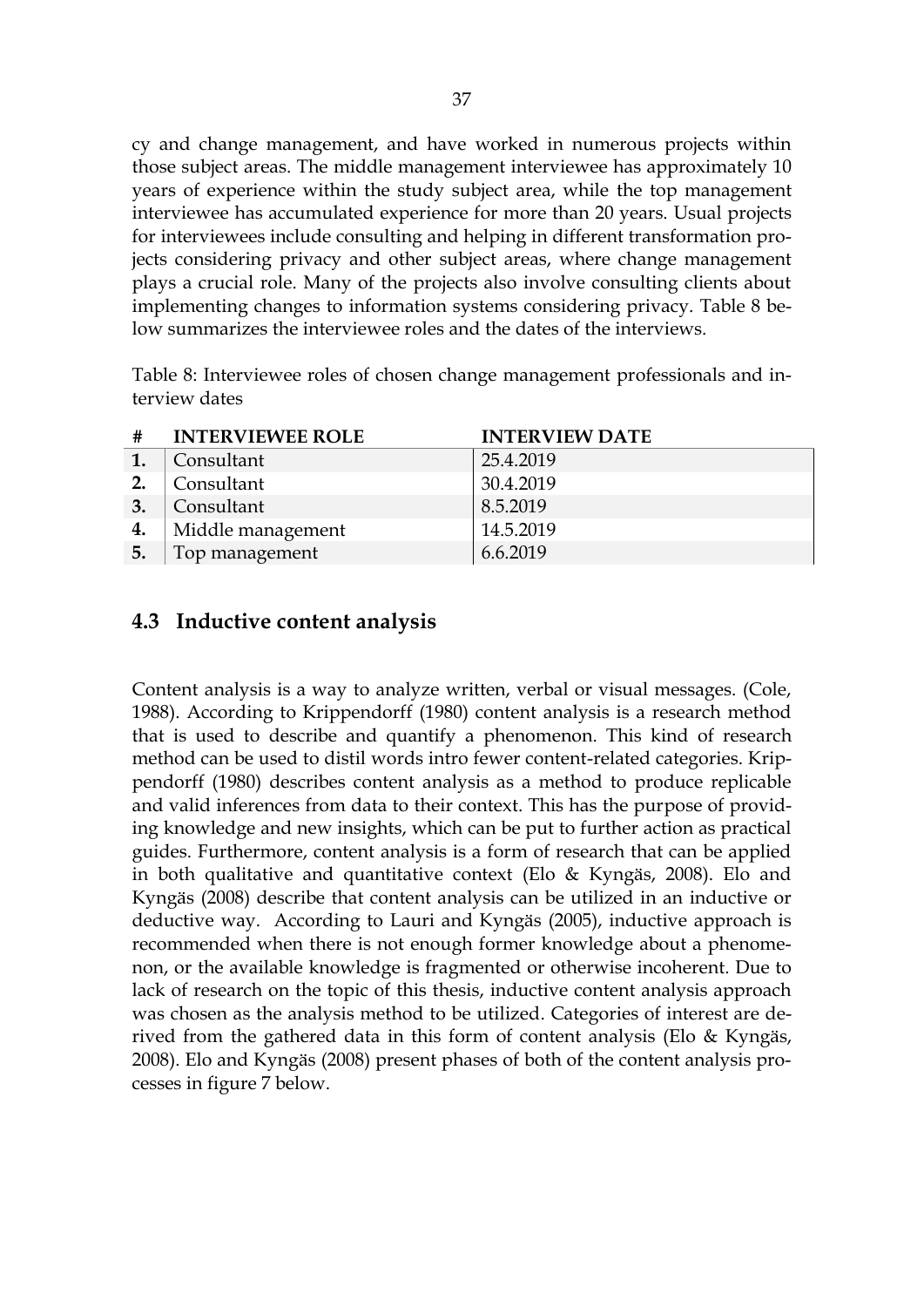cy and change management, and have worked in numerous projects within those subject areas. The middle management interviewee has approximately 10 years of experience within the study subject area, while the top management interviewee has accumulated experience for more than 20 years. Usual projects for interviewees include consulting and helping in different transformation projects considering privacy and other subject areas, where change management plays a crucial role. Many of the projects also involve consulting clients about implementing changes to information systems considering privacy. Table 8 below summarizes the interviewee roles and the dates of the interviews.

Table 8: Interviewee roles of chosen change management professionals and interview dates

| # | INTERVIEWEE ROLE | INTERVIEW DATE |
|---|---|---|
| **1.** | Consultant | 25.4.2019 |
| **2.** | Consultant | 30.4.2019 |
| **3.** | Consultant | 8.5.2019 |
| **4.** | Middle management | 14.5.2019 |
| **5.** | Top management | 6.6.2019 |

## 4.3 Inductive content analysis

Content analysis is a way to analyze written, verbal or visual messages. (Cole, 1988). According to Krippendorff (1980) content analysis is a research method that is used to describe and quantify a phenomenon. This kind of research method can be used to distil words intro fewer content-related categories. Krippendorff (1980) describes content analysis as a method to produce replicable and valid inferences from data to their context. This has the purpose of providing knowledge and new insights, which can be put to further action as practical guides. Furthermore, content analysis is a form of research that can be applied in both qualitative and quantitative context (Elo & Kyngäs, 2008). Elo and Kyngäs (2008) describe that content analysis can be utilized in an inductive or deductive way. According to Lauri and Kyngäs (2005), inductive approach is recommended when there is not enough former knowledge about a phenomenon, or the available knowledge is fragmented or otherwise incoherent. Due to lack of research on the topic of this thesis, inductive content analysis approach was chosen as the analysis method to be utilized. Categories of interest are derived from the gathered data in this form of content analysis (Elo & Kyngäs, 2008). Elo and Kyngäs (2008) present phases of both of the content analysis processes in figure 7 below.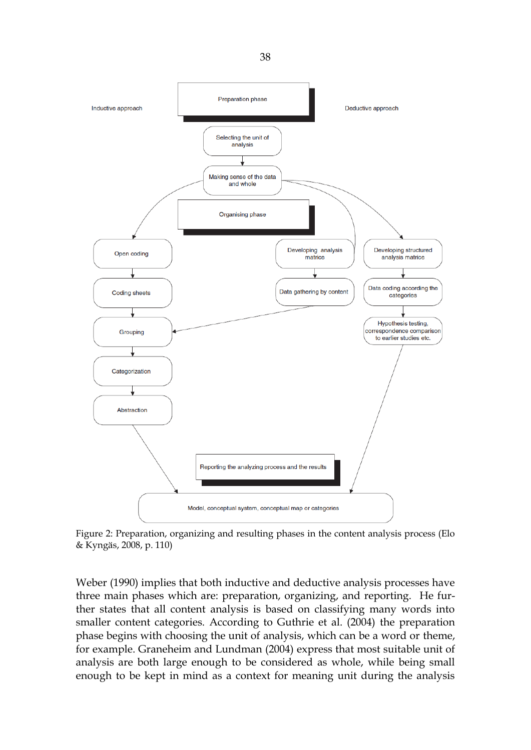Inductive approach

Preparation phase

Deductive approach

Selecting the unit of analysis

Making sense of the data and whole

Organising phase

Open coding

Developing analysis matrice

Developing structured analysis matrice

Coding sheets

Data gathering by content

Data coding according the categories

Grouping

Hypothesis testing, correspondence comparison to earlier studies etc.

Categorization

Abstraction

Reporting the analyzing process and the results

Model, conceptual system, conceptual map or categories

Figure 2: Preparation, organizing and resulting phases in the content analysis process (Elo & Kyngäs, 2008, p. 110)

Weber (1990) implies that both inductive and deductive analysis processes have three main phases which are: preparation, organizing, and reporting. He further states that all content analysis is based on classifying many words into smaller content categories. According to Guthrie et al. (2004) the preparation phase begins with choosing the unit of analysis, which can be a word or theme, for example. Graneheim and Lundman (2004) express that most suitable unit of analysis are both large enough to be considered as whole, while being small enough to be kept in mind as a context for meaning unit during the analysis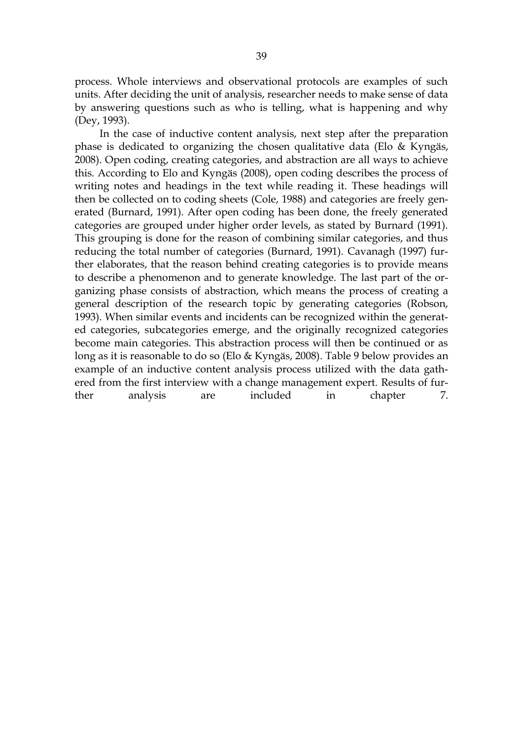process. Whole interviews and observational protocols are examples of such units. After deciding the unit of analysis, researcher needs to make sense of data by answering questions such as who is telling, what is happening and why (Dey, 1993).

In the case of inductive content analysis, next step after the preparation phase is dedicated to organizing the chosen qualitative data (Elo & Kyngäs, 2008). Open coding, creating categories, and abstraction are all ways to achieve this. According to Elo and Kyngäs (2008), open coding describes the process of writing notes and headings in the text while reading it. These headings will then be collected on to coding sheets (Cole, 1988) and categories are freely generated (Burnard, 1991). After open coding has been done, the freely generated categories are grouped under higher order levels, as stated by Burnard (1991). This grouping is done for the reason of combining similar categories, and thus reducing the total number of categories (Burnard, 1991). Cavanagh (1997) further elaborates, that the reason behind creating categories is to provide means to describe a phenomenon and to generate knowledge. The last part of the organizing phase consists of abstraction, which means the process of creating a general description of the research topic by generating categories (Robson, 1993). When similar events and incidents can be recognized within the generated categories, subcategories emerge, and the originally recognized categories become main categories. This abstraction process will then be continued or as long as it is reasonable to do so (Elo & Kyngäs, 2008). Table 9 below provides an example of an inductive content analysis process utilized with the data gathered from the first interview with a change management expert. Results of further analysis are included in chapter 7.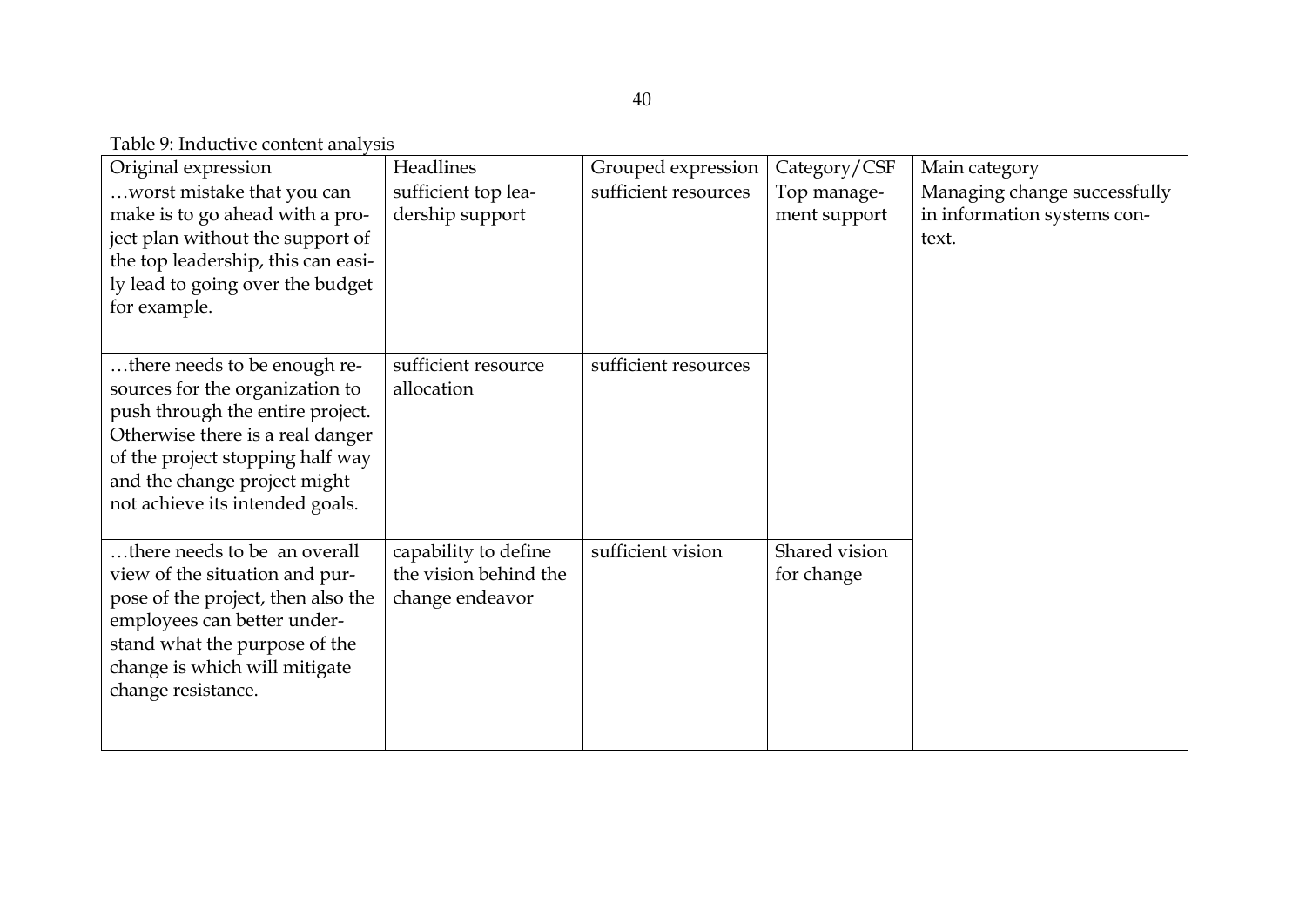Table 9: Inductive content analysis

| Original expression | Headlines | Grouped expression | Category/CSF | Main category |
|---|---|---|---|---|
| …worst mistake that you can make is to go ahead with a project plan without the support of the top leadership, this can easily lead to going over the budget for example. | sufficient top leadership support | sufficient resources | Top management support | Managing change successfully in information systems context. |
| …there needs to be enough resources for the organization to push through the entire project. Otherwise there is a real danger of the project stopping half way and the change project might not achieve its intended goals. | sufficient resource allocation | sufficient resources | | |
| …there needs to be an overall view of the situation and purpose of the project, then also the employees can better understand what the purpose of the change is which will mitigate change resistance. | capability to define the vision behind the change endeavor | sufficient vision | Shared vision for change | |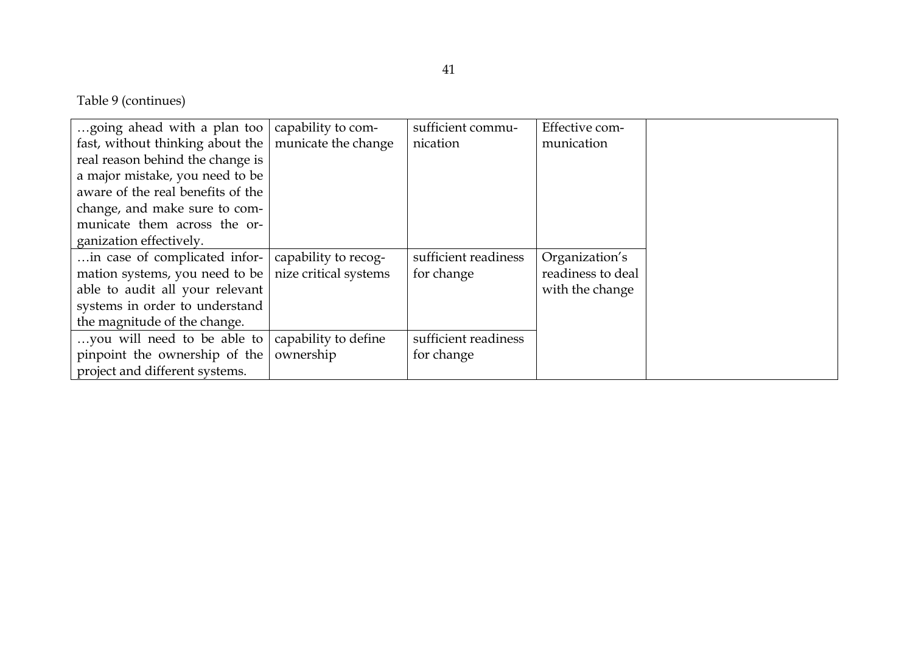Table 9 (continues)

| | | | | |
|---|---|---|---|---|
| …going ahead with a plan too fast, without thinking about the real reason behind the change is a major mistake, you need to be aware of the real benefits of the change, and make sure to communicate them across the organization effectively. | capability to communicate the change | sufficient communication | Effective communication | |
| …in case of complicated information systems, you need to be able to audit all your relevant systems in order to understand the magnitude of the change. | capability to recognize critical systems | sufficient readiness for change | Organization's readiness to deal with the change | |
| …you will need to be able to pinpoint the ownership of the project and different systems. | capability to define ownership | sufficient readiness for change | | |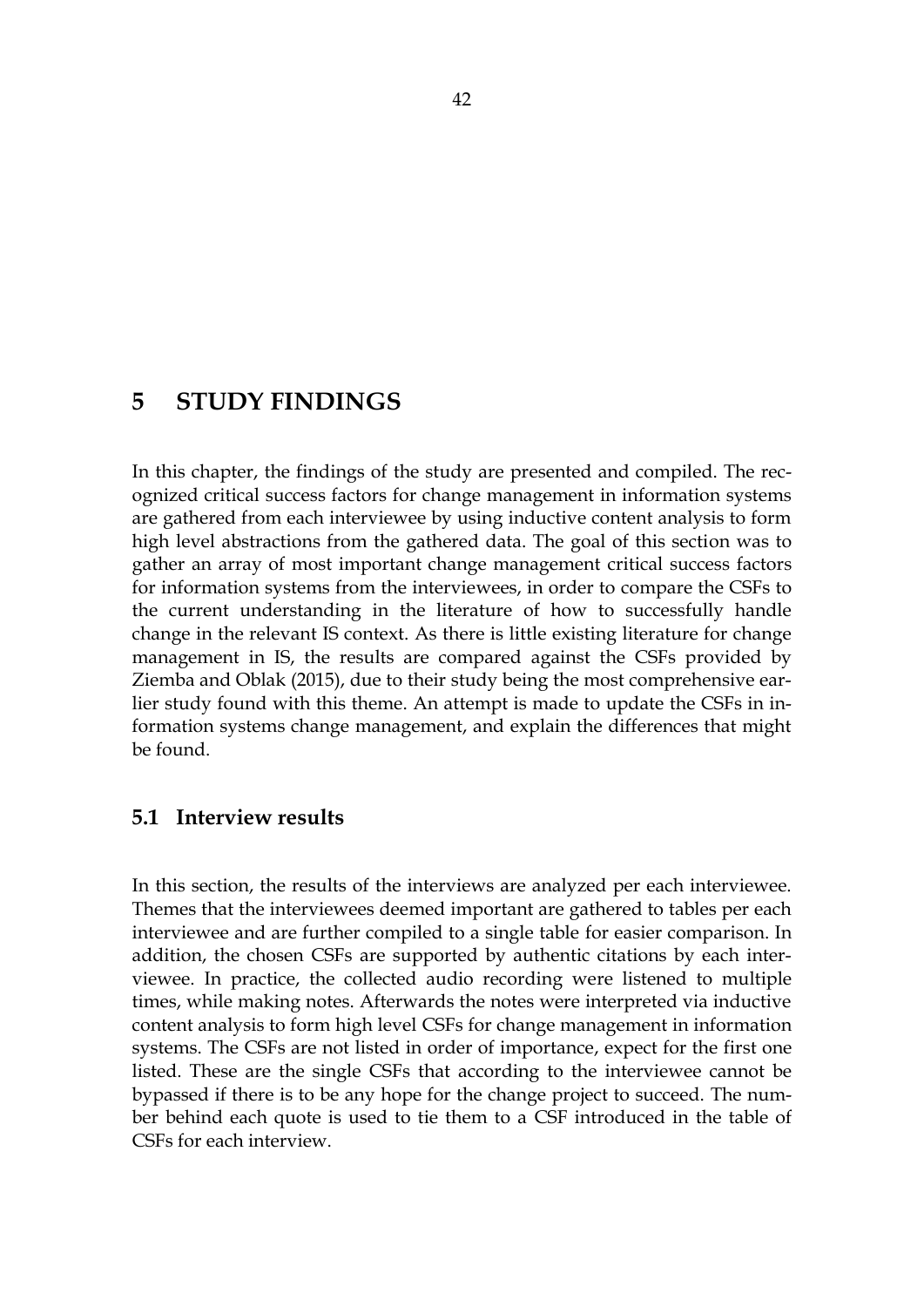# 5 STUDY FINDINGS

In this chapter, the findings of the study are presented and compiled. The recognized critical success factors for change management in information systems are gathered from each interviewee by using inductive content analysis to form high level abstractions from the gathered data. The goal of this section was to gather an array of most important change management critical success factors for information systems from the interviewees, in order to compare the CSFs to the current understanding in the literature of how to successfully handle change in the relevant IS context. As there is little existing literature for change management in IS, the results are compared against the CSFs provided by Ziemba and Oblak (2015), due to their study being the most comprehensive earlier study found with this theme. An attempt is made to update the CSFs in information systems change management, and explain the differences that might be found.

## 5.1 Interview results

In this section, the results of the interviews are analyzed per each interviewee. Themes that the interviewees deemed important are gathered to tables per each interviewee and are further compiled to a single table for easier comparison. In addition, the chosen CSFs are supported by authentic citations by each interviewee. In practice, the collected audio recording were listened to multiple times, while making notes. Afterwards the notes were interpreted via inductive content analysis to form high level CSFs for change management in information systems. The CSFs are not listed in order of importance, expect for the first one listed. These are the single CSFs that according to the interviewee cannot be bypassed if there is to be any hope for the change project to succeed. The number behind each quote is used to tie them to a CSF introduced in the table of CSFs for each interview.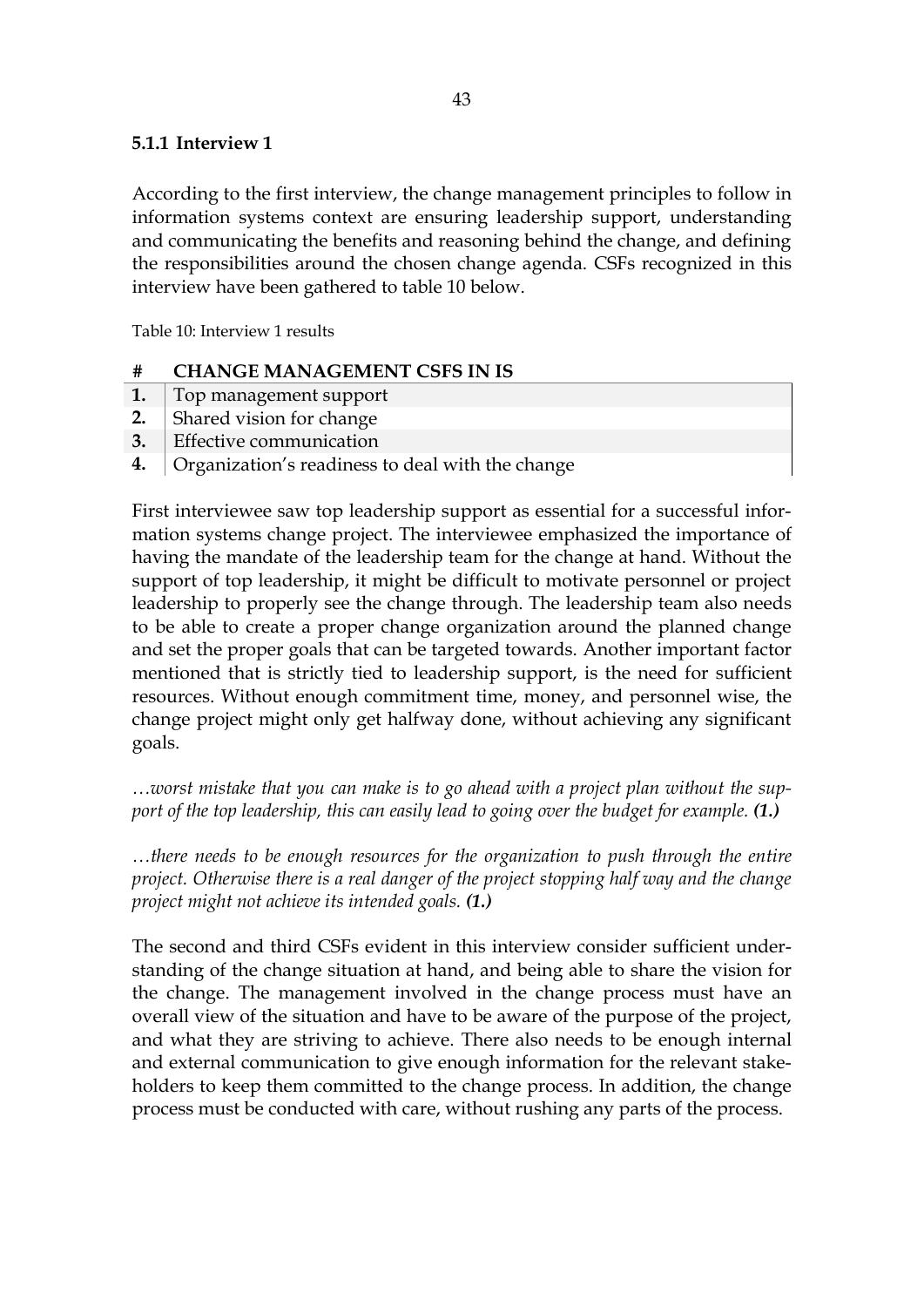### 5.1.1 Interview 1

According to the first interview, the change management principles to follow in information systems context are ensuring leadership support, understanding and communicating the benefits and reasoning behind the change, and defining the responsibilities around the chosen change agenda. CSFs recognized in this interview have been gathered to table 10 below.

Table 10: Interview 1 results

| # | CHANGE MANAGEMENT CSFS IN IS |
|---|---|
| **1.** | Top management support |
| **2.** | Shared vision for change |
| **3.** | Effective communication |
| **4.** | Organization's readiness to deal with the change |

First interviewee saw top leadership support as essential for a successful information systems change project. The interviewee emphasized the importance of having the mandate of the leadership team for the change at hand. Without the support of top leadership, it might be difficult to motivate personnel or project leadership to properly see the change through. The leadership team also needs to be able to create a proper change organization around the planned change and set the proper goals that can be targeted towards. Another important factor mentioned that is strictly tied to leadership support, is the need for sufficient resources. Without enough commitment time, money, and personnel wise, the change project might only get halfway done, without achieving any significant goals.

*…worst mistake that you can make is to go ahead with a project plan without the support of the top leadership, this can easily lead to going over the budget for example.* ***(1.)***

*…there needs to be enough resources for the organization to push through the entire project. Otherwise there is a real danger of the project stopping half way and the change project might not achieve its intended goals.* ***(1.)***

The second and third CSFs evident in this interview consider sufficient understanding of the change situation at hand, and being able to share the vision for the change. The management involved in the change process must have an overall view of the situation and have to be aware of the purpose of the project, and what they are striving to achieve. There also needs to be enough internal and external communication to give enough information for the relevant stakeholders to keep them committed to the change process. In addition, the change process must be conducted with care, without rushing any parts of the process.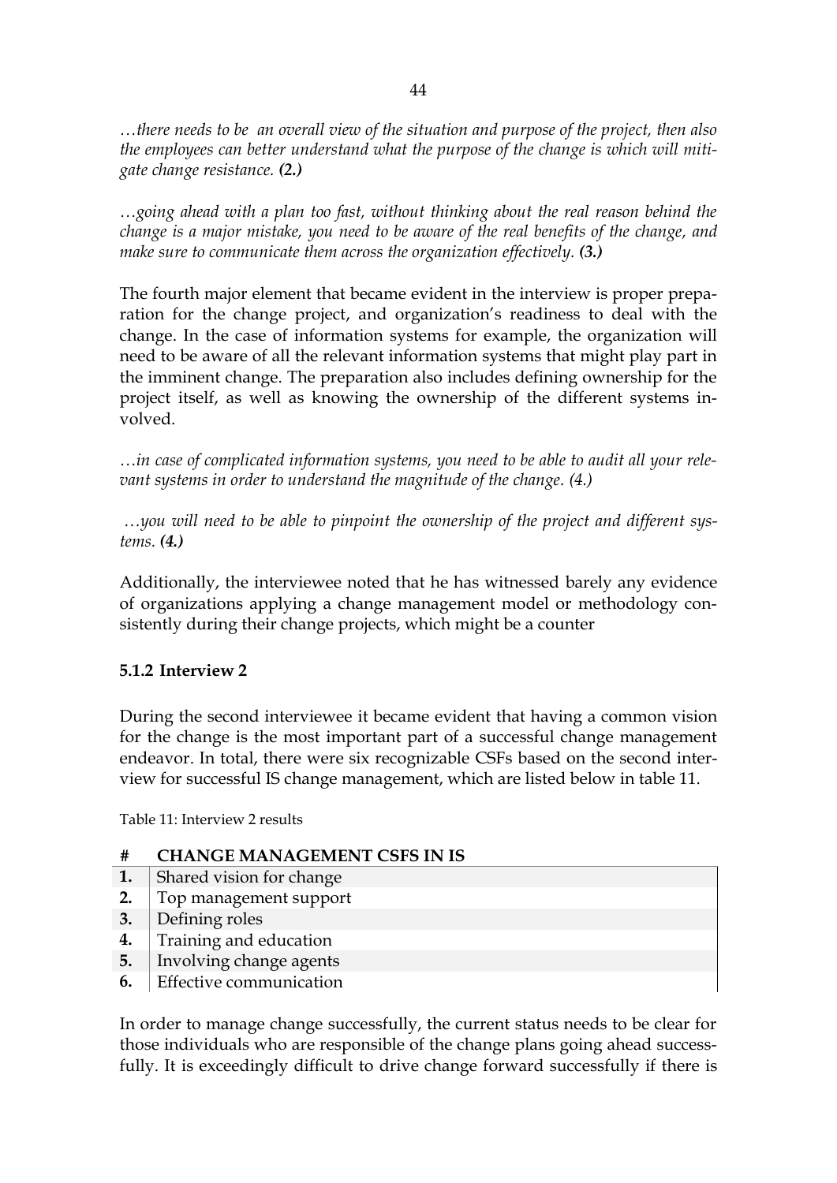*…there needs to be  an overall view of the situation and purpose of the project, then also the employees can better understand what the purpose of the change is which will mitigate change resistance.* ***(2.)***

*…going ahead with a plan too fast, without thinking about the real reason behind the change is a major mistake, you need to be aware of the real benefits of the change, and make sure to communicate them across the organization effectively.* ***(3.)***

The fourth major element that became evident in the interview is proper preparation for the change project, and organization’s readiness to deal with the change. In the case of information systems for example, the organization will need to be aware of all the relevant information systems that might play part in the imminent change. The preparation also includes defining ownership for the project itself, as well as knowing the ownership of the different systems involved.

*…in case of complicated information systems, you need to be able to audit all your relevant systems in order to understand the magnitude of the change. (4.)*

*…you will need to be able to pinpoint the ownership of the project and different systems.* ***(4.)***

Additionally, the interviewee noted that he has witnessed barely any evidence of organizations applying a change management model or methodology consistently during their change projects, which might be a counter

### 5.1.2 Interview 2

During the second interviewee it became evident that having a common vision for the change is the most important part of a successful change management endeavor. In total, there were six recognizable CSFs based on the second interview for successful IS change management, which are listed below in table 11.

Table 11: Interview 2 results

| # | CHANGE MANAGEMENT CSFS IN IS |
|---|---|
| **1.** | Shared vision for change |
| **2.** | Top management support |
| **3.** | Defining roles |
| **4.** | Training and education |
| **5.** | Involving change agents |
| **6.** | Effective communication |

In order to manage change successfully, the current status needs to be clear for those individuals who are responsible of the change plans going ahead successfully. It is exceedingly difficult to drive change forward successfully if there is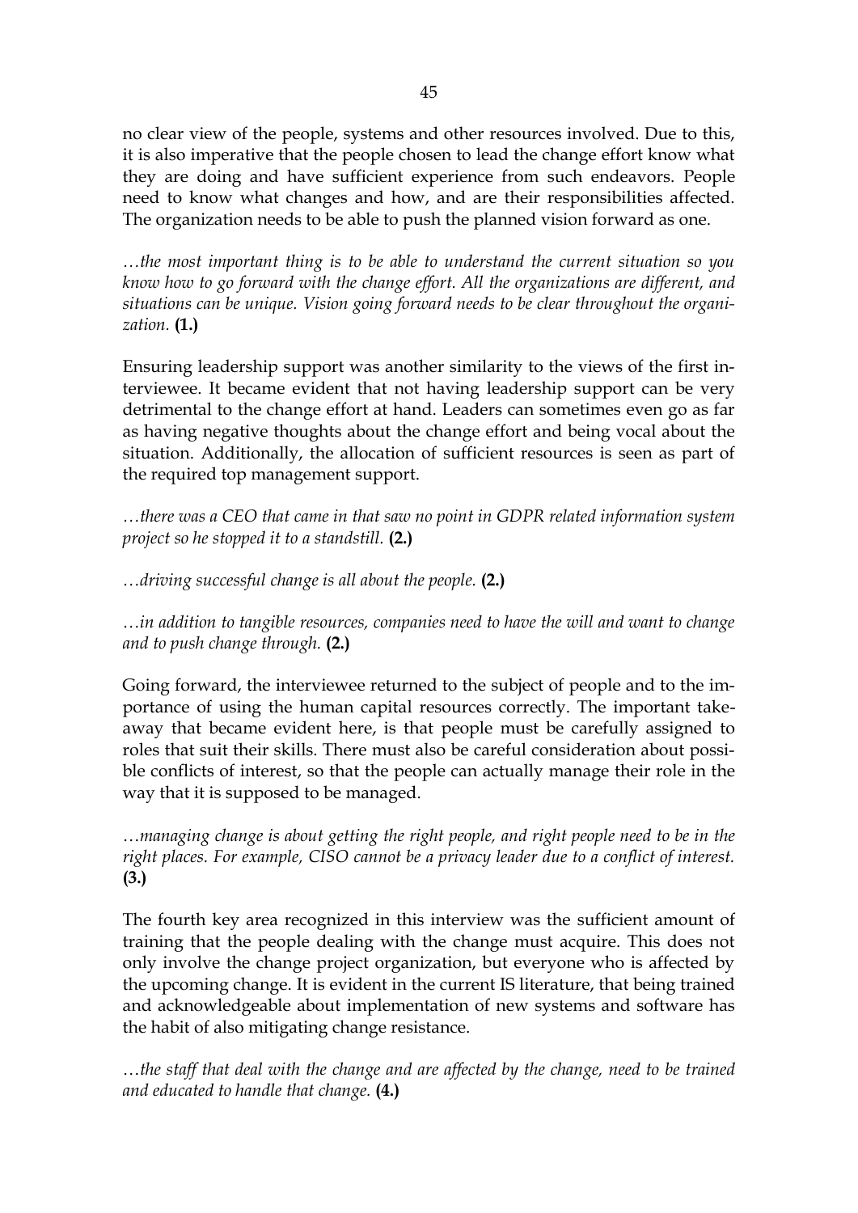no clear view of the people, systems and other resources involved. Due to this, it is also imperative that the people chosen to lead the change effort know what they are doing and have sufficient experience from such endeavors. People need to know what changes and how, and are their responsibilities affected. The organization needs to be able to push the planned vision forward as one.

*…the most important thing is to be able to understand the current situation so you know how to go forward with the change effort. All the organizations are different, and situations can be unique. Vision going forward needs to be clear throughout the organization.* **(1.)**

Ensuring leadership support was another similarity to the views of the first interviewee. It became evident that not having leadership support can be very detrimental to the change effort at hand. Leaders can sometimes even go as far as having negative thoughts about the change effort and being vocal about the situation. Additionally, the allocation of sufficient resources is seen as part of the required top management support.

*…there was a CEO that came in that saw no point in GDPR related information system project so he stopped it to a standstill.* **(2.)**

*…driving successful change is all about the people.* **(2.)**

*…in addition to tangible resources, companies need to have the will and want to change and to push change through.* **(2.)**

Going forward, the interviewee returned to the subject of people and to the importance of using the human capital resources correctly. The important takeaway that became evident here, is that people must be carefully assigned to roles that suit their skills. There must also be careful consideration about possible conflicts of interest, so that the people can actually manage their role in the way that it is supposed to be managed.

*…managing change is about getting the right people, and right people need to be in the right places. For example, CISO cannot be a privacy leader due to a conflict of interest.* **(3.)**

The fourth key area recognized in this interview was the sufficient amount of training that the people dealing with the change must acquire. This does not only involve the change project organization, but everyone who is affected by the upcoming change. It is evident in the current IS literature, that being trained and acknowledgeable about implementation of new systems and software has the habit of also mitigating change resistance.

*…the staff that deal with the change and are affected by the change, need to be trained and educated to handle that change.* **(4.)**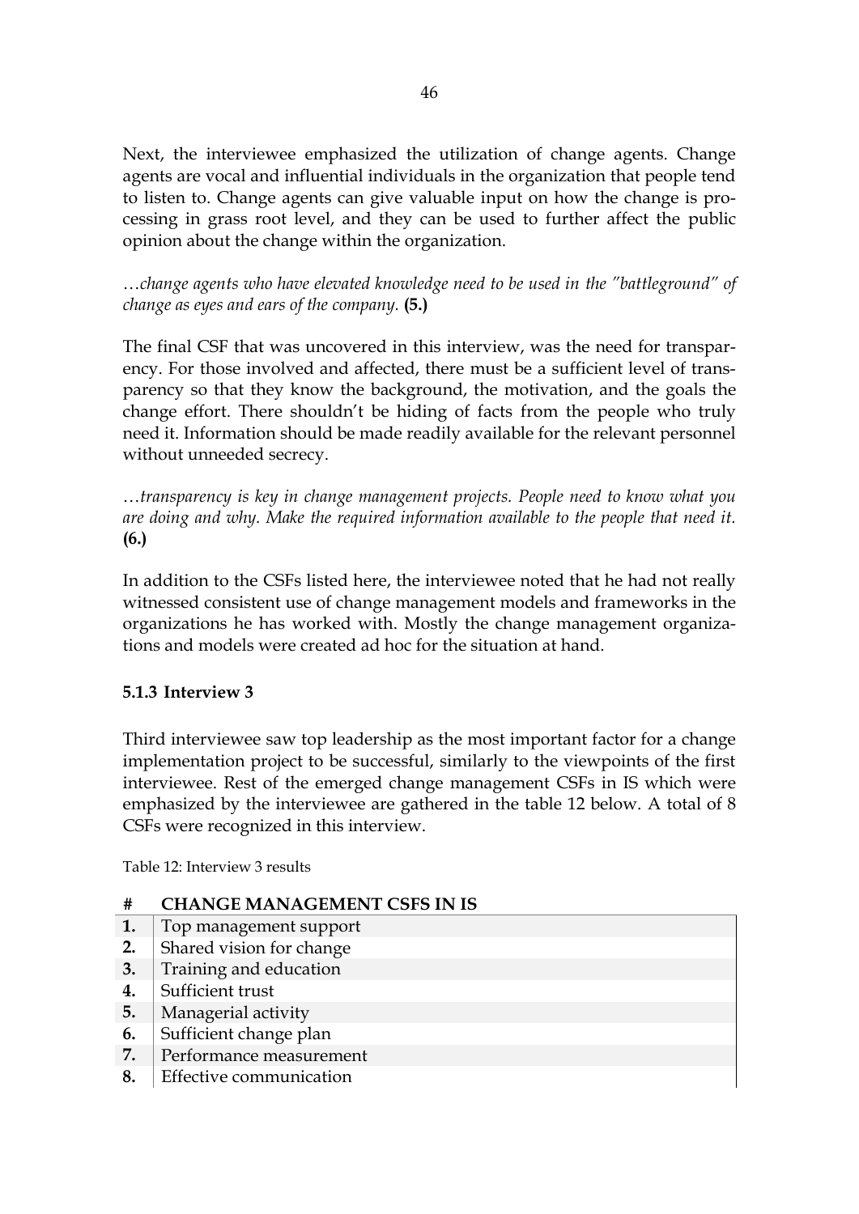Next, the interviewee emphasized the utilization of change agents. Change agents are vocal and influential individuals in the organization that people tend to listen to. Change agents can give valuable input on how the change is processing in grass root level, and they can be used to further affect the public opinion about the change within the organization.

*…change agents who have elevated knowledge need to be used in the "battleground" of change as eyes and ears of the company.* **(5.)**

The final CSF that was uncovered in this interview, was the need for transparency. For those involved and affected, there must be a sufficient level of transparency so that they know the background, the motivation, and the goals the change effort. There shouldn't be hiding of facts from the people who truly need it. Information should be made readily available for the relevant personnel without unneeded secrecy.

*…transparency is key in change management projects. People need to know what you are doing and why. Make the required information available to the people that need it.* **(6.)**

In addition to the CSFs listed here, the interviewee noted that he had not really witnessed consistent use of change management models and frameworks in the organizations he has worked with. Mostly the change management organizations and models were created ad hoc for the situation at hand.

### 5.1.3 Interview 3

Third interviewee saw top leadership as the most important factor for a change implementation project to be successful, similarly to the viewpoints of the first interviewee. Rest of the emerged change management CSFs in IS which were emphasized by the interviewee are gathered in the table 12 below. A total of 8 CSFs were recognized in this interview.

Table 12: Interview 3 results

| # | CHANGE MANAGEMENT CSFS IN IS |
|---|---|
| **1.** | Top management support |
| **2.** | Shared vision for change |
| **3.** | Training and education |
| **4.** | Sufficient trust |
| **5.** | Managerial activity |
| **6.** | Sufficient change plan |
| **7.** | Performance measurement |
| **8.** | Effective communication |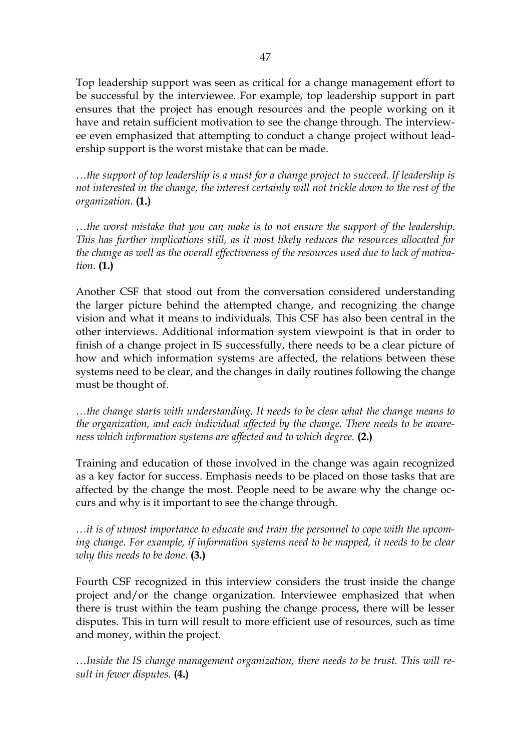Top leadership support was seen as critical for a change management effort to be successful by the interviewee. For example, top leadership support in part ensures that the project has enough resources and the people working on it have and retain sufficient motivation to see the change through. The interviewee even emphasized that attempting to conduct a change project without leadership support is the worst mistake that can be made.

*…the support of top leadership is a must for a change project to succeed. If leadership is not interested in the change, the interest certainly will not trickle down to the rest of the organization.* **(1.)**

*…the worst mistake that you can make is to not ensure the support of the leadership. This has further implications still, as it most likely reduces the resources allocated for the change as well as the overall effectiveness of the resources used due to lack of motivation.* **(1.)**

Another CSF that stood out from the conversation considered understanding the larger picture behind the attempted change, and recognizing the change vision and what it means to individuals. This CSF has also been central in the other interviews. Additional information system viewpoint is that in order to finish of a change project in IS successfully, there needs to be a clear picture of how and which information systems are affected, the relations between these systems need to be clear, and the changes in daily routines following the change must be thought of.

*…the change starts with understanding. It needs to be clear what the change means to the organization, and each individual affected by the change. There needs to be awareness which information systems are affected and to which degree.* **(2.)**

Training and education of those involved in the change was again recognized as a key factor for success. Emphasis needs to be placed on those tasks that are affected by the change the most. People need to be aware why the change occurs and why is it important to see the change through.

*…it is of utmost importance to educate and train the personnel to cope with the upcoming change. For example, if information systems need to be mapped, it needs to be clear why this needs to be done.* **(3.)**

Fourth CSF recognized in this interview considers the trust inside the change project and/or the change organization. Interviewee emphasized that when there is trust within the team pushing the change process, there will be lesser disputes. This in turn will result to more efficient use of resources, such as time and money, within the project.

*…Inside the IS change management organization, there needs to be trust. This will result in fewer disputes.* **(4.)**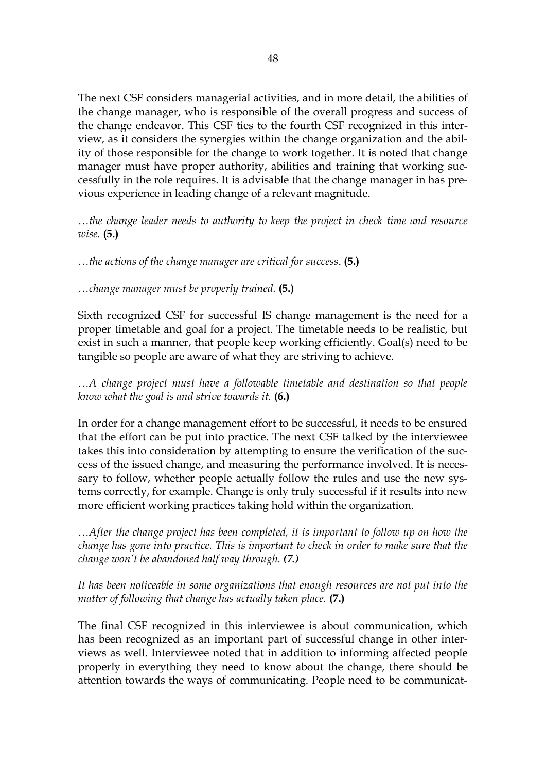The next CSF considers managerial activities, and in more detail, the abilities of the change manager, who is responsible of the overall progress and success of the change endeavor. This CSF ties to the fourth CSF recognized in this interview, as it considers the synergies within the change organization and the ability of those responsible for the change to work together. It is noted that change manager must have proper authority, abilities and training that working successfully in the role requires. It is advisable that the change manager in has previous experience in leading change of a relevant magnitude.

*…the change leader needs to authority to keep the project in check time and resource wise.* **(5.)**

*…the actions of the change manager are critical for success*. **(5.)**

*…change manager must be properly trained.* **(5.)**

Sixth recognized CSF for successful IS change management is the need for a proper timetable and goal for a project. The timetable needs to be realistic, but exist in such a manner, that people keep working efficiently. Goal(s) need to be tangible so people are aware of what they are striving to achieve.

*…A change project must have a followable timetable and destination so that people know what the goal is and strive towards it.* **(6.)**

In order for a change management effort to be successful, it needs to be ensured that the effort can be put into practice. The next CSF talked by the interviewee takes this into consideration by attempting to ensure the verification of the success of the issued change, and measuring the performance involved. It is necessary to follow, whether people actually follow the rules and use the new systems correctly, for example. Change is only truly successful if it results into new more efficient working practices taking hold within the organization.

*…After the change project has been completed, it is important to follow up on how the change has gone into practice. This is important to check in order to make sure that the change won't be abandoned half way through. **(7.)***

*It has been noticeable in some organizations that enough resources are not put into the matter of following that change has actually taken place.* **(7.)**

The final CSF recognized in this interviewee is about communication, which has been recognized as an important part of successful change in other interviews as well. Interviewee noted that in addition to informing affected people properly in everything they need to know about the change, there should be attention towards the ways of communicating. People need to be communicat-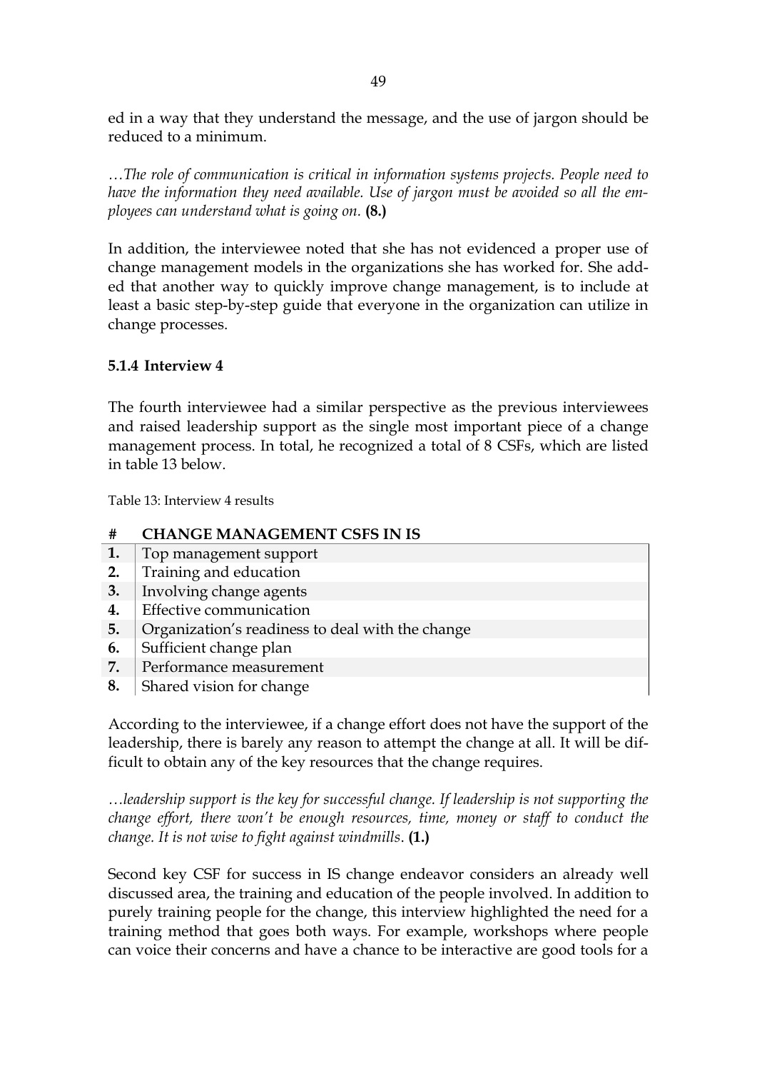ed in a way that they understand the message, and the use of jargon should be reduced to a minimum.

*…The role of communication is critical in information systems projects. People need to have the information they need available. Use of jargon must be avoided so all the employees can understand what is going on.* **(8.)**

In addition, the interviewee noted that she has not evidenced a proper use of change management models in the organizations she has worked for. She added that another way to quickly improve change management, is to include at least a basic step-by-step guide that everyone in the organization can utilize in change processes.

### 5.1.4 Interview 4

The fourth interviewee had a similar perspective as the previous interviewees and raised leadership support as the single most important piece of a change management process. In total, he recognized a total of 8 CSFs, which are listed in table 13 below.

Table 13: Interview 4 results

| # | CHANGE MANAGEMENT CSFS IN IS |
|---|---|
| **1.** | Top management support |
| **2.** | Training and education |
| **3.** | Involving change agents |
| **4.** | Effective communication |
| **5.** | Organization's readiness to deal with the change |
| **6.** | Sufficient change plan |
| **7.** | Performance measurement |
| **8.** | Shared vision for change |

According to the interviewee, if a change effort does not have the support of the leadership, there is barely any reason to attempt the change at all. It will be difficult to obtain any of the key resources that the change requires.

*…leadership support is the key for successful change. If leadership is not supporting the change effort, there won't be enough resources, time, money or staff to conduct the change. It is not wise to fight against windmills.* **(1.)**

Second key CSF for success in IS change endeavor considers an already well discussed area, the training and education of the people involved. In addition to purely training people for the change, this interview highlighted the need for a training method that goes both ways. For example, workshops where people can voice their concerns and have a chance to be interactive are good tools for a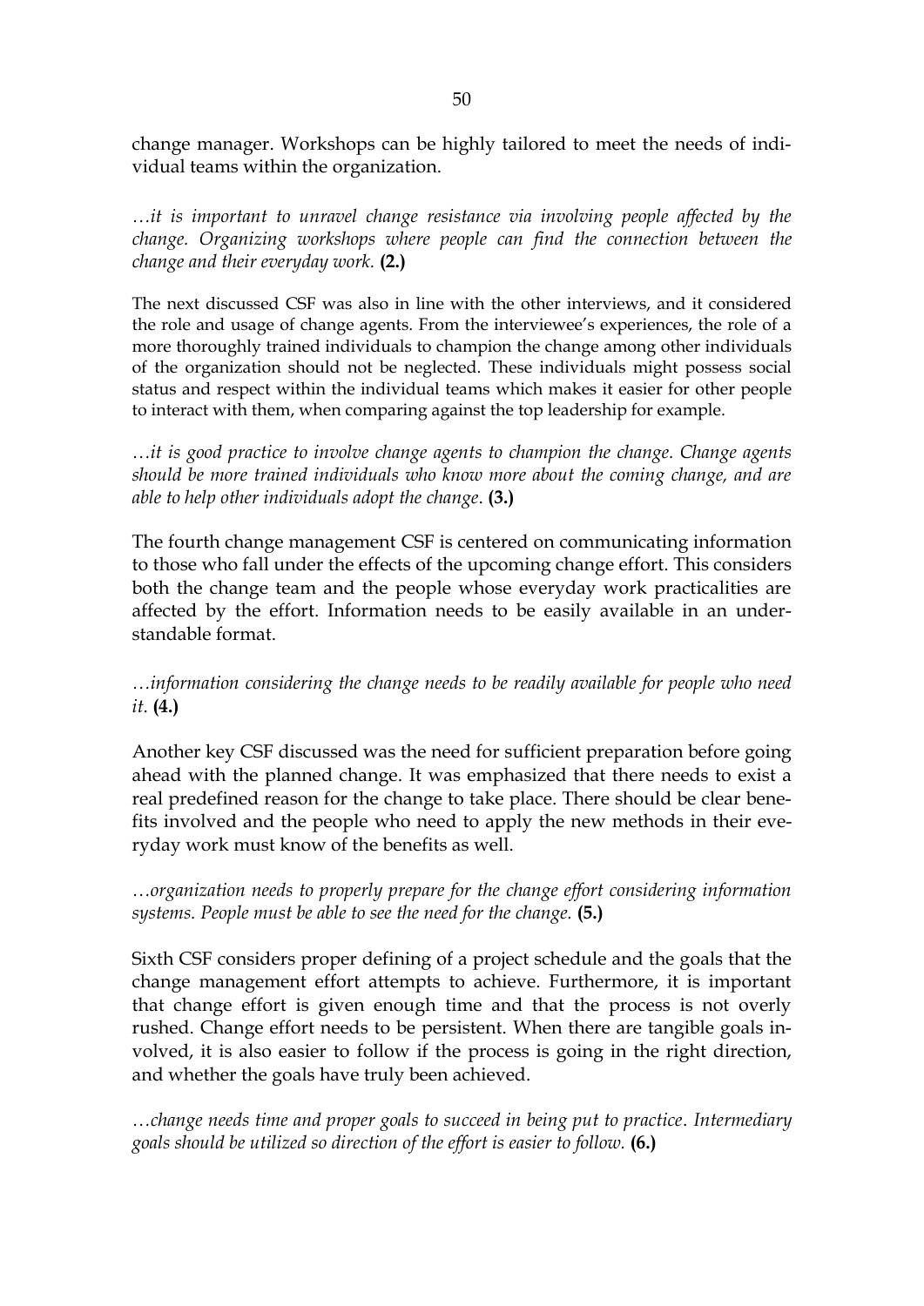change manager. Workshops can be highly tailored to meet the needs of individual teams within the organization.

*…it is important to unravel change resistance via involving people affected by the change. Organizing workshops where people can find the connection between the change and their everyday work.* **(2.)**

The next discussed CSF was also in line with the other interviews, and it considered the role and usage of change agents. From the interviewee's experiences, the role of a more thoroughly trained individuals to champion the change among other individuals of the organization should not be neglected. These individuals might possess social status and respect within the individual teams which makes it easier for other people to interact with them, when comparing against the top leadership for example.

*…it is good practice to involve change agents to champion the change. Change agents should be more trained individuals who know more about the coming change, and are able to help other individuals adopt the change.* **(3.)**

The fourth change management CSF is centered on communicating information to those who fall under the effects of the upcoming change effort. This considers both the change team and the people whose everyday work practicalities are affected by the effort. Information needs to be easily available in an understandable format.

*…information considering the change needs to be readily available for people who need it.* **(4.)**

Another key CSF discussed was the need for sufficient preparation before going ahead with the planned change. It was emphasized that there needs to exist a real predefined reason for the change to take place. There should be clear benefits involved and the people who need to apply the new methods in their everyday work must know of the benefits as well.

*…organization needs to properly prepare for the change effort considering information systems. People must be able to see the need for the change.* **(5.)**

Sixth CSF considers proper defining of a project schedule and the goals that the change management effort attempts to achieve. Furthermore, it is important that change effort is given enough time and that the process is not overly rushed. Change effort needs to be persistent. When there are tangible goals involved, it is also easier to follow if the process is going in the right direction, and whether the goals have truly been achieved.

*…change needs time and proper goals to succeed in being put to practice. Intermediary goals should be utilized so direction of the effort is easier to follow.* **(6.)**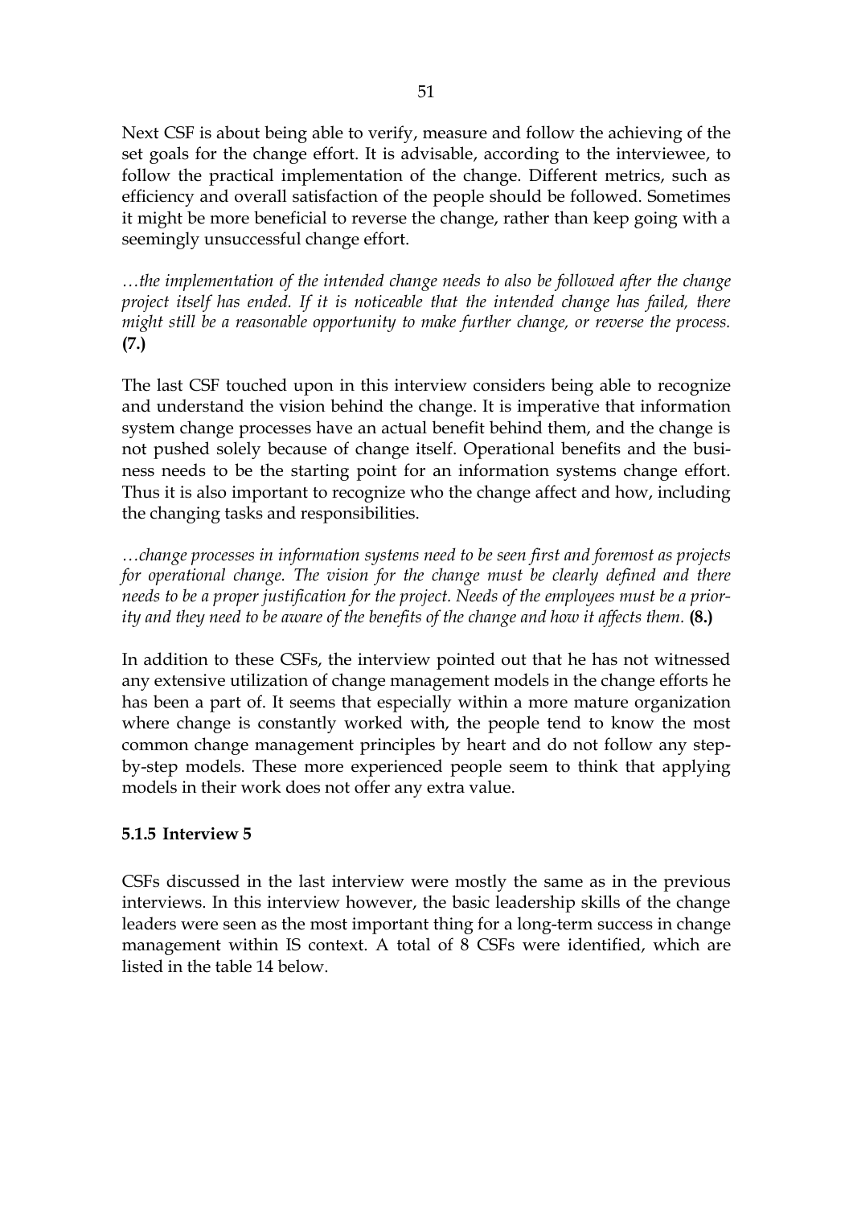Next CSF is about being able to verify, measure and follow the achieving of the set goals for the change effort. It is advisable, according to the interviewee, to follow the practical implementation of the change. Different metrics, such as efficiency and overall satisfaction of the people should be followed. Sometimes it might be more beneficial to reverse the change, rather than keep going with a seemingly unsuccessful change effort.

*…the implementation of the intended change needs to also be followed after the change project itself has ended. If it is noticeable that the intended change has failed, there might still be a reasonable opportunity to make further change, or reverse the process.* **(7.)**

The last CSF touched upon in this interview considers being able to recognize and understand the vision behind the change. It is imperative that information system change processes have an actual benefit behind them, and the change is not pushed solely because of change itself. Operational benefits and the business needs to be the starting point for an information systems change effort. Thus it is also important to recognize who the change affect and how, including the changing tasks and responsibilities.

*…change processes in information systems need to be seen first and foremost as projects for operational change. The vision for the change must be clearly defined and there needs to be a proper justification for the project. Needs of the employees must be a priority and they need to be aware of the benefits of the change and how it affects them.* **(8.)**

In addition to these CSFs, the interview pointed out that he has not witnessed any extensive utilization of change management models in the change efforts he has been a part of. It seems that especially within a more mature organization where change is constantly worked with, the people tend to know the most common change management principles by heart and do not follow any step-by-step models. These more experienced people seem to think that applying models in their work does not offer any extra value.

### 5.1.5 Interview 5

CSFs discussed in the last interview were mostly the same as in the previous interviews. In this interview however, the basic leadership skills of the change leaders were seen as the most important thing for a long-term success in change management within IS context. A total of 8 CSFs were identified, which are listed in the table 14 below.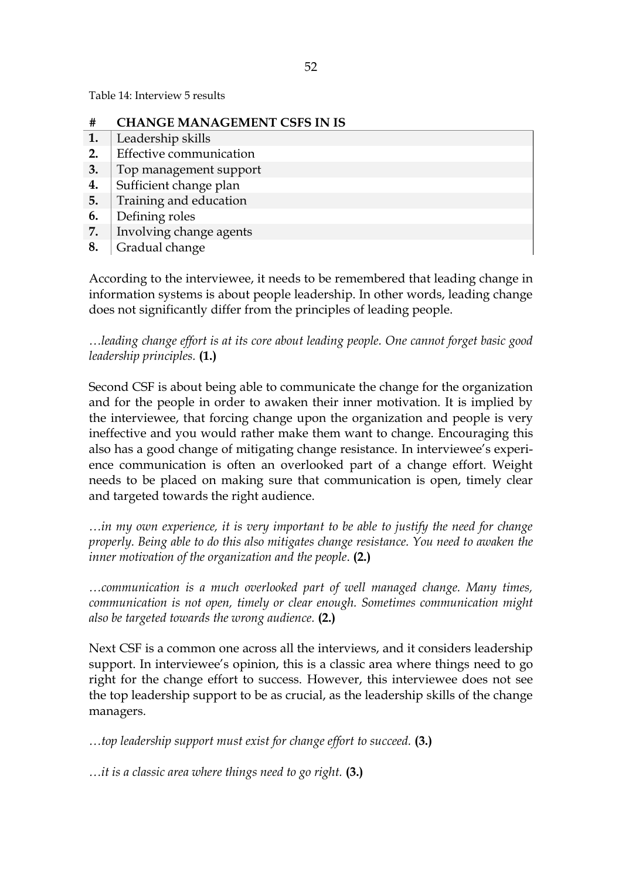Table 14: Interview 5 results

| # | CHANGE MANAGEMENT CSFS IN IS |
|---|---|
| **1.** | Leadership skills |
| **2.** | Effective communication |
| **3.** | Top management support |
| **4.** | Sufficient change plan |
| **5.** | Training and education |
| **6.** | Defining roles |
| **7.** | Involving change agents |
| **8.** | Gradual change |

According to the interviewee, it needs to be remembered that leading change in information systems is about people leadership. In other words, leading change does not significantly differ from the principles of leading people.

*…leading change effort is at its core about leading people. One cannot forget basic good leadership principles.* **(1.)**

Second CSF is about being able to communicate the change for the organization and for the people in order to awaken their inner motivation. It is implied by the interviewee, that forcing change upon the organization and people is very ineffective and you would rather make them want to change. Encouraging this also has a good change of mitigating change resistance. In interviewee's experience communication is often an overlooked part of a change effort. Weight needs to be placed on making sure that communication is open, timely clear and targeted towards the right audience.

*…in my own experience, it is very important to be able to justify the need for change properly. Being able to do this also mitigates change resistance. You need to awaken the inner motivation of the organization and the people.* **(2.)**

*…communication is a much overlooked part of well managed change. Many times, communication is not open, timely or clear enough. Sometimes communication might also be targeted towards the wrong audience.* **(2.)**

Next CSF is a common one across all the interviews, and it considers leadership support. In interviewee's opinion, this is a classic area where things need to go right for the change effort to success. However, this interviewee does not see the top leadership support to be as crucial, as the leadership skills of the change managers.

*…top leadership support must exist for change effort to succeed.* **(3.)**

*…it is a classic area where things need to go right.* **(3.)**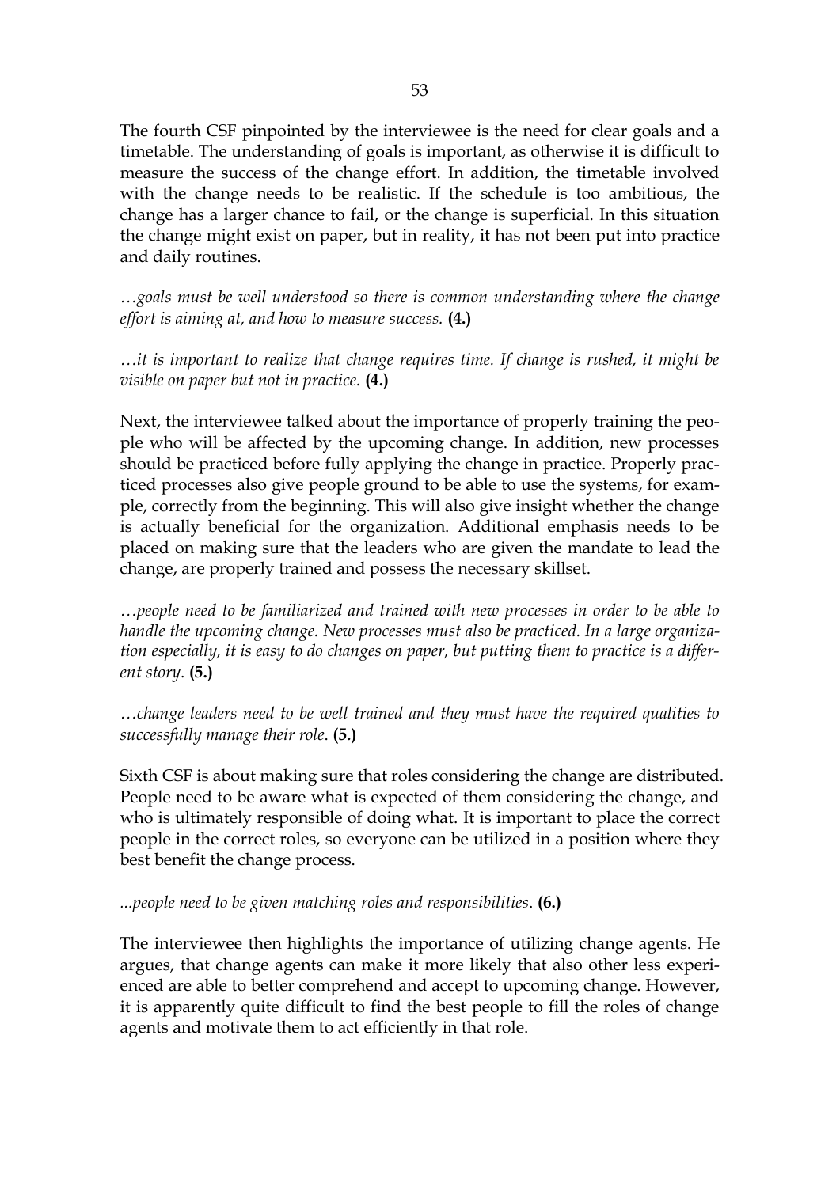The fourth CSF pinpointed by the interviewee is the need for clear goals and a timetable. The understanding of goals is important, as otherwise it is difficult to measure the success of the change effort. In addition, the timetable involved with the change needs to be realistic. If the schedule is too ambitious, the change has a larger chance to fail, or the change is superficial. In this situation the change might exist on paper, but in reality, it has not been put into practice and daily routines.

*…goals must be well understood so there is common understanding where the change effort is aiming at, and how to measure success.* **(4.)**

*…it is important to realize that change requires time. If change is rushed, it might be visible on paper but not in practice.* **(4.)**

Next, the interviewee talked about the importance of properly training the people who will be affected by the upcoming change. In addition, new processes should be practiced before fully applying the change in practice. Properly practiced processes also give people ground to be able to use the systems, for example, correctly from the beginning. This will also give insight whether the change is actually beneficial for the organization. Additional emphasis needs to be placed on making sure that the leaders who are given the mandate to lead the change, are properly trained and possess the necessary skillset.

*…people need to be familiarized and trained with new processes in order to be able to handle the upcoming change. New processes must also be practiced. In a large organization especially, it is easy to do changes on paper, but putting them to practice is a different story.* **(5.)**

*…change leaders need to be well trained and they must have the required qualities to successfully manage their role.* **(5.)**

Sixth CSF is about making sure that roles considering the change are distributed. People need to be aware what is expected of them considering the change, and who is ultimately responsible of doing what. It is important to place the correct people in the correct roles, so everyone can be utilized in a position where they best benefit the change process.

*...people need to be given matching roles and responsibilities.* **(6.)**

The interviewee then highlights the importance of utilizing change agents. He argues, that change agents can make it more likely that also other less experienced are able to better comprehend and accept to upcoming change. However, it is apparently quite difficult to find the best people to fill the roles of change agents and motivate them to act efficiently in that role.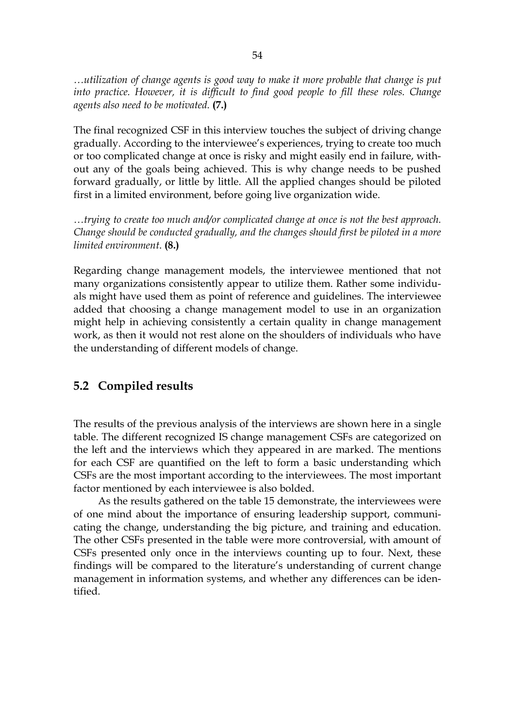*…utilization of change agents is good way to make it more probable that change is put into practice. However, it is difficult to find good people to fill these roles. Change agents also need to be motivated.* **(7.)**

The final recognized CSF in this interview touches the subject of driving change gradually. According to the interviewee's experiences, trying to create too much or too complicated change at once is risky and might easily end in failure, without any of the goals being achieved. This is why change needs to be pushed forward gradually, or little by little. All the applied changes should be piloted first in a limited environment, before going live organization wide.

*…trying to create too much and/or complicated change at once is not the best approach. Change should be conducted gradually, and the changes should first be piloted in a more limited environment.* **(8.)**

Regarding change management models, the interviewee mentioned that not many organizations consistently appear to utilize them. Rather some individuals might have used them as point of reference and guidelines. The interviewee added that choosing a change management model to use in an organization might help in achieving consistently a certain quality in change management work, as then it would not rest alone on the shoulders of individuals who have the understanding of different models of change.

## 5.2 Compiled results

The results of the previous analysis of the interviews are shown here in a single table. The different recognized IS change management CSFs are categorized on the left and the interviews which they appeared in are marked. The mentions for each CSF are quantified on the left to form a basic understanding which CSFs are the most important according to the interviewees. The most important factor mentioned by each interviewee is also bolded.

As the results gathered on the table 15 demonstrate, the interviewees were of one mind about the importance of ensuring leadership support, communicating the change, understanding the big picture, and training and education. The other CSFs presented in the table were more controversial, with amount of CSFs presented only once in the interviews counting up to four. Next, these findings will be compared to the literature's understanding of current change management in information systems, and whether any differences can be identified.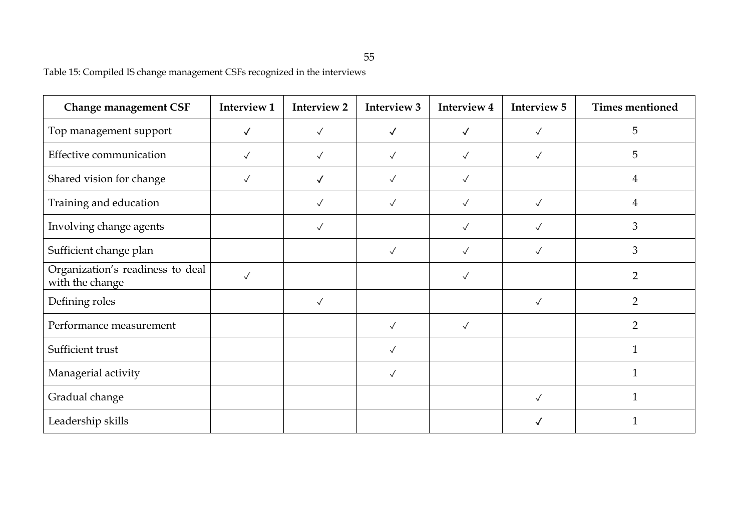Table 15: Compiled IS change management CSFs recognized in the interviews

| Change management CSF | Interview 1 | Interview 2 | Interview 3 | Interview 4 | Interview 5 | Times mentioned |
|---|---|---|---|---|---|---|
| Top management support | ✓ | ✓ | ✓ | ✓ | ✓ | 5 |
| Effective communication | ✓ | ✓ | ✓ | ✓ | ✓ | 5 |
| Shared vision for change | ✓ | ✓ | ✓ | ✓ | | 4 |
| Training and education | | ✓ | ✓ | ✓ | ✓ | 4 |
| Involving change agents | | ✓ | | ✓ | ✓ | 3 |
| Sufficient change plan | | | ✓ | ✓ | ✓ | 3 |
| Organization's readiness to deal with the change | ✓ | | | ✓ | | 2 |
| Defining roles | | ✓ | | | ✓ | 2 |
| Performance measurement | | | ✓ | ✓ | | 2 |
| Sufficient trust | | | ✓ | | | 1 |
| Managerial activity | | | ✓ | | | 1 |
| Gradual change | | | | | ✓ | 1 |
| Leadership skills | | | | | ✓ | 1 |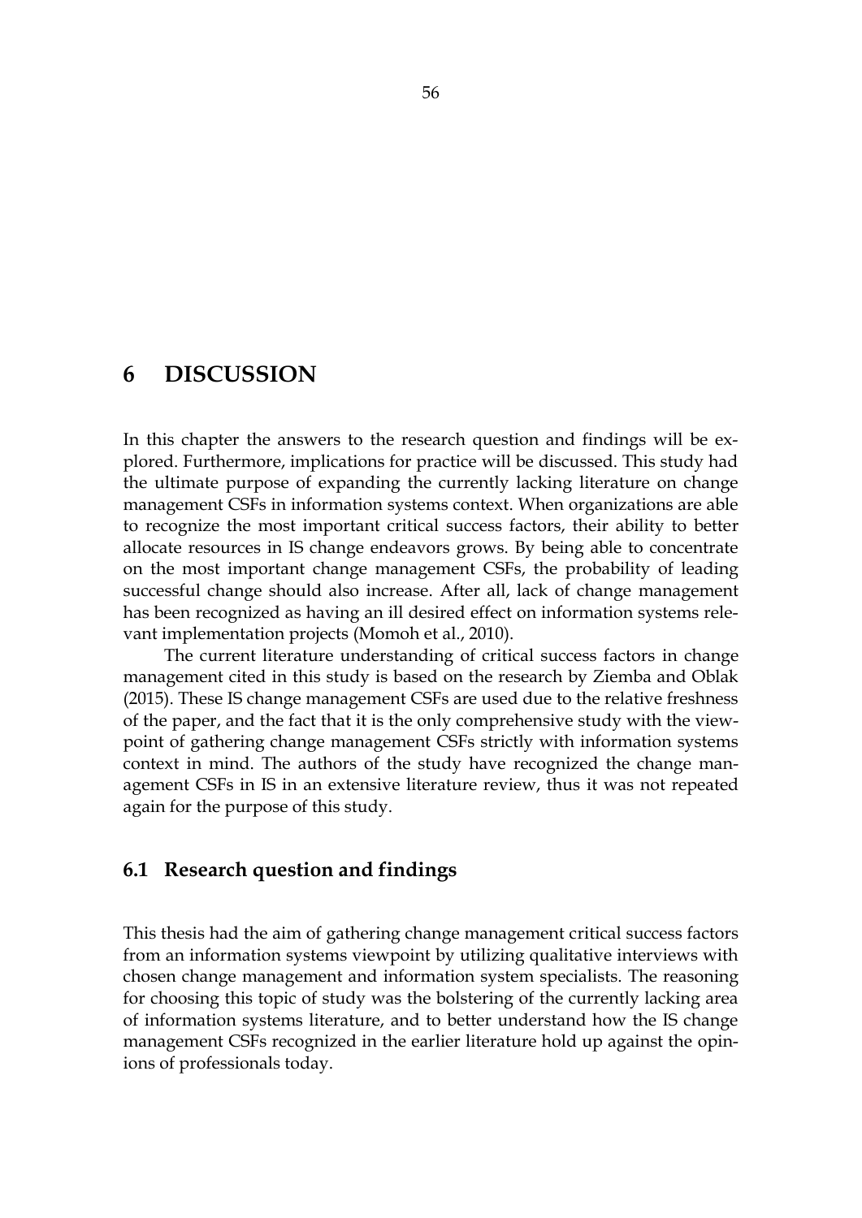# 6 DISCUSSION

In this chapter the answers to the research question and findings will be explored. Furthermore, implications for practice will be discussed. This study had the ultimate purpose of expanding the currently lacking literature on change management CSFs in information systems context. When organizations are able to recognize the most important critical success factors, their ability to better allocate resources in IS change endeavors grows. By being able to concentrate on the most important change management CSFs, the probability of leading successful change should also increase. After all, lack of change management has been recognized as having an ill desired effect on information systems relevant implementation projects (Momoh et al., 2010).

The current literature understanding of critical success factors in change management cited in this study is based on the research by Ziemba and Oblak (2015). These IS change management CSFs are used due to the relative freshness of the paper, and the fact that it is the only comprehensive study with the viewpoint of gathering change management CSFs strictly with information systems context in mind. The authors of the study have recognized the change management CSFs in IS in an extensive literature review, thus it was not repeated again for the purpose of this study.

## 6.1 Research question and findings

This thesis had the aim of gathering change management critical success factors from an information systems viewpoint by utilizing qualitative interviews with chosen change management and information system specialists. The reasoning for choosing this topic of study was the bolstering of the currently lacking area of information systems literature, and to better understand how the IS change management CSFs recognized in the earlier literature hold up against the opinions of professionals today.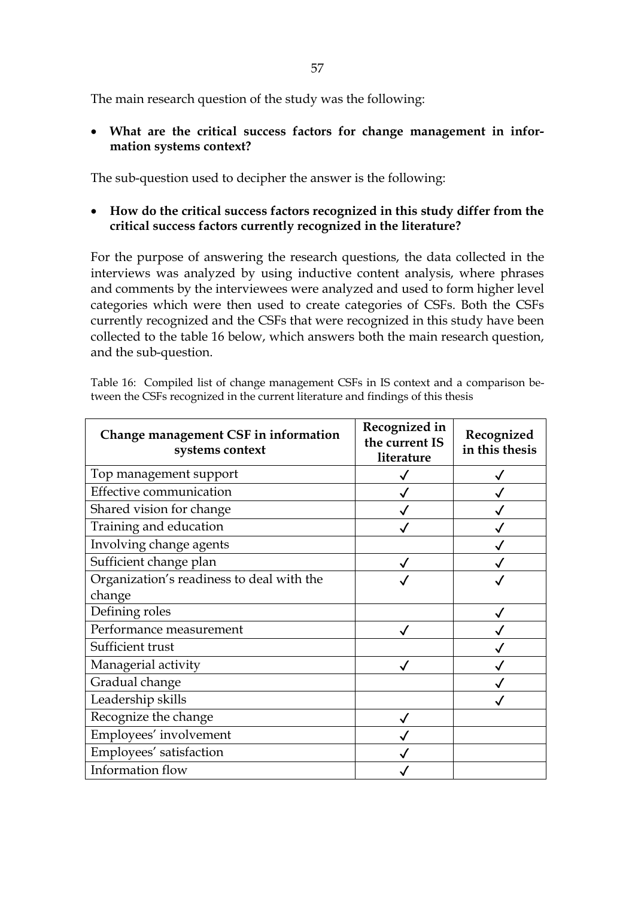The main research question of the study was the following:

- **What are the critical success factors for change management in information systems context?**

The sub-question used to decipher the answer is the following:

- **How do the critical success factors recognized in this study differ from the critical success factors currently recognized in the literature?**

For the purpose of answering the research questions, the data collected in the interviews was analyzed by using inductive content analysis, where phrases and comments by the interviewees were analyzed and used to form higher level categories which were then used to create categories of CSFs. Both the CSFs currently recognized and the CSFs that were recognized in this study have been collected to the table 16 below, which answers both the main research question, and the sub-question.

Table 16: Compiled list of change management CSFs in IS context and a comparison between the CSFs recognized in the current literature and findings of this thesis

| Change management CSF in information systems context | Recognized in the current IS literature | Recognized in this thesis |
|---|---|---|
| Top management support | ✓ | ✓ |
| Effective communication | ✓ | ✓ |
| Shared vision for change | ✓ | ✓ |
| Training and education | ✓ | ✓ |
| Involving change agents | | ✓ |
| Sufficient change plan | ✓ | ✓ |
| Organization's readiness to deal with the change | ✓ | ✓ |
| Defining roles | | ✓ |
| Performance measurement | ✓ | ✓ |
| Sufficient trust | | ✓ |
| Managerial activity | ✓ | ✓ |
| Gradual change | | ✓ |
| Leadership skills | | ✓ |
| Recognize the change | ✓ | |
| Employees' involvement | ✓ | |
| Employees' satisfaction | ✓ | |
| Information flow | ✓ | |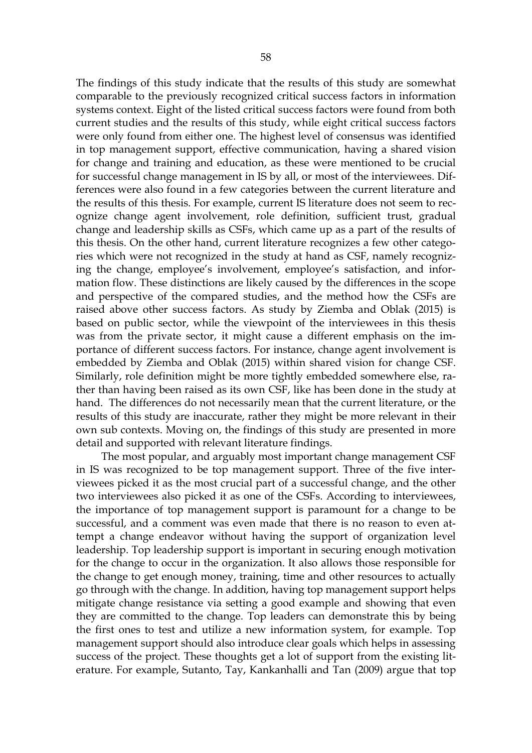The findings of this study indicate that the results of this study are somewhat comparable to the previously recognized critical success factors in information systems context. Eight of the listed critical success factors were found from both current studies and the results of this study, while eight critical success factors were only found from either one. The highest level of consensus was identified in top management support, effective communication, having a shared vision for change and training and education, as these were mentioned to be crucial for successful change management in IS by all, or most of the interviewees. Differences were also found in a few categories between the current literature and the results of this thesis. For example, current IS literature does not seem to recognize change agent involvement, role definition, sufficient trust, gradual change and leadership skills as CSFs, which came up as a part of the results of this thesis. On the other hand, current literature recognizes a few other categories which were not recognized in the study at hand as CSF, namely recognizing the change, employee's involvement, employee's satisfaction, and information flow. These distinctions are likely caused by the differences in the scope and perspective of the compared studies, and the method how the CSFs are raised above other success factors. As study by Ziemba and Oblak (2015) is based on public sector, while the viewpoint of the interviewees in this thesis was from the private sector, it might cause a different emphasis on the importance of different success factors. For instance, change agent involvement is embedded by Ziemba and Oblak (2015) within shared vision for change CSF. Similarly, role definition might be more tightly embedded somewhere else, rather than having been raised as its own CSF, like has been done in the study at hand. The differences do not necessarily mean that the current literature, or the results of this study are inaccurate, rather they might be more relevant in their own sub contexts. Moving on, the findings of this study are presented in more detail and supported with relevant literature findings.

The most popular, and arguably most important change management CSF in IS was recognized to be top management support. Three of the five interviewees picked it as the most crucial part of a successful change, and the other two interviewees also picked it as one of the CSFs. According to interviewees, the importance of top management support is paramount for a change to be successful, and a comment was even made that there is no reason to even attempt a change endeavor without having the support of organization level leadership. Top leadership support is important in securing enough motivation for the change to occur in the organization. It also allows those responsible for the change to get enough money, training, time and other resources to actually go through with the change. In addition, having top management support helps mitigate change resistance via setting a good example and showing that even they are committed to the change. Top leaders can demonstrate this by being the first ones to test and utilize a new information system, for example. Top management support should also introduce clear goals which helps in assessing success of the project. These thoughts get a lot of support from the existing literature. For example, Sutanto, Tay, Kankanhalli and Tan (2009) argue that top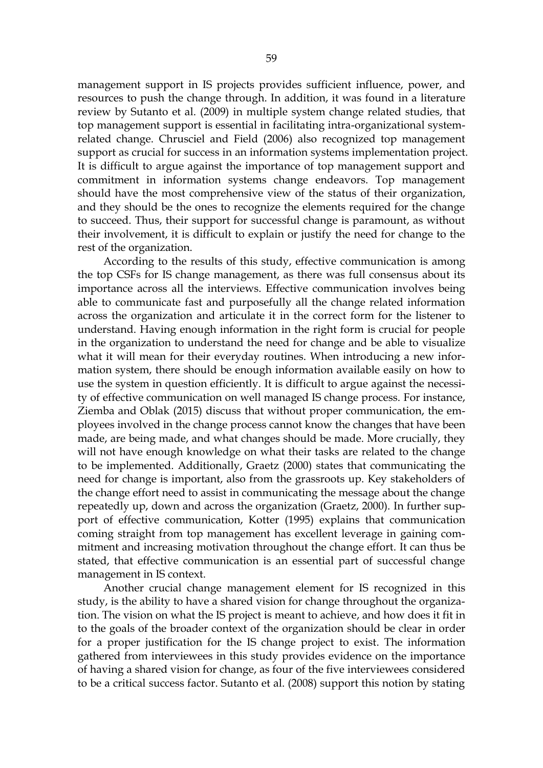management support in IS projects provides sufficient influence, power, and resources to push the change through. In addition, it was found in a literature review by Sutanto et al. (2009) in multiple system change related studies, that top management support is essential in facilitating intra-organizational system-related change. Chrusciel and Field (2006) also recognized top management support as crucial for success in an information systems implementation project. It is difficult to argue against the importance of top management support and commitment in information systems change endeavors. Top management should have the most comprehensive view of the status of their organization, and they should be the ones to recognize the elements required for the change to succeed. Thus, their support for successful change is paramount, as without their involvement, it is difficult to explain or justify the need for change to the rest of the organization.

According to the results of this study, effective communication is among the top CSFs for IS change management, as there was full consensus about its importance across all the interviews. Effective communication involves being able to communicate fast and purposefully all the change related information across the organization and articulate it in the correct form for the listener to understand. Having enough information in the right form is crucial for people in the organization to understand the need for change and be able to visualize what it will mean for their everyday routines. When introducing a new information system, there should be enough information available easily on how to use the system in question efficiently. It is difficult to argue against the necessity of effective communication on well managed IS change process. For instance, Ziemba and Oblak (2015) discuss that without proper communication, the employees involved in the change process cannot know the changes that have been made, are being made, and what changes should be made. More crucially, they will not have enough knowledge on what their tasks are related to the change to be implemented. Additionally, Graetz (2000) states that communicating the need for change is important, also from the grassroots up. Key stakeholders of the change effort need to assist in communicating the message about the change repeatedly up, down and across the organization (Graetz, 2000). In further support of effective communication, Kotter (1995) explains that communication coming straight from top management has excellent leverage in gaining commitment and increasing motivation throughout the change effort. It can thus be stated, that effective communication is an essential part of successful change management in IS context.

Another crucial change management element for IS recognized in this study, is the ability to have a shared vision for change throughout the organization. The vision on what the IS project is meant to achieve, and how does it fit in to the goals of the broader context of the organization should be clear in order for a proper justification for the IS change project to exist. The information gathered from interviewees in this study provides evidence on the importance of having a shared vision for change, as four of the five interviewees considered to be a critical success factor. Sutanto et al. (2008) support this notion by stating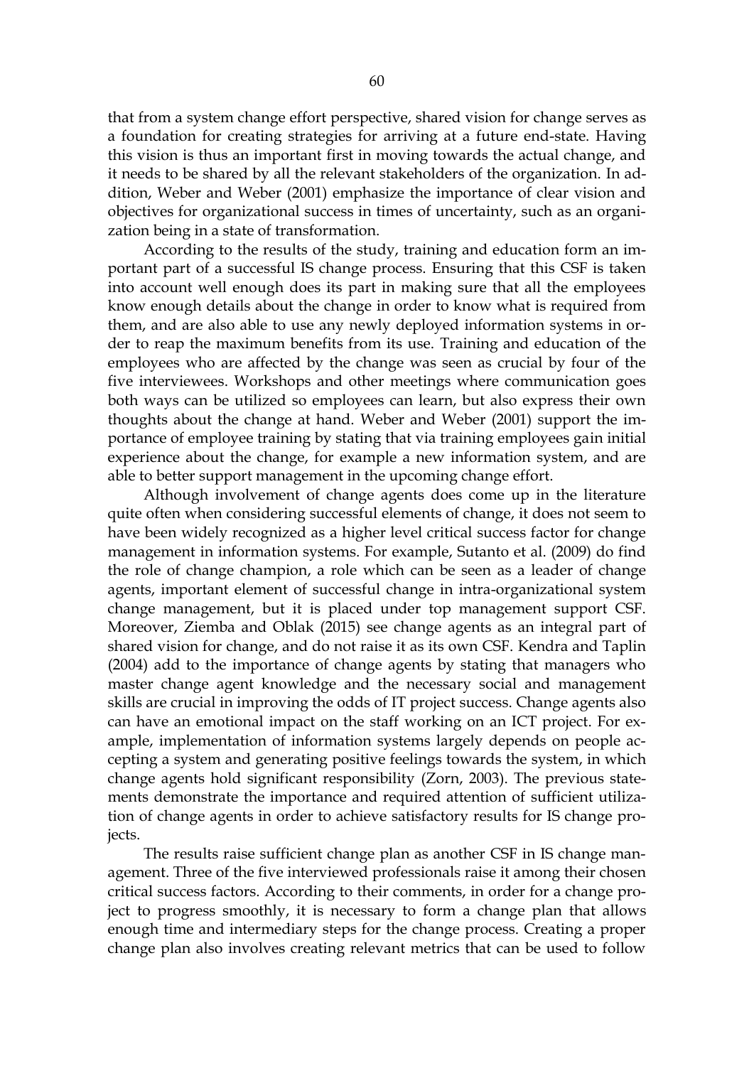that from a system change effort perspective, shared vision for change serves as a foundation for creating strategies for arriving at a future end-state. Having this vision is thus an important first in moving towards the actual change, and it needs to be shared by all the relevant stakeholders of the organization. In addition, Weber and Weber (2001) emphasize the importance of clear vision and objectives for organizational success in times of uncertainty, such as an organization being in a state of transformation.

According to the results of the study, training and education form an important part of a successful IS change process. Ensuring that this CSF is taken into account well enough does its part in making sure that all the employees know enough details about the change in order to know what is required from them, and are also able to use any newly deployed information systems in order to reap the maximum benefits from its use. Training and education of the employees who are affected by the change was seen as crucial by four of the five interviewees. Workshops and other meetings where communication goes both ways can be utilized so employees can learn, but also express their own thoughts about the change at hand. Weber and Weber (2001) support the importance of employee training by stating that via training employees gain initial experience about the change, for example a new information system, and are able to better support management in the upcoming change effort.

Although involvement of change agents does come up in the literature quite often when considering successful elements of change, it does not seem to have been widely recognized as a higher level critical success factor for change management in information systems. For example, Sutanto et al. (2009) do find the role of change champion, a role which can be seen as a leader of change agents, important element of successful change in intra-organizational system change management, but it is placed under top management support CSF. Moreover, Ziemba and Oblak (2015) see change agents as an integral part of shared vision for change, and do not raise it as its own CSF. Kendra and Taplin (2004) add to the importance of change agents by stating that managers who master change agent knowledge and the necessary social and management skills are crucial in improving the odds of IT project success. Change agents also can have an emotional impact on the staff working on an ICT project. For example, implementation of information systems largely depends on people accepting a system and generating positive feelings towards the system, in which change agents hold significant responsibility (Zorn, 2003). The previous statements demonstrate the importance and required attention of sufficient utilization of change agents in order to achieve satisfactory results for IS change projects.

The results raise sufficient change plan as another CSF in IS change management. Three of the five interviewed professionals raise it among their chosen critical success factors. According to their comments, in order for a change project to progress smoothly, it is necessary to form a change plan that allows enough time and intermediary steps for the change process. Creating a proper change plan also involves creating relevant metrics that can be used to follow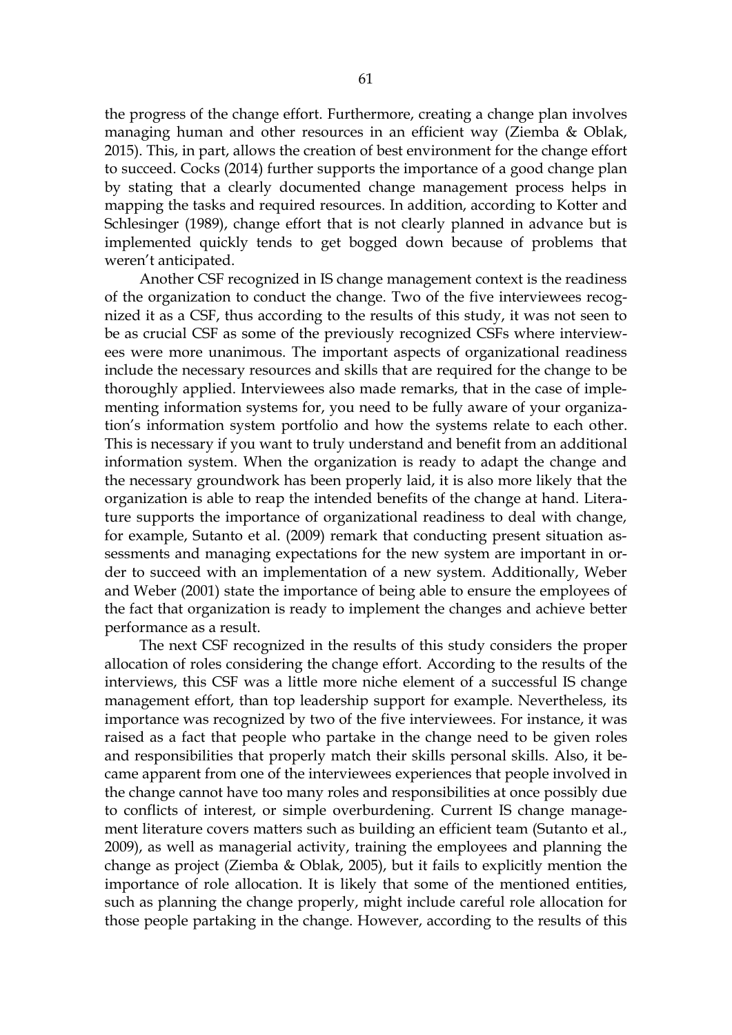the progress of the change effort. Furthermore, creating a change plan involves managing human and other resources in an efficient way (Ziemba & Oblak, 2015). This, in part, allows the creation of best environment for the change effort to succeed. Cocks (2014) further supports the importance of a good change plan by stating that a clearly documented change management process helps in mapping the tasks and required resources. In addition, according to Kotter and Schlesinger (1989), change effort that is not clearly planned in advance but is implemented quickly tends to get bogged down because of problems that weren't anticipated.

Another CSF recognized in IS change management context is the readiness of the organization to conduct the change. Two of the five interviewees recognized it as a CSF, thus according to the results of this study, it was not seen to be as crucial CSF as some of the previously recognized CSFs where interviewees were more unanimous. The important aspects of organizational readiness include the necessary resources and skills that are required for the change to be thoroughly applied. Interviewees also made remarks, that in the case of implementing information systems for, you need to be fully aware of your organization's information system portfolio and how the systems relate to each other. This is necessary if you want to truly understand and benefit from an additional information system. When the organization is ready to adapt the change and the necessary groundwork has been properly laid, it is also more likely that the organization is able to reap the intended benefits of the change at hand. Literature supports the importance of organizational readiness to deal with change, for example, Sutanto et al. (2009) remark that conducting present situation assessments and managing expectations for the new system are important in order to succeed with an implementation of a new system. Additionally, Weber and Weber (2001) state the importance of being able to ensure the employees of the fact that organization is ready to implement the changes and achieve better performance as a result.

The next CSF recognized in the results of this study considers the proper allocation of roles considering the change effort. According to the results of the interviews, this CSF was a little more niche element of a successful IS change management effort, than top leadership support for example. Nevertheless, its importance was recognized by two of the five interviewees. For instance, it was raised as a fact that people who partake in the change need to be given roles and responsibilities that properly match their skills personal skills. Also, it became apparent from one of the interviewees experiences that people involved in the change cannot have too many roles and responsibilities at once possibly due to conflicts of interest, or simple overburdening. Current IS change management literature covers matters such as building an efficient team (Sutanto et al., 2009), as well as managerial activity, training the employees and planning the change as project (Ziemba & Oblak, 2005), but it fails to explicitly mention the importance of role allocation. It is likely that some of the mentioned entities, such as planning the change properly, might include careful role allocation for those people partaking in the change. However, according to the results of this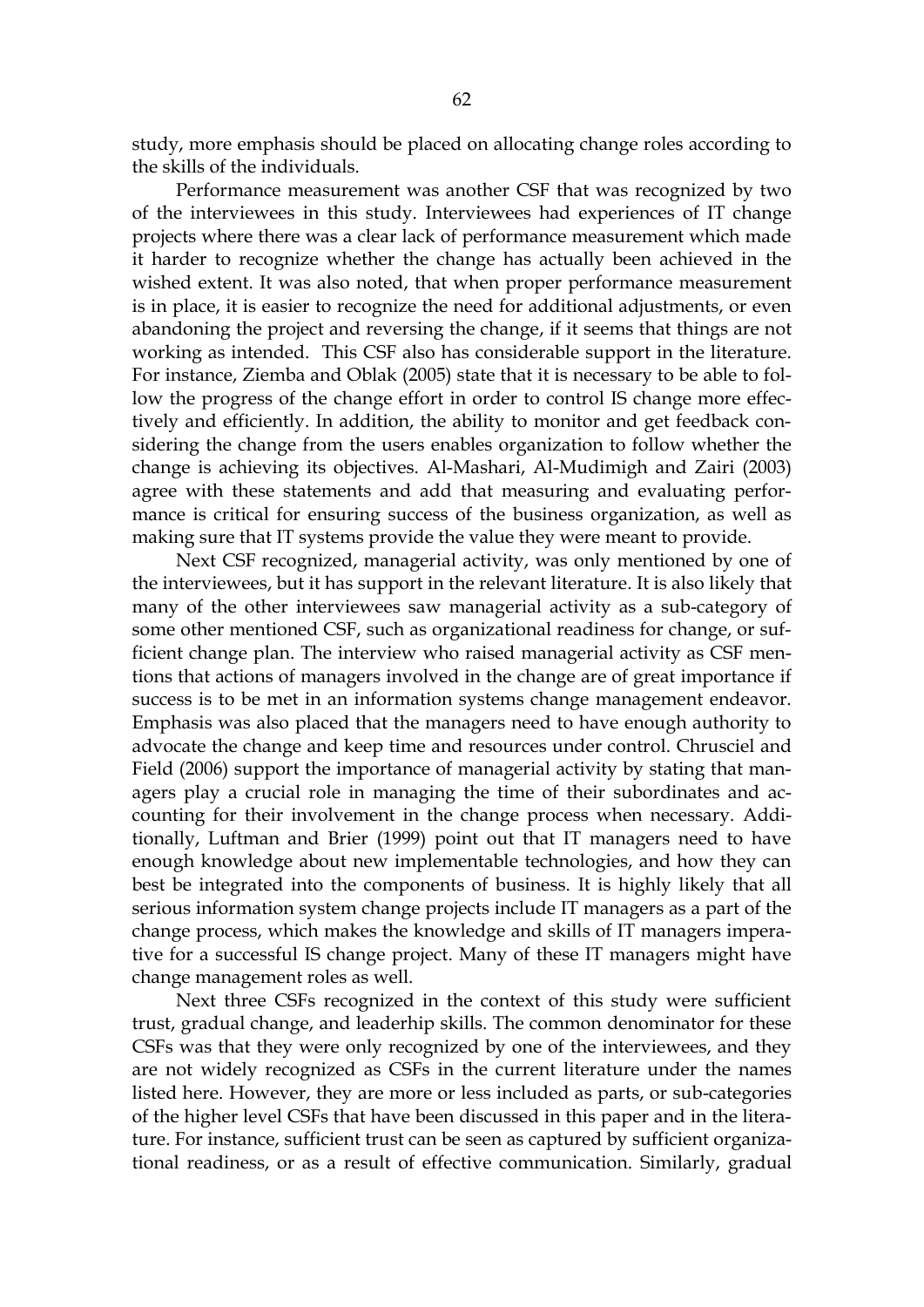study, more emphasis should be placed on allocating change roles according to the skills of the individuals.

Performance measurement was another CSF that was recognized by two of the interviewees in this study. Interviewees had experiences of IT change projects where there was a clear lack of performance measurement which made it harder to recognize whether the change has actually been achieved in the wished extent. It was also noted, that when proper performance measurement is in place, it is easier to recognize the need for additional adjustments, or even abandoning the project and reversing the change, if it seems that things are not working as intended. This CSF also has considerable support in the literature. For instance, Ziemba and Oblak (2005) state that it is necessary to be able to follow the progress of the change effort in order to control IS change more effectively and efficiently. In addition, the ability to monitor and get feedback considering the change from the users enables organization to follow whether the change is achieving its objectives. Al-Mashari, Al-Mudimigh and Zairi (2003) agree with these statements and add that measuring and evaluating performance is critical for ensuring success of the business organization, as well as making sure that IT systems provide the value they were meant to provide.

Next CSF recognized, managerial activity, was only mentioned by one of the interviewees, but it has support in the relevant literature. It is also likely that many of the other interviewees saw managerial activity as a sub-category of some other mentioned CSF, such as organizational readiness for change, or sufficient change plan. The interview who raised managerial activity as CSF mentions that actions of managers involved in the change are of great importance if success is to be met in an information systems change management endeavor. Emphasis was also placed that the managers need to have enough authority to advocate the change and keep time and resources under control. Chrusciel and Field (2006) support the importance of managerial activity by stating that managers play a crucial role in managing the time of their subordinates and accounting for their involvement in the change process when necessary. Additionally, Luftman and Brier (1999) point out that IT managers need to have enough knowledge about new implementable technologies, and how they can best be integrated into the components of business. It is highly likely that all serious information system change projects include IT managers as a part of the change process, which makes the knowledge and skills of IT managers imperative for a successful IS change project. Many of these IT managers might have change management roles as well.

Next three CSFs recognized in the context of this study were sufficient trust, gradual change, and leaderhip skills. The common denominator for these CSFs was that they were only recognized by one of the interviewees, and they are not widely recognized as CSFs in the current literature under the names listed here. However, they are more or less included as parts, or sub-categories of the higher level CSFs that have been discussed in this paper and in the literature. For instance, sufficient trust can be seen as captured by sufficient organizational readiness, or as a result of effective communication. Similarly, gradual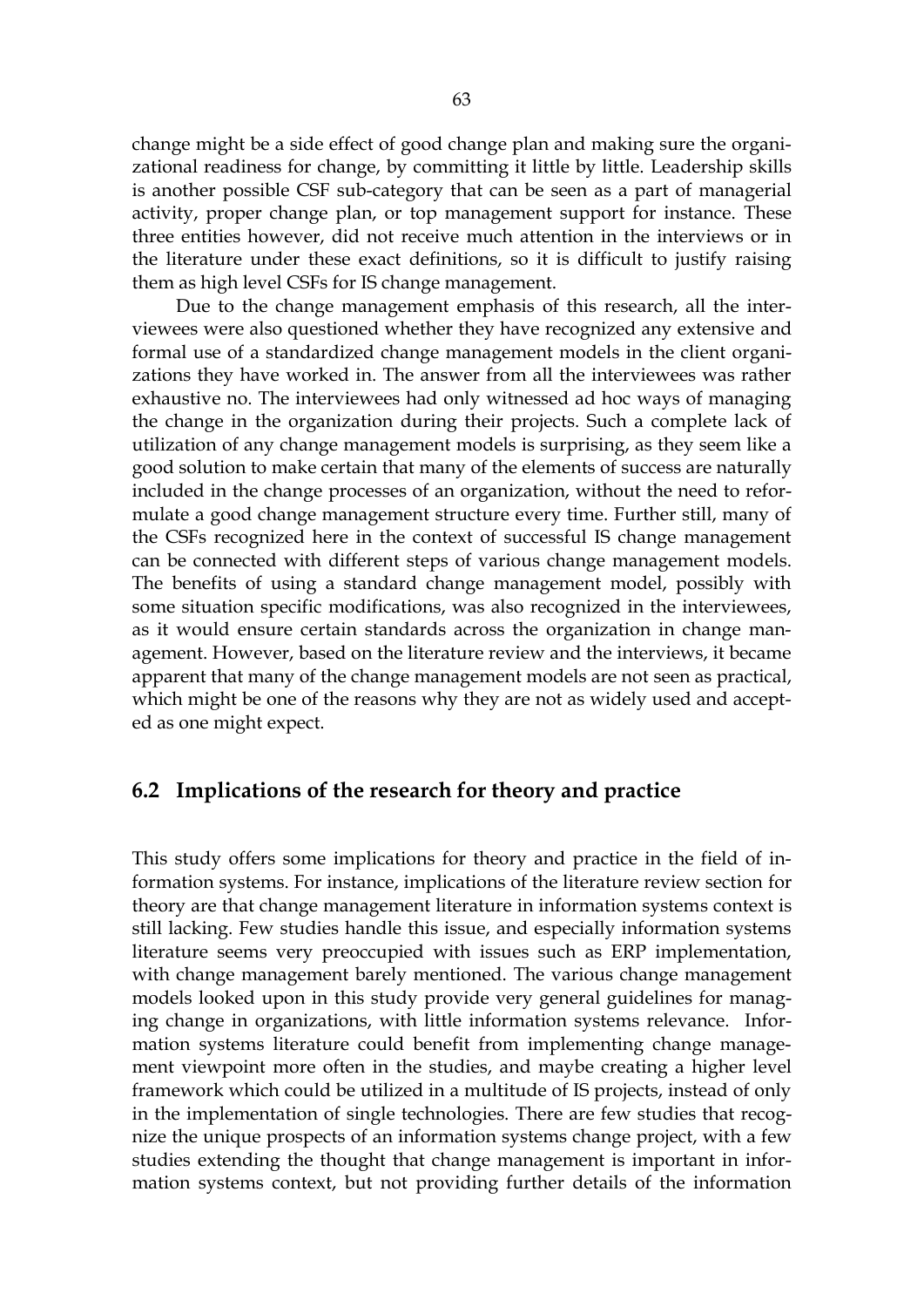change might be a side effect of good change plan and making sure the organizational readiness for change, by committing it little by little. Leadership skills is another possible CSF sub-category that can be seen as a part of managerial activity, proper change plan, or top management support for instance. These three entities however, did not receive much attention in the interviews or in the literature under these exact definitions, so it is difficult to justify raising them as high level CSFs for IS change management.

Due to the change management emphasis of this research, all the interviewees were also questioned whether they have recognized any extensive and formal use of a standardized change management models in the client organizations they have worked in. The answer from all the interviewees was rather exhaustive no. The interviewees had only witnessed ad hoc ways of managing the change in the organization during their projects. Such a complete lack of utilization of any change management models is surprising, as they seem like a good solution to make certain that many of the elements of success are naturally included in the change processes of an organization, without the need to reformulate a good change management structure every time. Further still, many of the CSFs recognized here in the context of successful IS change management can be connected with different steps of various change management models. The benefits of using a standard change management model, possibly with some situation specific modifications, was also recognized in the interviewees, as it would ensure certain standards across the organization in change management. However, based on the literature review and the interviews, it became apparent that many of the change management models are not seen as practical, which might be one of the reasons why they are not as widely used and accepted as one might expect.

## 6.2 Implications of the research for theory and practice

This study offers some implications for theory and practice in the field of information systems. For instance, implications of the literature review section for theory are that change management literature in information systems context is still lacking. Few studies handle this issue, and especially information systems literature seems very preoccupied with issues such as ERP implementation, with change management barely mentioned. The various change management models looked upon in this study provide very general guidelines for managing change in organizations, with little information systems relevance. Information systems literature could benefit from implementing change management viewpoint more often in the studies, and maybe creating a higher level framework which could be utilized in a multitude of IS projects, instead of only in the implementation of single technologies. There are few studies that recognize the unique prospects of an information systems change project, with a few studies extending the thought that change management is important in information systems context, but not providing further details of the information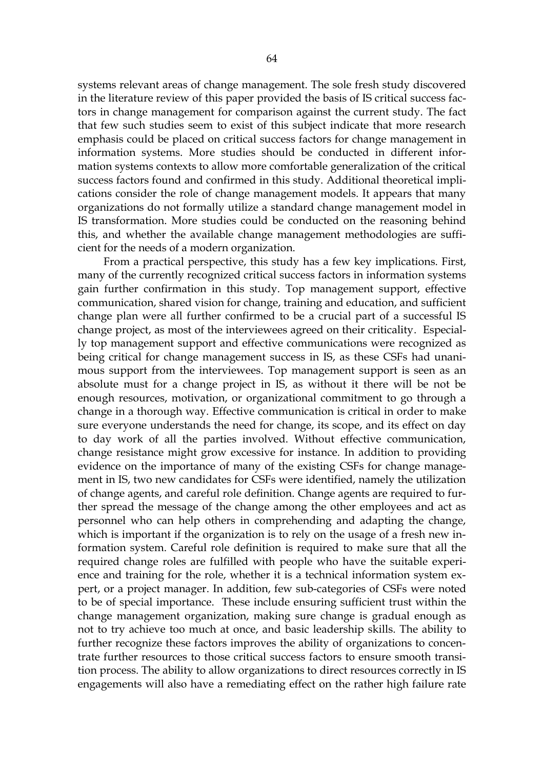systems relevant areas of change management. The sole fresh study discovered in the literature review of this paper provided the basis of IS critical success factors in change management for comparison against the current study. The fact that few such studies seem to exist of this subject indicate that more research emphasis could be placed on critical success factors for change management in information systems. More studies should be conducted in different information systems contexts to allow more comfortable generalization of the critical success factors found and confirmed in this study. Additional theoretical implications consider the role of change management models. It appears that many organizations do not formally utilize a standard change management model in IS transformation. More studies could be conducted on the reasoning behind this, and whether the available change management methodologies are sufficient for the needs of a modern organization.

From a practical perspective, this study has a few key implications. First, many of the currently recognized critical success factors in information systems gain further confirmation in this study. Top management support, effective communication, shared vision for change, training and education, and sufficient change plan were all further confirmed to be a crucial part of a successful IS change project, as most of the interviewees agreed on their criticality. Especially top management support and effective communications were recognized as being critical for change management success in IS, as these CSFs had unanimous support from the interviewees. Top management support is seen as an absolute must for a change project in IS, as without it there will be not be enough resources, motivation, or organizational commitment to go through a change in a thorough way. Effective communication is critical in order to make sure everyone understands the need for change, its scope, and its effect on day to day work of all the parties involved. Without effective communication, change resistance might grow excessive for instance. In addition to providing evidence on the importance of many of the existing CSFs for change management in IS, two new candidates for CSFs were identified, namely the utilization of change agents, and careful role definition. Change agents are required to further spread the message of the change among the other employees and act as personnel who can help others in comprehending and adapting the change, which is important if the organization is to rely on the usage of a fresh new information system. Careful role definition is required to make sure that all the required change roles are fulfilled with people who have the suitable experience and training for the role, whether it is a technical information system expert, or a project manager. In addition, few sub-categories of CSFs were noted to be of special importance. These include ensuring sufficient trust within the change management organization, making sure change is gradual enough as not to try achieve too much at once, and basic leadership skills. The ability to further recognize these factors improves the ability of organizations to concentrate further resources to those critical success factors to ensure smooth transition process. The ability to allow organizations to direct resources correctly in IS engagements will also have a remediating effect on the rather high failure rate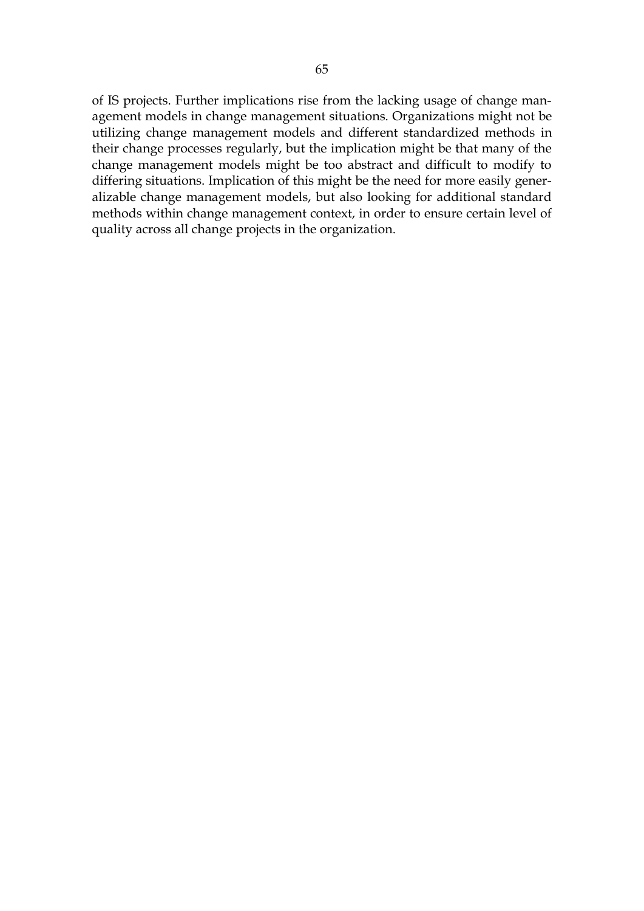of IS projects. Further implications rise from the lacking usage of change management models in change management situations. Organizations might not be utilizing change management models and different standardized methods in their change processes regularly, but the implication might be that many of the change management models might be too abstract and difficult to modify to differing situations. Implication of this might be the need for more easily generalizable change management models, but also looking for additional standard methods within change management context, in order to ensure certain level of quality across all change projects in the organization.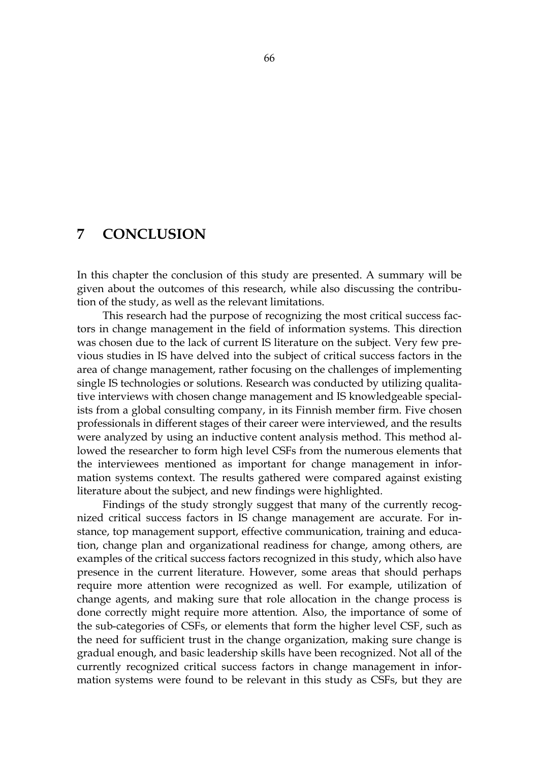# 7 CONCLUSION

In this chapter the conclusion of this study are presented. A summary will be given about the outcomes of this research, while also discussing the contribution of the study, as well as the relevant limitations.

This research had the purpose of recognizing the most critical success factors in change management in the field of information systems. This direction was chosen due to the lack of current IS literature on the subject. Very few previous studies in IS have delved into the subject of critical success factors in the area of change management, rather focusing on the challenges of implementing single IS technologies or solutions. Research was conducted by utilizing qualitative interviews with chosen change management and IS knowledgeable specialists from a global consulting company, in its Finnish member firm. Five chosen professionals in different stages of their career were interviewed, and the results were analyzed by using an inductive content analysis method. This method allowed the researcher to form high level CSFs from the numerous elements that the interviewees mentioned as important for change management in information systems context. The results gathered were compared against existing literature about the subject, and new findings were highlighted.

Findings of the study strongly suggest that many of the currently recognized critical success factors in IS change management are accurate. For instance, top management support, effective communication, training and education, change plan and organizational readiness for change, among others, are examples of the critical success factors recognized in this study, which also have presence in the current literature. However, some areas that should perhaps require more attention were recognized as well. For example, utilization of change agents, and making sure that role allocation in the change process is done correctly might require more attention. Also, the importance of some of the sub-categories of CSFs, or elements that form the higher level CSF, such as the need for sufficient trust in the change organization, making sure change is gradual enough, and basic leadership skills have been recognized. Not all of the currently recognized critical success factors in change management in information systems were found to be relevant in this study as CSFs, but they are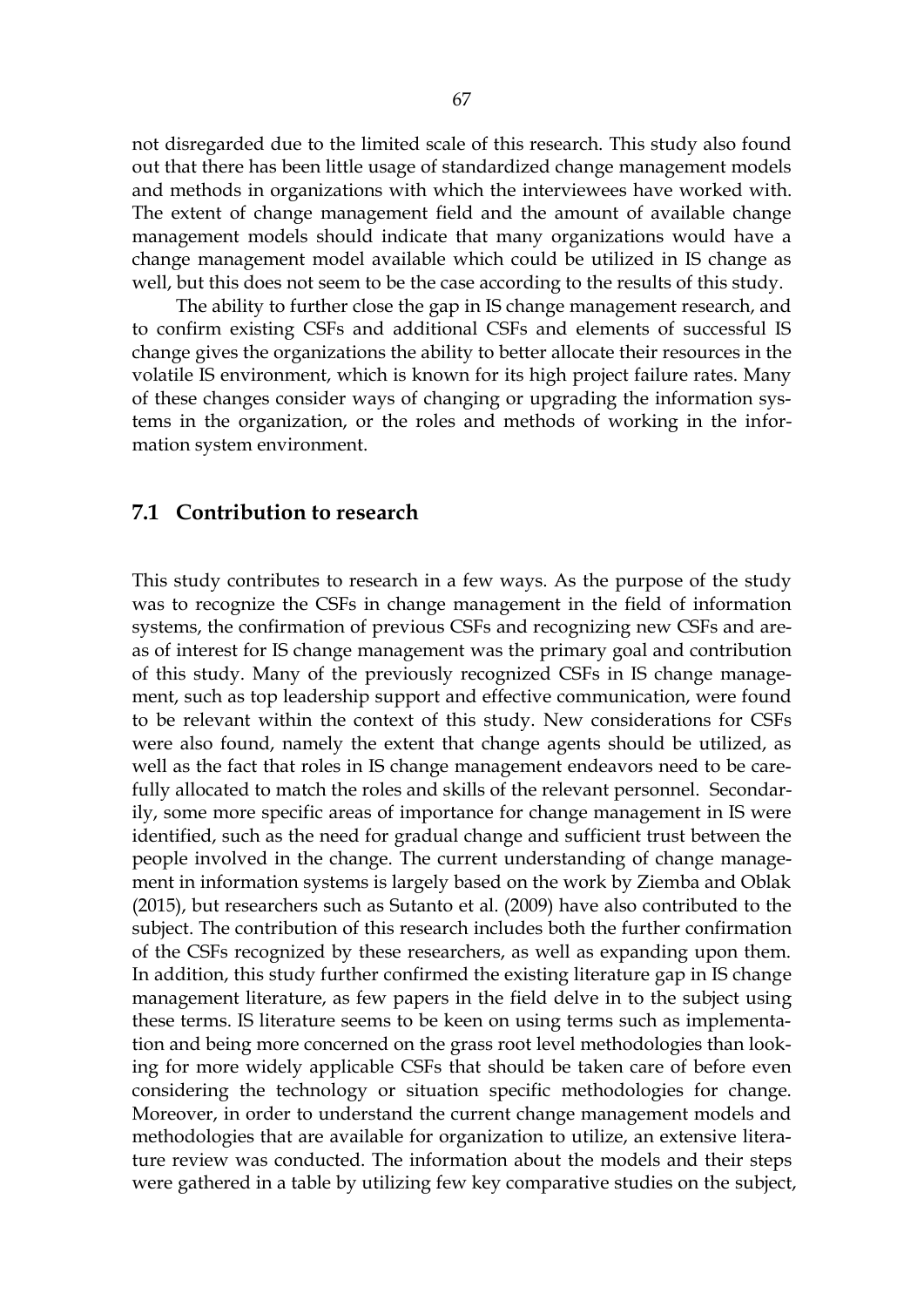not disregarded due to the limited scale of this research. This study also found out that there has been little usage of standardized change management models and methods in organizations with which the interviewees have worked with. The extent of change management field and the amount of available change management models should indicate that many organizations would have a change management model available which could be utilized in IS change as well, but this does not seem to be the case according to the results of this study.

The ability to further close the gap in IS change management research, and to confirm existing CSFs and additional CSFs and elements of successful IS change gives the organizations the ability to better allocate their resources in the volatile IS environment, which is known for its high project failure rates. Many of these changes consider ways of changing or upgrading the information systems in the organization, or the roles and methods of working in the information system environment.

## 7.1 Contribution to research

This study contributes to research in a few ways. As the purpose of the study was to recognize the CSFs in change management in the field of information systems, the confirmation of previous CSFs and recognizing new CSFs and areas of interest for IS change management was the primary goal and contribution of this study. Many of the previously recognized CSFs in IS change management, such as top leadership support and effective communication, were found to be relevant within the context of this study. New considerations for CSFs were also found, namely the extent that change agents should be utilized, as well as the fact that roles in IS change management endeavors need to be carefully allocated to match the roles and skills of the relevant personnel. Secondarily, some more specific areas of importance for change management in IS were identified, such as the need for gradual change and sufficient trust between the people involved in the change. The current understanding of change management in information systems is largely based on the work by Ziemba and Oblak (2015), but researchers such as Sutanto et al. (2009) have also contributed to the subject. The contribution of this research includes both the further confirmation of the CSFs recognized by these researchers, as well as expanding upon them. In addition, this study further confirmed the existing literature gap in IS change management literature, as few papers in the field delve in to the subject using these terms. IS literature seems to be keen on using terms such as implementation and being more concerned on the grass root level methodologies than looking for more widely applicable CSFs that should be taken care of before even considering the technology or situation specific methodologies for change. Moreover, in order to understand the current change management models and methodologies that are available for organization to utilize, an extensive literature review was conducted. The information about the models and their steps were gathered in a table by utilizing few key comparative studies on the subject,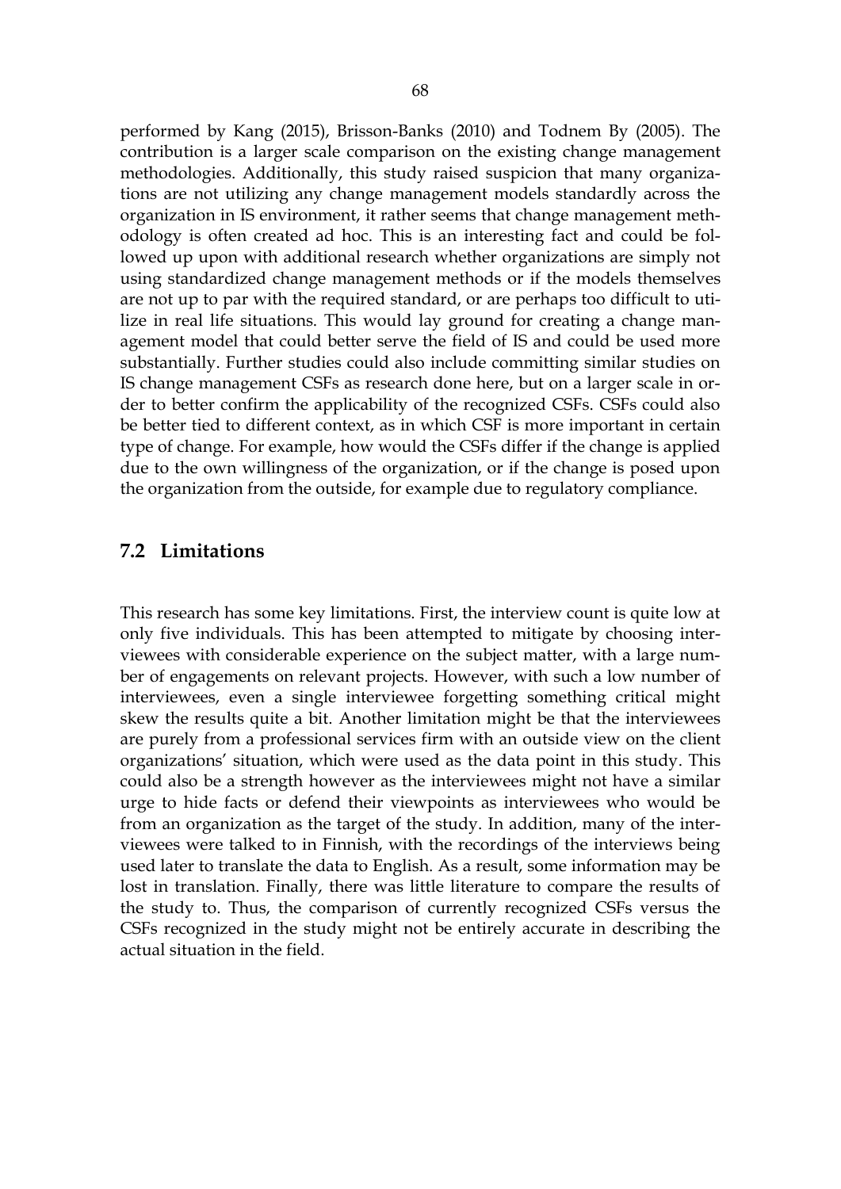performed by Kang (2015), Brisson-Banks (2010) and Todnem By (2005). The contribution is a larger scale comparison on the existing change management methodologies. Additionally, this study raised suspicion that many organizations are not utilizing any change management models standardly across the organization in IS environment, it rather seems that change management methodology is often created ad hoc. This is an interesting fact and could be followed up upon with additional research whether organizations are simply not using standardized change management methods or if the models themselves are not up to par with the required standard, or are perhaps too difficult to utilize in real life situations. This would lay ground for creating a change management model that could better serve the field of IS and could be used more substantially. Further studies could also include committing similar studies on IS change management CSFs as research done here, but on a larger scale in order to better confirm the applicability of the recognized CSFs. CSFs could also be better tied to different context, as in which CSF is more important in certain type of change. For example, how would the CSFs differ if the change is applied due to the own willingness of the organization, or if the change is posed upon the organization from the outside, for example due to regulatory compliance.

## 7.2 Limitations

This research has some key limitations. First, the interview count is quite low at only five individuals. This has been attempted to mitigate by choosing interviewees with considerable experience on the subject matter, with a large number of engagements on relevant projects. However, with such a low number of interviewees, even a single interviewee forgetting something critical might skew the results quite a bit. Another limitation might be that the interviewees are purely from a professional services firm with an outside view on the client organizations' situation, which were used as the data point in this study. This could also be a strength however as the interviewees might not have a similar urge to hide facts or defend their viewpoints as interviewees who would be from an organization as the target of the study. In addition, many of the interviewees were talked to in Finnish, with the recordings of the interviews being used later to translate the data to English. As a result, some information may be lost in translation. Finally, there was little literature to compare the results of the study to. Thus, the comparison of currently recognized CSFs versus the CSFs recognized in the study might not be entirely accurate in describing the actual situation in the field.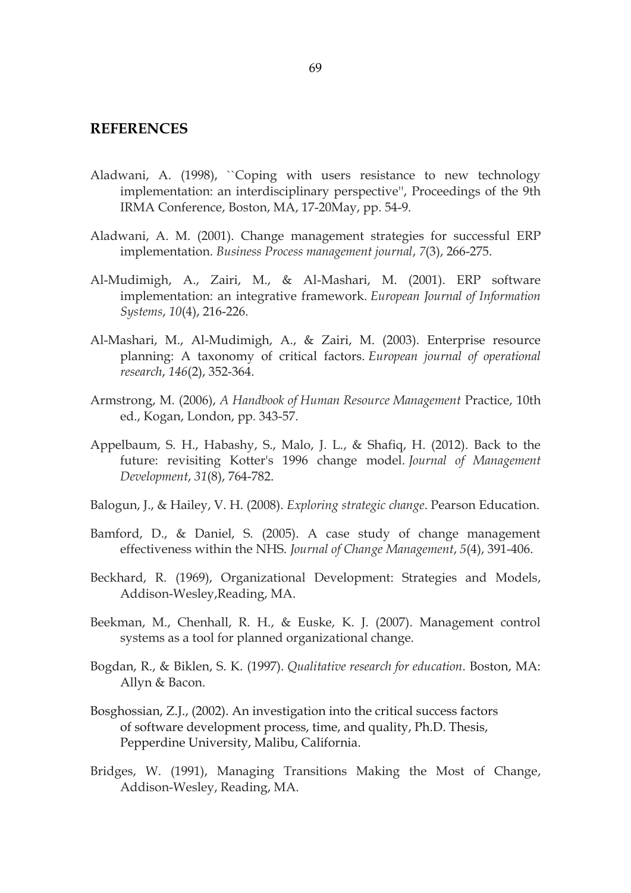## REFERENCES

Aladwani, A. (1998), ``Coping with users resistance to new technology implementation: an interdisciplinary perspective'', Proceedings of the 9th IRMA Conference, Boston, MA, 17-20May, pp. 54-9.

Aladwani, A. M. (2001). Change management strategies for successful ERP implementation. *Business Process management journal*, *7*(3), 266-275.

Al-Mudimigh, A., Zairi, M., & Al-Mashari, M. (2001). ERP software implementation: an integrative framework. *European Journal of Information Systems*, *10*(4), 216-226.

Al-Mashari, M., Al-Mudimigh, A., & Zairi, M. (2003). Enterprise resource planning: A taxonomy of critical factors. *European journal of operational research*, *146*(2), 352-364.

Armstrong, M. (2006), *A Handbook of Human Resource Management* Practice, 10th ed., Kogan, London, pp. 343-57.

Appelbaum, S. H., Habashy, S., Malo, J. L., & Shafiq, H. (2012). Back to the future: revisiting Kotter's 1996 change model. *Journal of Management Development*, *31*(8), 764-782.

Balogun, J., & Hailey, V. H. (2008). *Exploring strategic change*. Pearson Education.

Bamford, D., & Daniel, S. (2005). A case study of change management effectiveness within the NHS. *Journal of Change Management*, *5*(4), 391-406.

Beckhard, R. (1969), Organizational Development: Strategies and Models, Addison-Wesley,Reading, MA.

Beekman, M., Chenhall, R. H., & Euske, K. J. (2007). Management control systems as a tool for planned organizational change.

Bogdan, R., & Biklen, S. K. (1997). *Qualitative research for education*. Boston, MA: Allyn & Bacon.

Bosghossian, Z.J., (2002). An investigation into the critical success factors of software development process, time, and quality, Ph.D. Thesis, Pepperdine University, Malibu, California.

Bridges, W. (1991), Managing Transitions Making the Most of Change, Addison-Wesley, Reading, MA.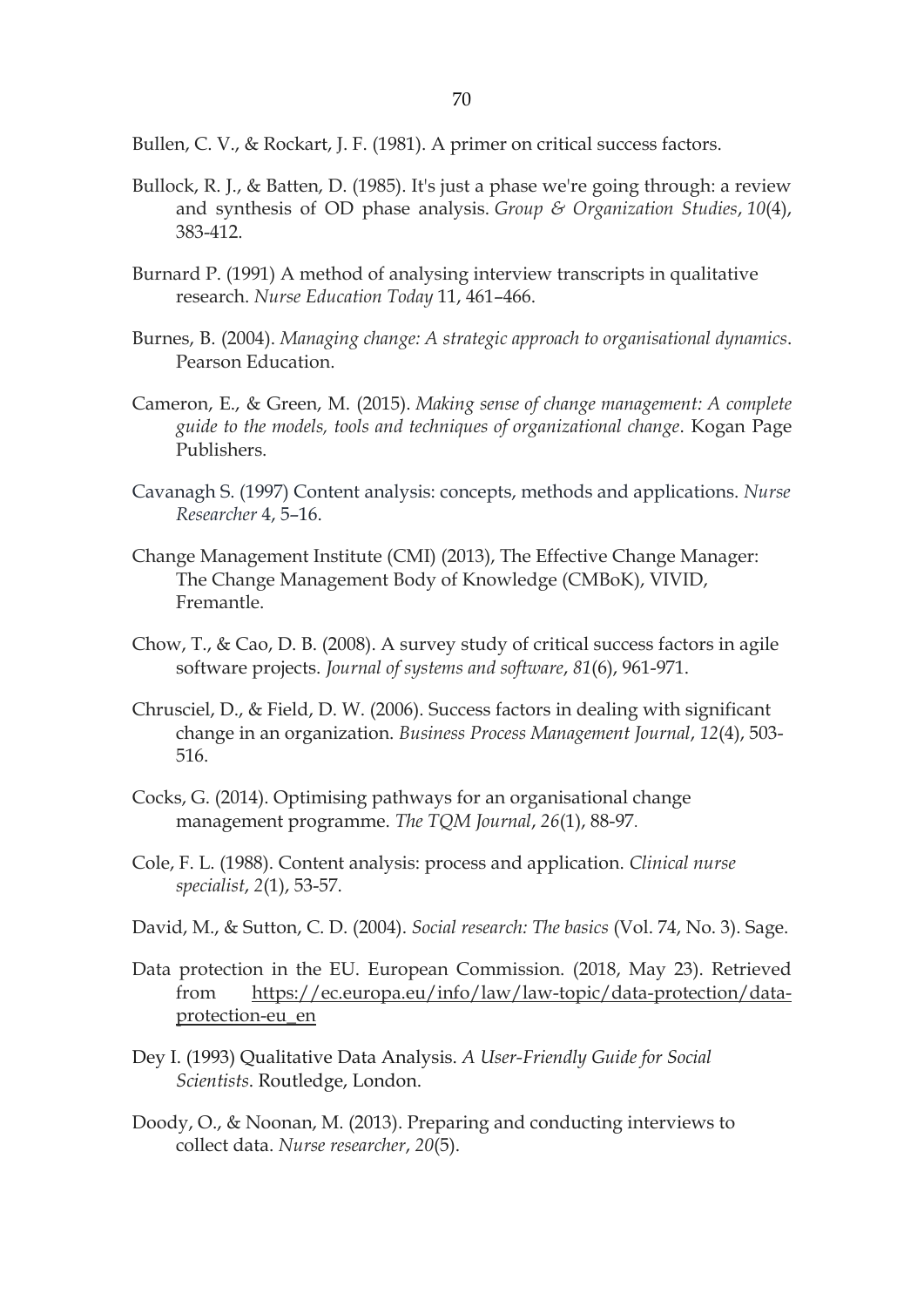Bullen, C. V., & Rockart, J. F. (1981). A primer on critical success factors.

Bullock, R. J., & Batten, D. (1985). It's just a phase we're going through: a review and synthesis of OD phase analysis. *Group & Organization Studies*, *10*(4), 383-412.

Burnard P. (1991) A method of analysing interview transcripts in qualitative research. *Nurse Education Today* 11, 461–466.

Burnes, B. (2004). *Managing change: A strategic approach to organisational dynamics*. Pearson Education.

Cameron, E., & Green, M. (2015). *Making sense of change management: A complete guide to the models, tools and techniques of organizational change*. Kogan Page Publishers.

Cavanagh S. (1997) Content analysis: concepts, methods and applications. *Nurse Researcher* 4, 5–16.

Change Management Institute (CMI) (2013), The Effective Change Manager: The Change Management Body of Knowledge (CMBoK), VIVID, Fremantle.

Chow, T., & Cao, D. B. (2008). A survey study of critical success factors in agile software projects. *Journal of systems and software*, *81*(6), 961-971.

Chrusciel, D., & Field, D. W. (2006). Success factors in dealing with significant change in an organization. *Business Process Management Journal*, *12*(4), 503-516.

Cocks, G. (2014). Optimising pathways for an organisational change management programme. *The TQM Journal*, *26*(1), 88-97.

Cole, F. L. (1988). Content analysis: process and application. *Clinical nurse specialist*, *2*(1), 53-57.

David, M., & Sutton, C. D. (2004). *Social research: The basics* (Vol. 74, No. 3). Sage.

Data protection in the EU. European Commission. (2018, May 23). Retrieved from https://ec.europa.eu/info/law/law-topic/data-protection/data-protection-eu_en

Dey I. (1993) Qualitative Data Analysis. *A User-Friendly Guide for Social Scientists*. Routledge, London.

Doody, O., & Noonan, M. (2013). Preparing and conducting interviews to collect data. *Nurse researcher*, *20*(5).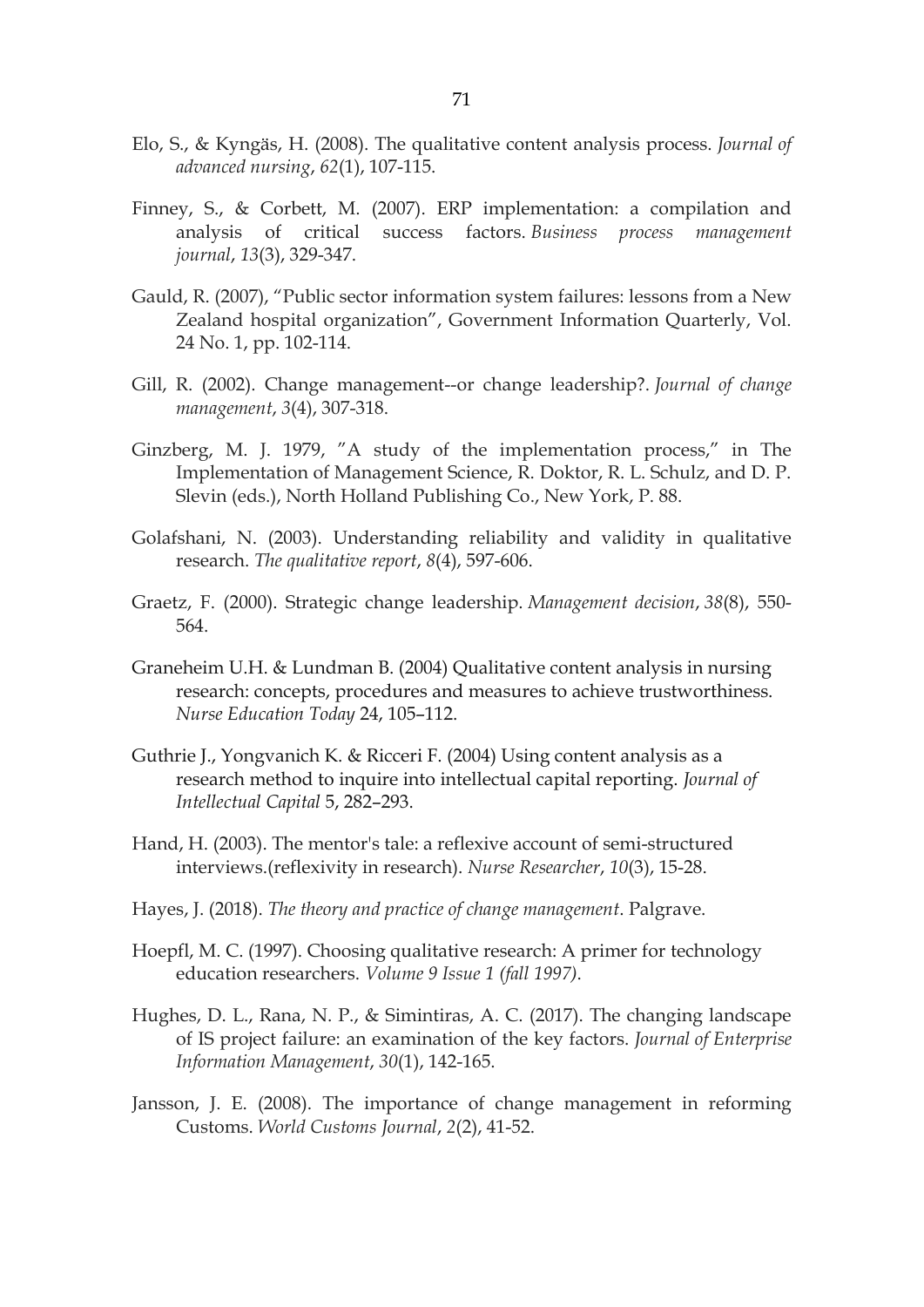Elo, S., & Kyngäs, H. (2008). The qualitative content analysis process. *Journal of advanced nursing*, *62*(1), 107-115.

Finney, S., & Corbett, M. (2007). ERP implementation: a compilation and analysis of critical success factors. *Business process management journal*, *13*(3), 329-347.

Gauld, R. (2007), "Public sector information system failures: lessons from a New Zealand hospital organization", Government Information Quarterly, Vol. 24 No. 1, pp. 102-114.

Gill, R. (2002). Change management--or change leadership?. *Journal of change management*, *3*(4), 307-318.

Ginzberg, M. J. 1979, "A study of the implementation process," in The Implementation of Management Science, R. Doktor, R. L. Schulz, and D. P. Slevin (eds.), North Holland Publishing Co., New York, P. 88.

Golafshani, N. (2003). Understanding reliability and validity in qualitative research. *The qualitative report*, *8*(4), 597-606.

Graetz, F. (2000). Strategic change leadership. *Management decision*, *38*(8), 550-564.

Graneheim U.H. & Lundman B. (2004) Qualitative content analysis in nursing research: concepts, procedures and measures to achieve trustworthiness. *Nurse Education Today* 24, 105–112.

Guthrie J., Yongvanich K. & Ricceri F. (2004) Using content analysis as a research method to inquire into intellectual capital reporting. *Journal of Intellectual Capital* 5, 282–293.

Hand, H. (2003). The mentor's tale: a reflexive account of semi-structured interviews.(reflexivity in research). *Nurse Researcher*, *10*(3), 15-28.

Hayes, J. (2018). *The theory and practice of change management*. Palgrave.

Hoepfl, M. C. (1997). Choosing qualitative research: A primer for technology education researchers. *Volume 9 Issue 1 (fall 1997)*.

Hughes, D. L., Rana, N. P., & Simintiras, A. C. (2017). The changing landscape of IS project failure: an examination of the key factors. *Journal of Enterprise Information Management*, *30*(1), 142-165.

Jansson, J. E. (2008). The importance of change management in reforming Customs. *World Customs Journal*, *2*(2), 41-52.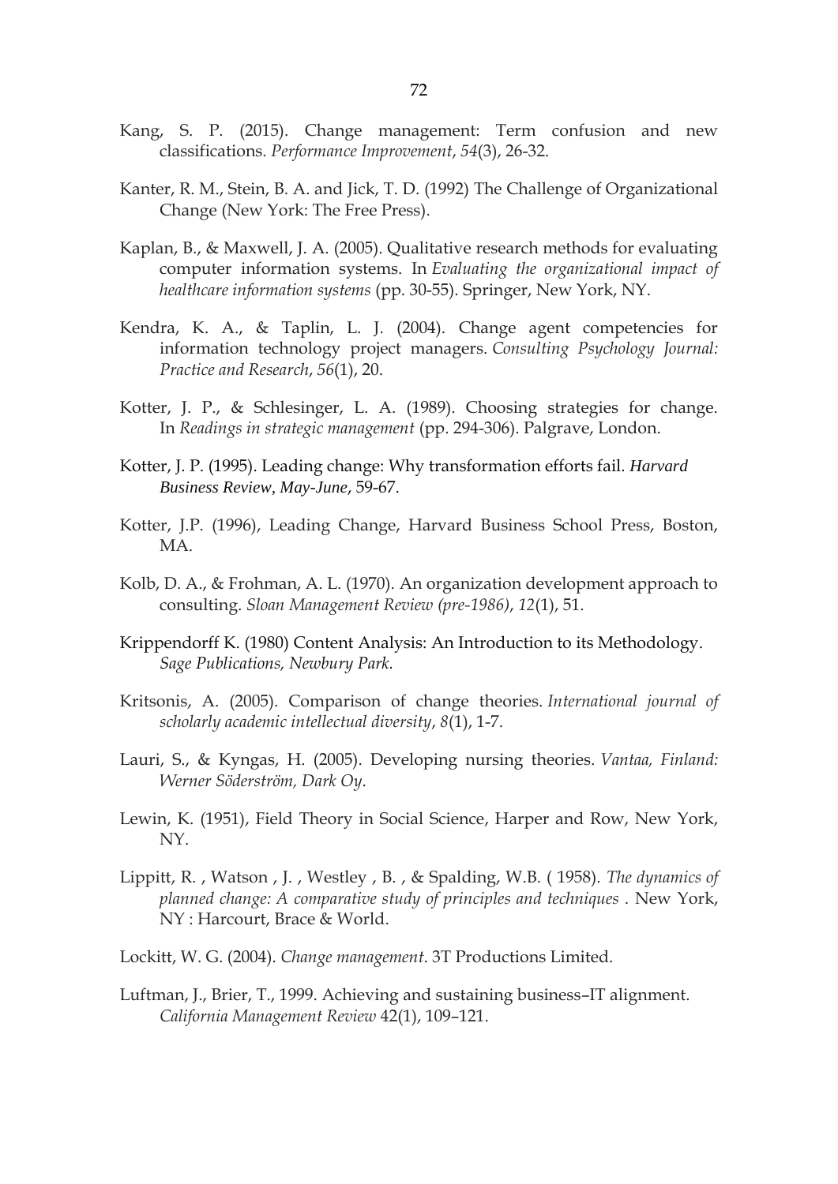Kang, S. P. (2015). Change management: Term confusion and new classifications. *Performance Improvement*, *54*(3), 26-32.

Kanter, R. M., Stein, B. A. and Jick, T. D. (1992) The Challenge of Organizational Change (New York: The Free Press).

Kaplan, B., & Maxwell, J. A. (2005). Qualitative research methods for evaluating computer information systems. In *Evaluating the organizational impact of healthcare information systems* (pp. 30-55). Springer, New York, NY.

Kendra, K. A., & Taplin, L. J. (2004). Change agent competencies for information technology project managers. *Consulting Psychology Journal: Practice and Research*, *56*(1), 20.

Kotter, J. P., & Schlesinger, L. A. (1989). Choosing strategies for change. In *Readings in strategic management* (pp. 294-306). Palgrave, London.

Kotter, J. P. (1995). Leading change: Why transformation efforts fail. *Harvard Business Review*, *May-June*, 59-67.

Kotter, J.P. (1996), Leading Change, Harvard Business School Press, Boston, MA.

Kolb, D. A., & Frohman, A. L. (1970). An organization development approach to consulting. *Sloan Management Review (pre-1986)*, *12*(1), 51.

Krippendorff K. (1980) Content Analysis: An Introduction to its Methodology. *Sage Publications, Newbury Park.*

Kritsonis, A. (2005). Comparison of change theories. *International journal of scholarly academic intellectual diversity*, *8*(1), 1-7.

Lauri, S., & Kyngas, H. (2005). Developing nursing theories. *Vantaa, Finland: Werner Söderström, Dark Oy*.

Lewin, K. (1951), Field Theory in Social Science, Harper and Row, New York, NY.

Lippitt, R. , Watson , J. , Westley , B. , & Spalding, W.B. ( 1958). *The dynamics of planned change: A comparative study of principles and techniques* . New York, NY : Harcourt, Brace & World.

Lockitt, W. G. (2004). *Change management.* 3T Productions Limited.

Luftman, J., Brier, T., 1999. Achieving and sustaining business–IT alignment. *California Management Review* 42(1), 109–121.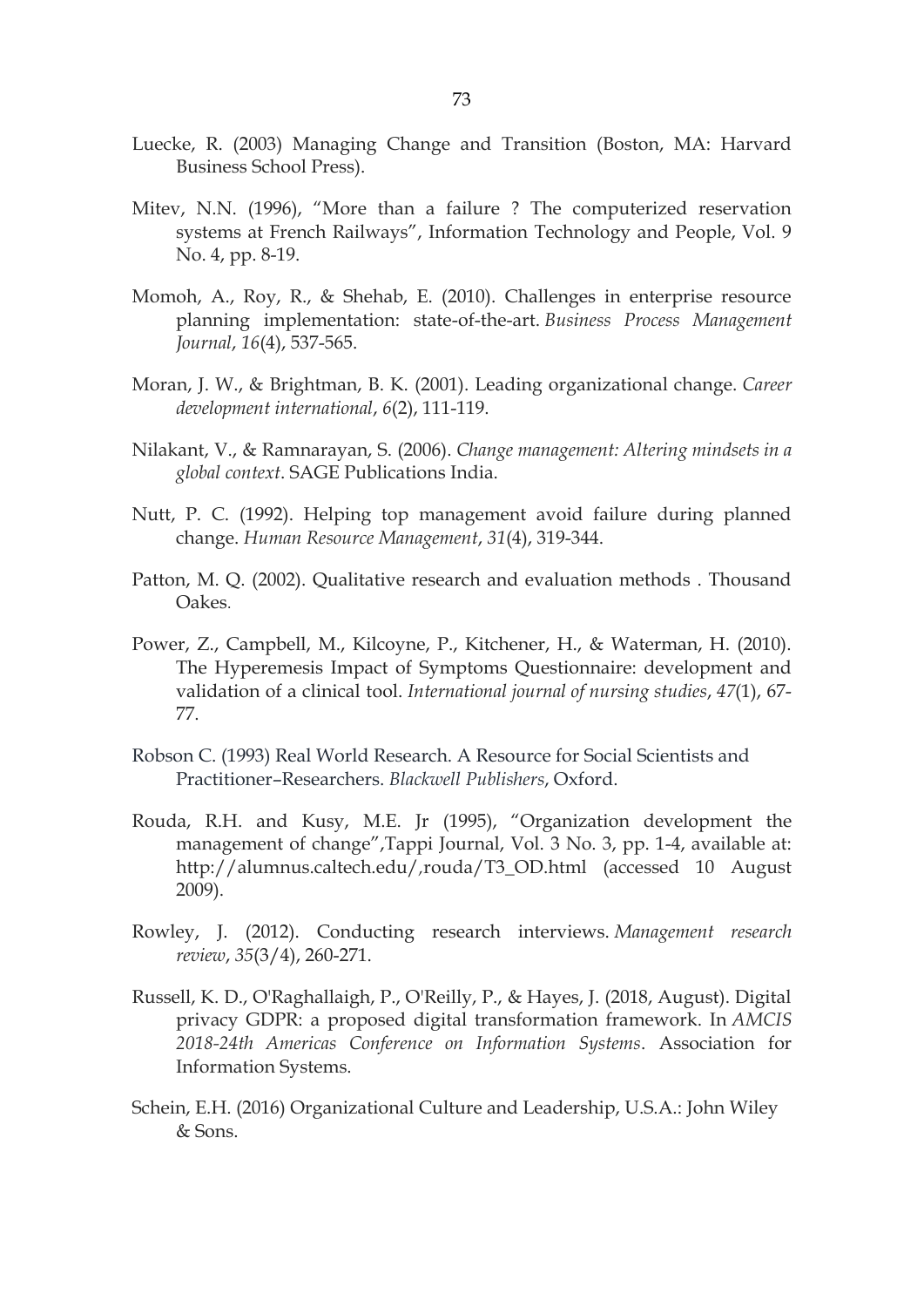Luecke, R. (2003) Managing Change and Transition (Boston, MA: Harvard Business School Press).

Mitev, N.N. (1996), "More than a failure ? The computerized reservation systems at French Railways", Information Technology and People, Vol. 9 No. 4, pp. 8-19.

Momoh, A., Roy, R., & Shehab, E. (2010). Challenges in enterprise resource planning implementation: state-of-the-art. *Business Process Management Journal*, *16*(4), 537-565.

Moran, J. W., & Brightman, B. K. (2001). Leading organizational change. *Career development international*, *6*(2), 111-119.

Nilakant, V., & Ramnarayan, S. (2006). *Change management: Altering mindsets in a global context*. SAGE Publications India.

Nutt, P. C. (1992). Helping top management avoid failure during planned change. *Human Resource Management*, *31*(4), 319-344.

Patton, M. Q. (2002). Qualitative research and evaluation methods . Thousand Oakes.

Power, Z., Campbell, M., Kilcoyne, P., Kitchener, H., & Waterman, H. (2010). The Hyperemesis Impact of Symptoms Questionnaire: development and validation of a clinical tool. *International journal of nursing studies*, *47*(1), 67-77.

Robson C. (1993) Real World Research. A Resource for Social Scientists and Practitioner–Researchers. *Blackwell Publishers*, Oxford.

Rouda, R.H. and Kusy, M.E. Jr (1995), "Organization development the management of change",Tappi Journal, Vol. 3 No. 3, pp. 1-4, available at: http://alumnus.caltech.edu/,rouda/T3_OD.html (accessed 10 August 2009).

Rowley, J. (2012). Conducting research interviews. *Management research review*, *35*(3/4), 260-271.

Russell, K. D., O'Raghallaigh, P., O'Reilly, P., & Hayes, J. (2018, August). Digital privacy GDPR: a proposed digital transformation framework. In *AMCIS 2018-24th Americas Conference on Information Systems*. Association for Information Systems.

Schein, E.H. (2016) Organizational Culture and Leadership, U.S.A.: John Wiley & Sons.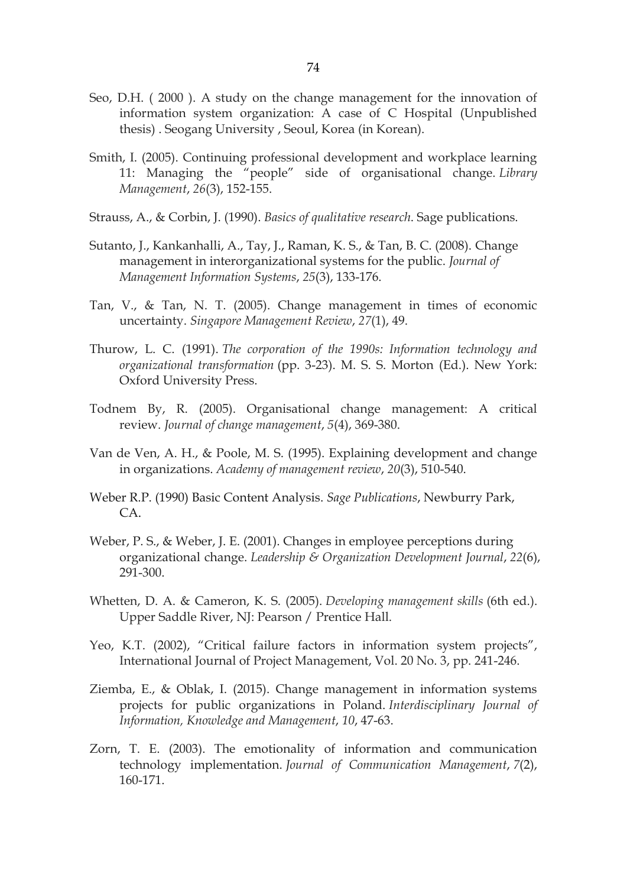Seo, D.H. ( 2000 ). A study on the change management for the innovation of information system organization: A case of C Hospital (Unpublished thesis) . Seogang University , Seoul, Korea (in Korean).

Smith, I. (2005). Continuing professional development and workplace learning 11: Managing the "people" side of organisational change. *Library Management*, *26*(3), 152-155.

Strauss, A., & Corbin, J. (1990). *Basics of qualitative research*. Sage publications.

Sutanto, J., Kankanhalli, A., Tay, J., Raman, K. S., & Tan, B. C. (2008). Change management in interorganizational systems for the public. *Journal of Management Information Systems*, *25*(3), 133-176.

Tan, V., & Tan, N. T. (2005). Change management in times of economic uncertainty. *Singapore Management Review*, *27*(1), 49.

Thurow, L. C. (1991). *The corporation of the 1990s: Information technology and organizational transformation* (pp. 3-23). M. S. S. Morton (Ed.). New York: Oxford University Press.

Todnem By, R. (2005). Organisational change management: A critical review. *Journal of change management*, *5*(4), 369-380.

Van de Ven, A. H., & Poole, M. S. (1995). Explaining development and change in organizations. *Academy of management review*, *20*(3), 510-540.

Weber R.P. (1990) Basic Content Analysis. *Sage Publications*, Newburry Park, CA.

Weber, P. S., & Weber, J. E. (2001). Changes in employee perceptions during organizational change. *Leadership & Organization Development Journal*, *22*(6), 291-300.

Whetten, D. A. & Cameron, K. S. (2005). *Developing management skills* (6th ed.). Upper Saddle River, NJ: Pearson / Prentice Hall.

Yeo, K.T. (2002), "Critical failure factors in information system projects", International Journal of Project Management, Vol. 20 No. 3, pp. 241-246.

Ziemba, E., & Oblak, I. (2015). Change management in information systems projects for public organizations in Poland. *Interdisciplinary Journal of Information, Knowledge and Management*, *10*, 47-63.

Zorn, T. E. (2003). The emotionality of information and communication technology implementation. *Journal of Communication Management*, *7*(2), 160-171.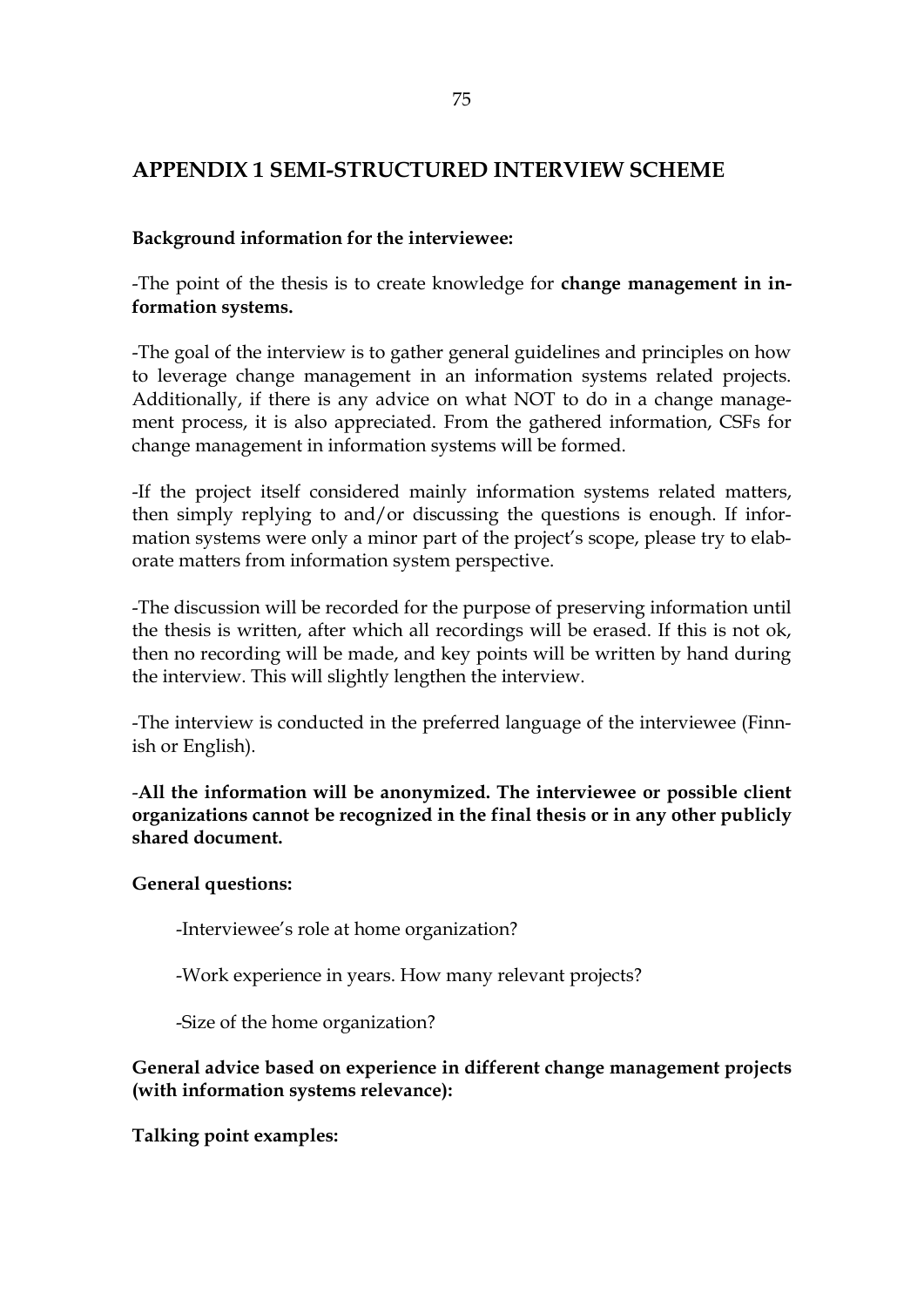# APPENDIX 1 SEMI-STRUCTURED INTERVIEW SCHEME

**Background information for the interviewee:**

-The point of the thesis is to create knowledge for **change management in information systems.**

-The goal of the interview is to gather general guidelines and principles on how to leverage change management in an information systems related projects. Additionally, if there is any advice on what NOT to do in a change management process, it is also appreciated. From the gathered information, CSFs for change management in information systems will be formed.

-If the project itself considered mainly information systems related matters, then simply replying to and/or discussing the questions is enough. If information systems were only a minor part of the project's scope, please try to elaborate matters from information system perspective.

-The discussion will be recorded for the purpose of preserving information until the thesis is written, after which all recordings will be erased. If this is not ok, then no recording will be made, and key points will be written by hand during the interview. This will slightly lengthen the interview.

-The interview is conducted in the preferred language of the interviewee (Finnish or English).

-**All the information will be anonymized. The interviewee or possible client organizations cannot be recognized in the final thesis or in any other publicly shared document.**

**General questions:**

-Interviewee's role at home organization?

-Work experience in years. How many relevant projects?

-Size of the home organization?

**General advice based on experience in different change management projects (with information systems relevance):**

**Talking point examples:**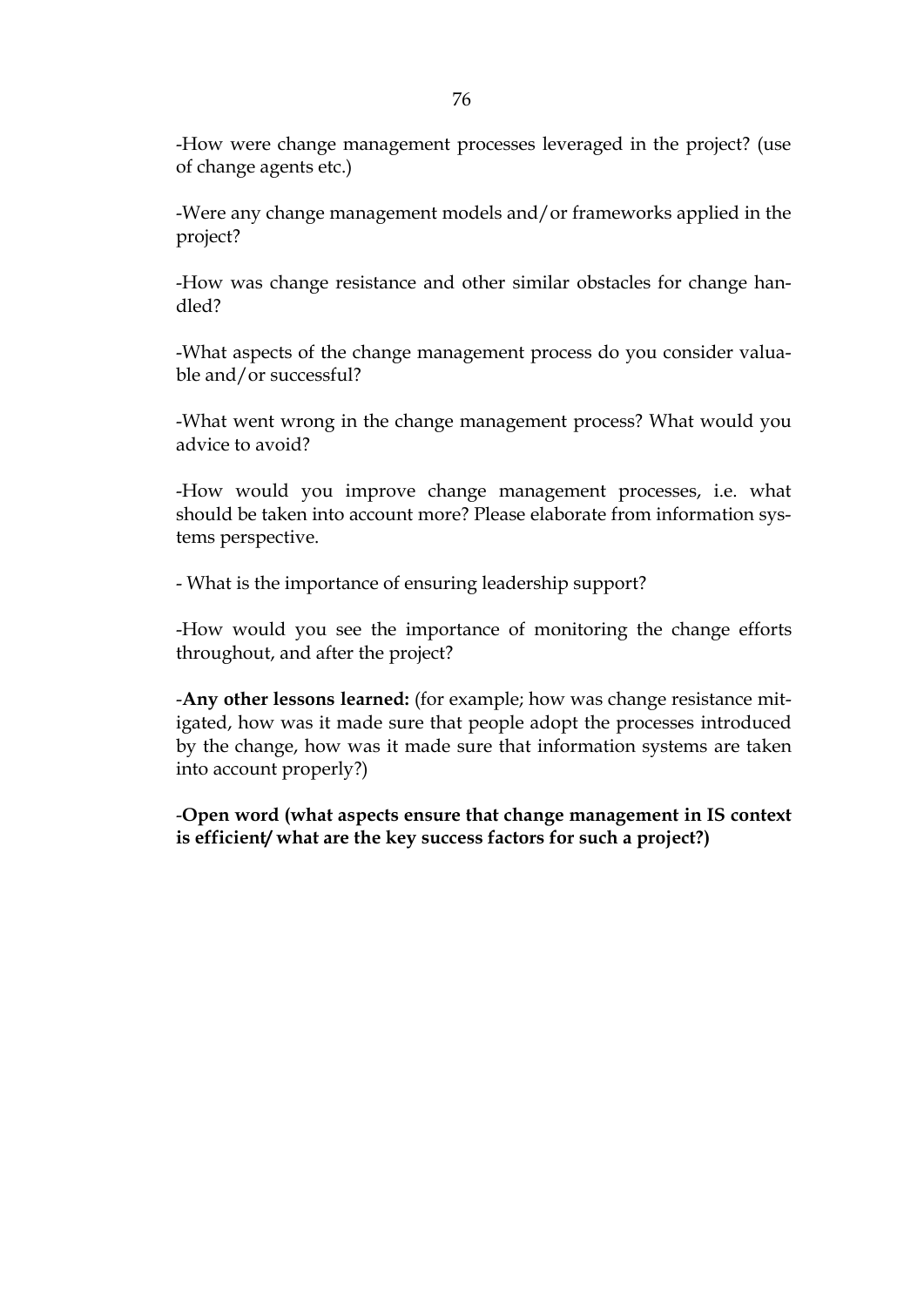-How were change management processes leveraged in the project? (use of change agents etc.)

-Were any change management models and/or frameworks applied in the project?

-How was change resistance and other similar obstacles for change handled?

-What aspects of the change management process do you consider valuable and/or successful?

-What went wrong in the change management process? What would you advice to avoid?

-How would you improve change management processes, i.e. what should be taken into account more? Please elaborate from information systems perspective.

- What is the importance of ensuring leadership support?

-How would you see the importance of monitoring the change efforts throughout, and after the project?

-**Any other lessons learned:** (for example; how was change resistance mitigated, how was it made sure that people adopt the processes introduced by the change, how was it made sure that information systems are taken into account properly?)

-**Open word (what aspects ensure that change management in IS context is efficient/ what are the key success factors for such a project?)**